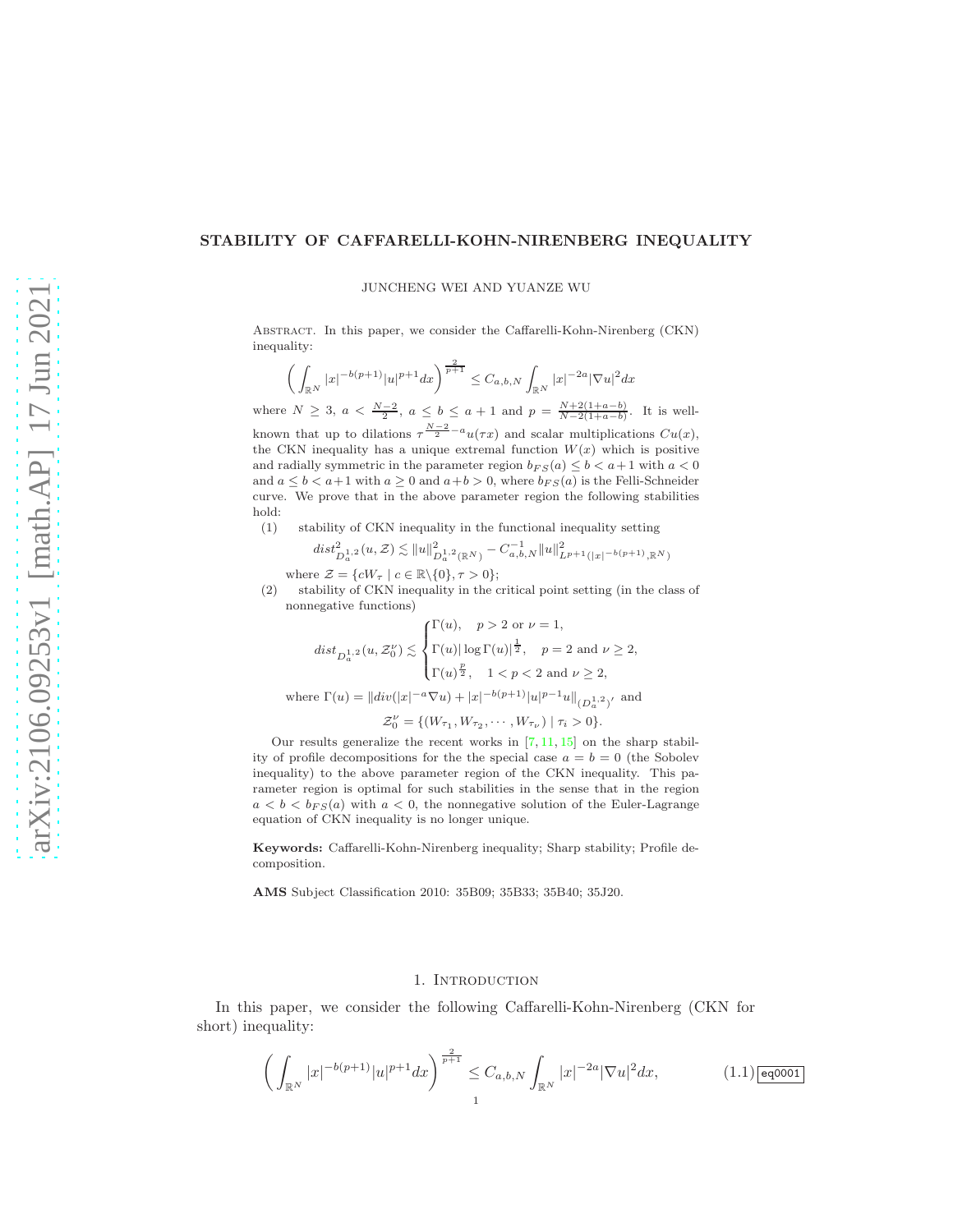# STABILITY OF CAFFARELLI-KOHN-NIRENBERG INEQUALITY

JUNCHENG WEI AND YUANZE WU

ABSTRACT. In this paper, we consider the Caffarelli-Kohn-Nirenberg (CKN) inequality:

$$\left(\int_{\mathbb{R}^N}|x|^{-b(p+1)}|u|^{p+1}dx\right)^{\frac{2}{p+1}}\leq C_{a,b,N}\int_{\mathbb{R}^N}|x|^{-2a}|\nabla u|^2dx$$

where $N\geq 3$, $a<\frac{N-2}{2}$, $a\leq b\leq a+1$ and $p=\frac{N+2(1+a-b)}{N-2(1+a-b)}$. It is well-known that up to dilations $\tau^{\frac{N-2}{2}-a}u(\tau x)$ and scalar multiplications $Cu(x)$, the CKN inequality has a unique extremal function $W(x)$ which is positive and radially symmetric in the parameter region $b_{FS}(a)\leq b<a+1$ with $a<0$ and $a\leq b<a+1$ with $a\geq 0$ and $a+b>0$, where $b_{FS}(a)$ is the Felli-Schneider curve. We prove that in the above parameter region the following stabilities hold:

(1) stability of CKN inequality in the functional inequality setting

$$dist^2_{D^{1,2}_a}(u,\mathcal{Z})\lesssim\|u\|^2_{D^{1,2}_a(\mathbb{R}^N)}-C^{-1}_{a,b,N}\|u\|^2_{L^{p+1}(|x|^{-b(p+1)},\mathbb{R}^N)}$$

where $\mathcal{Z}=\{cW_\tau\mid c\in\mathbb{R}\backslash\{0\},\tau>0\}$;

(2) stability of CKN inequality in the critical point setting (in the class of nonnegative functions)

$$dist_{D^{1,2}_a}(u,\mathcal{Z}^\nu_0)\lesssim\begin{cases}\Gamma(u), & p>2\text{ or }\nu=1,\\ \Gamma(u)|\log\Gamma(u)|^{\frac{1}{2}}, & p=2\text{ and }\nu\geq 2,\\ \Gamma(u)^{\frac{p}{2}}, & 1<p<2\text{ and }\nu\geq 2,\end{cases}$$

where $\Gamma(u)=\|div(|x|^{-a}\nabla u)+|x|^{-b(p+1)}|u|^{p-1}u\|_{(D^{1,2}_a)'}$ and

$$\mathcal{Z}^\nu_0=\{(W_{\tau_1},W_{\tau_2},\cdots,W_{\tau_\nu})\mid\tau_i>0\}.$$

Our results generalize the recent works in [7, 11, 15] on the sharp stability of profile decompositions for the the special case $a=b=0$ (the Sobolev inequality) to the above parameter region of the CKN inequality. This parameter region is optimal for such stabilities in the sense that in the region $a<b<b_{FS}(a)$ with $a<0$, the nonnegative solution of the Euler-Lagrange equation of CKN inequality is no longer unique.

**Keywords:** Caffarelli-Kohn-Nirenberg inequality; Sharp stability; Profile decomposition.

**AMS** Subject Classification 2010: 35B09; 35B33; 35B40; 35J20.

## 1. INTRODUCTION

In this paper, we consider the following Caffarelli-Kohn-Nirenberg (CKN for short) inequality:

$$\left(\int_{\mathbb{R}^N}|x|^{-b(p+1)}|u|^{p+1}dx\right)^{\frac{2}{p+1}}\leq C_{a,b,N}\int_{\mathbb{R}^N}|x|^{-2a}|\nabla u|^2dx,\tag{1.1}$$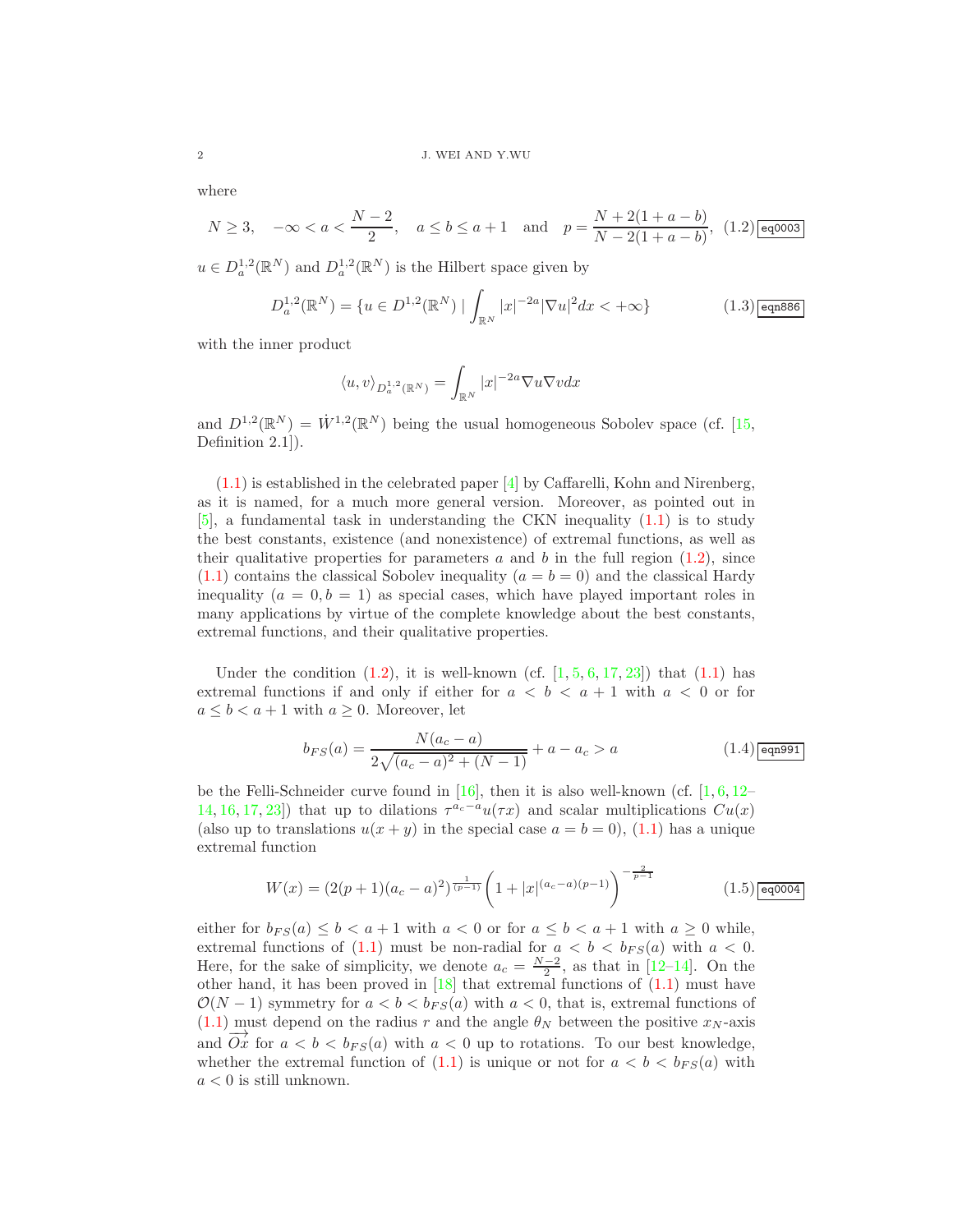where

$$N \geq 3, \quad -\infty < a < \frac{N-2}{2}, \quad a \leq b \leq a+1 \quad \text{and} \quad p = \frac{N+2(1+a-b)}{N-2(1+a-b)}, \tag{1.2}$$

$u \in D^{1,2}_a(\mathbb{R}^N)$ and $D^{1,2}_a(\mathbb{R}^N)$ is the Hilbert space given by

$$D^{1,2}_a(\mathbb{R}^N) = \{u \in D^{1,2}(\mathbb{R}^N) \mid \int_{\mathbb{R}^N} |x|^{-2a}|\nabla u|^2 dx < +\infty\} \tag{1.3}$$

with the inner product

$$\langle u, v\rangle_{D^{1,2}_a(\mathbb{R}^N)} = \int_{\mathbb{R}^N} |x|^{-2a}\nabla u \nabla v dx$$

and $D^{1,2}(\mathbb{R}^N) = \dot{W}^{1,2}(\mathbb{R}^N)$ being the usual homogeneous Sobolev space (cf. [15, Definition 2.1]).

(1.1) is established in the celebrated paper [4] by Caffarelli, Kohn and Nirenberg, as it is named, for a much more general version. Moreover, as pointed out in [5], a fundamental task in understanding the CKN inequality (1.1) is to study the best constants, existence (and nonexistence) of extremal functions, as well as their qualitative properties for parameters $a$ and $b$ in the full region (1.2), since (1.1) contains the classical Sobolev inequality ($a = b = 0$) and the classical Hardy inequality ($a = 0, b = 1$) as special cases, which have played important roles in many applications by virtue of the complete knowledge about the best constants, extremal functions, and their qualitative properties.

Under the condition (1.2), it is well-known (cf. [1, 5, 6, 17, 23]) that (1.1) has extremal functions if and only if either for $a < b < a+1$ with $a < 0$ or for $a \leq b < a+1$ with $a \geq 0$. Moreover, let

$$b_{FS}(a) = \frac{N(a_c - a)}{2\sqrt{(a_c - a)^2 + (N-1)}} + a - a_c > a \tag{1.4}$$

be the Felli-Schneider curve found in [16], then it is also well-known (cf. [1, 6, 12–14, 16, 17, 23]) that up to dilations $\tau^{a_c - a}u(\tau x)$ and scalar multiplications $Cu(x)$ (also up to translations $u(x+y)$ in the special case $a = b = 0$), (1.1) has a unique extremal function

$$W(x) = (2(p+1)(a_c - a)^2)^{\frac{1}{(p-1)}}\left(1 + |x|^{(a_c - a)(p-1)}\right)^{-\frac{2}{p-1}} \tag{1.5}$$

either for $b_{FS}(a) \leq b < a+1$ with $a < 0$ or for $a \leq b < a+1$ with $a \geq 0$ while, extremal functions of (1.1) must be non-radial for $a < b < b_{FS}(a)$ with $a < 0$. Here, for the sake of simplicity, we denote $a_c = \frac{N-2}{2}$, as that in [12–14]. On the other hand, it has been proved in [18] that extremal functions of (1.1) must have $\mathcal{O}(N-1)$ symmetry for $a < b < b_{FS}(a)$ with $a < 0$, that is, extremal functions of (1.1) must depend on the radius $r$ and the angle $\theta_N$ between the positive $x_N$-axis and $\overrightarrow{Ox}$ for $a < b < b_{FS}(a)$ with $a < 0$ up to rotations. To our best knowledge, whether the extremal function of (1.1) is unique or not for $a < b < b_{FS}(a)$ with $a < 0$ is still unknown.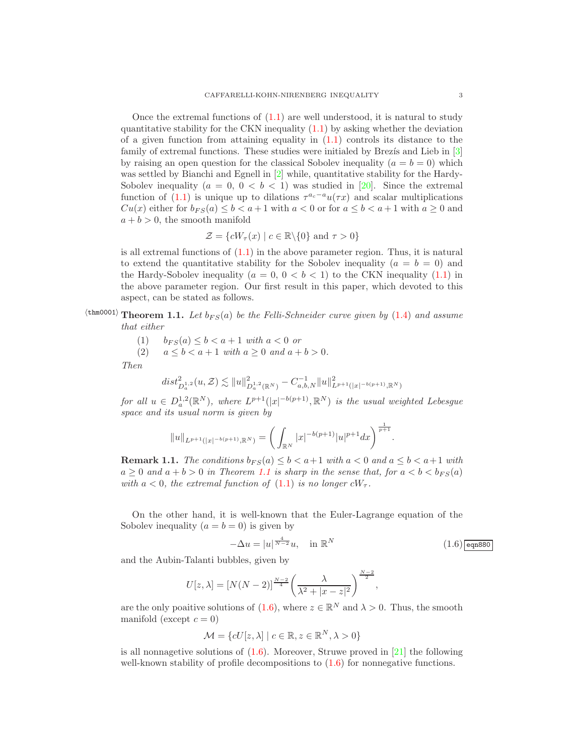Once the extremal functions of (1.1) are well understood, it is natural to study quantitative stability for the CKN inequality (1.1) by asking whether the deviation of a given function from attaining equality in (1.1) controls its distance to the family of extremal functions. These studies were initialed by Brezís and Lieb in [3] by raising an open question for the classical Sobolev inequality ($a = b = 0$) which was settled by Bianchi and Egnell in [2] while, quantitative stability for the Hardy-Sobolev inequality ($a = 0$, $0 < b < 1$) was studied in [20]. Since the extremal function of (1.1) is unique up to dilations $\tau^{a_c - a}u(\tau x)$ and scalar multiplications $Cu(x)$ either for $b_{FS}(a) \leq b < a + 1$ with $a < 0$ or for $a \leq b < a + 1$ with $a \geq 0$ and $a + b > 0$, the smooth manifold

$$\mathcal{Z} = \{cW_\tau(x) \mid c \in \mathbb{R}\backslash\{0\} \text{ and } \tau > 0\}$$

is all extremal functions of (1.1) in the above parameter region. Thus, it is natural to extend the quantitative stability for the Sobolev inequality ($a = b = 0$) and the Hardy-Sobolev inequality ($a = 0$, $0 < b < 1$) to the CKN inequality (1.1) in the above parameter region. Our first result in this paper, which devoted to this aspect, can be stated as follows.

**Theorem 1.1.** *Let $b_{FS}(a)$ be the Felli-Schneider curve given by (1.4) and assume that either*

(1) $b_{FS}(a) \leq b < a + 1$ *with* $a < 0$ *or*
(2) $a \leq b < a + 1$ *with* $a \geq 0$ *and* $a + b > 0$.

*Then*

$$dist^2_{D^{1,2}_a}(u, \mathcal{Z}) \lesssim \|u\|^2_{D^{1,2}_a(\mathbb{R}^N)} - C^{-1}_{a,b,N}\|u\|^2_{L^{p+1}(|x|^{-b(p+1)},\mathbb{R}^N)}$$

*for all $u \in D^{1,2}_a(\mathbb{R}^N)$, where $L^{p+1}(|x|^{-b(p+1)}, \mathbb{R}^N)$ is the usual weighted Lebesgue space and its usual norm is given by*

$$\|u\|_{L^{p+1}(|x|^{-b(p+1)},\mathbb{R}^N)} = \left(\int_{\mathbb{R}^N} |x|^{-b(p+1)}|u|^{p+1}dx\right)^{\frac{1}{p+1}}.$$

**Remark 1.1.** *The conditions $b_{FS}(a) \leq b < a+1$ with $a < 0$ and $a \leq b < a+1$ with $a \geq 0$ and $a + b > 0$ in Theorem 1.1 is sharp in the sense that, for $a < b < b_{FS}(a)$ with $a < 0$, the extremal function of (1.1) is no longer $cW_\tau$.*

On the other hand, it is well-known that the Euler-Lagrange equation of the Sobolev inequality ($a = b = 0$) is given by

$$-\Delta u = |u|^{\frac{4}{N-2}}u, \quad \text{in } \mathbb{R}^N \tag{1.6}$$

and the Aubin-Talanti bubbles, given by

$$U[z, \lambda] = [N(N-2)]^{\frac{N-2}{4}}\left(\frac{\lambda}{\lambda^2 + |x - z|^2}\right)^{\frac{N-2}{2}},$$

are the only poaitive solutions of (1.6), where $z \in \mathbb{R}^N$ and $\lambda > 0$. Thus, the smooth manifold (except $c = 0$)

$$\mathcal{M} = \{cU[z, \lambda] \mid c \in \mathbb{R}, z \in \mathbb{R}^N, \lambda > 0\}$$

is all nonnagetive solutions of (1.6). Moreover, Struwe proved in [21] the following well-known stability of profile decompositions to (1.6) for nonnegative functions.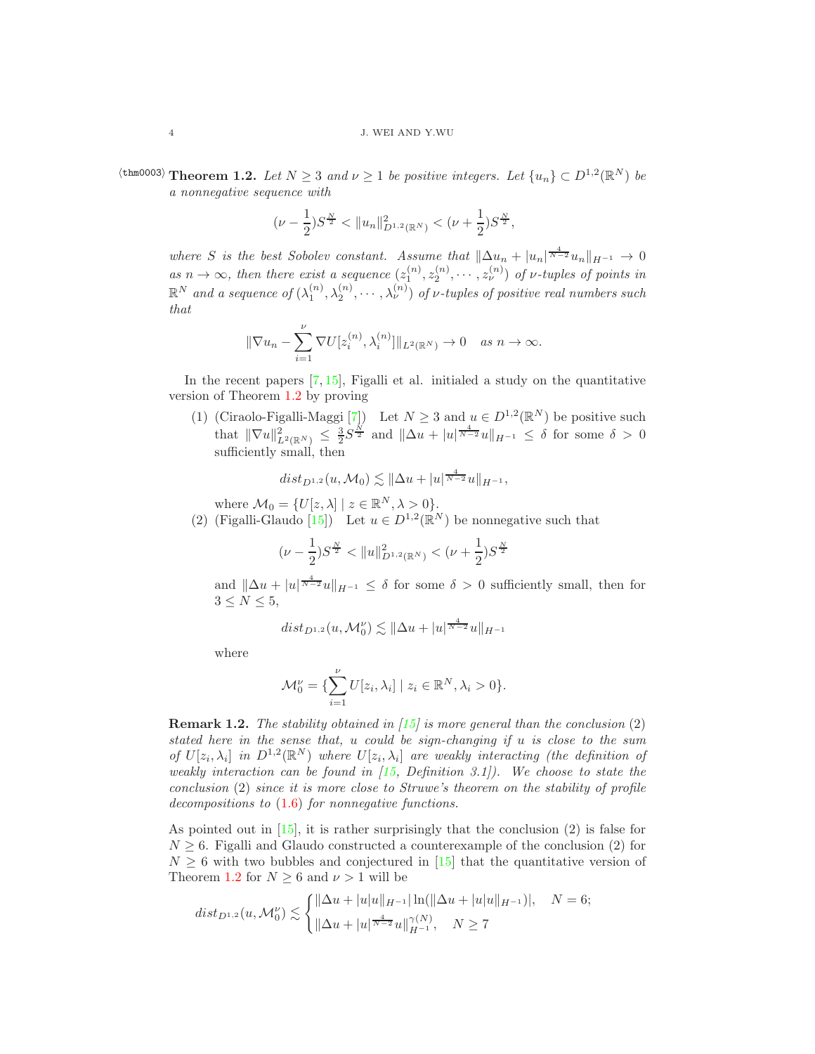**Theorem 1.2.** *Let $N \geq 3$ and $\nu \geq 1$ be positive integers. Let $\{u_n\} \subset D^{1,2}(\mathbb{R}^N)$ be a nonnegative sequence with*

$$(\nu - \frac{1}{2})S^{\frac{N}{2}} < \|u_n\|^2_{D^{1,2}(\mathbb{R}^N)} < (\nu + \frac{1}{2})S^{\frac{N}{2}},$$

*where $S$ is the best Sobolev constant. Assume that $\|\Delta u_n + |u_n|^{\frac{4}{N-2}}u_n\|_{H^{-1}} \to 0$ as $n \to \infty$, then there exist a sequence $(z_1^{(n)}, z_2^{(n)}, \cdots, z_\nu^{(n)})$ of $\nu$-tuples of points in $\mathbb{R}^N$ and a sequence of $(\lambda_1^{(n)}, \lambda_2^{(n)}, \cdots, \lambda_\nu^{(n)})$ of $\nu$-tuples of positive real numbers such that*

$$\|\nabla u_n - \sum_{i=1}^{\nu} \nabla U[z_i^{(n)}, \lambda_i^{(n)}]\|_{L^2(\mathbb{R}^N)} \to 0 \quad \text{as } n \to \infty.$$

In the recent papers [7, 15], Figalli et al. initialed a study on the quantitative version of Theorem 1.2 by proving

1. (Ciraolo-Figalli-Maggi [7]) Let $N \geq 3$ and $u \in D^{1,2}(\mathbb{R}^N)$ be positive such that $\|\nabla u\|^2_{L^2(\mathbb{R}^N)} \leq \frac{3}{2}S^{\frac{N}{2}}$ and $\|\Delta u + |u|^{\frac{4}{N-2}}u\|_{H^{-1}} \leq \delta$ for some $\delta > 0$ sufficiently small, then

$$dist_{D^{1,2}}(u, \mathcal{M}_0) \lesssim \|\Delta u + |u|^{\frac{4}{N-2}}u\|_{H^{-1}},$$

where $\mathcal{M}_0 = \{U[z, \lambda] \mid z \in \mathbb{R}^N, \lambda > 0\}$.

2. (Figalli-Glaudo [15]) Let $u \in D^{1,2}(\mathbb{R}^N)$ be nonnegative such that

$$(\nu - \frac{1}{2})S^{\frac{N}{2}} < \|u\|^2_{D^{1,2}(\mathbb{R}^N)} < (\nu + \frac{1}{2})S^{\frac{N}{2}}$$

and $\|\Delta u + |u|^{\frac{4}{N-2}}u\|_{H^{-1}} \leq \delta$ for some $\delta > 0$ sufficiently small, then for $3 \leq N \leq 5$,

$$dist_{D^{1,2}}(u, \mathcal{M}_0^\nu) \lesssim \|\Delta u + |u|^{\frac{4}{N-2}}u\|_{H^{-1}}$$

where

$$\mathcal{M}_0^\nu = \{\sum_{i=1}^{\nu} U[z_i, \lambda_i] \mid z_i \in \mathbb{R}^N, \lambda_i > 0\}.$$

**Remark 1.2.** *The stability obtained in [15] is more general than the conclusion* (2) *stated here in the sense that, $u$ could be sign-changing if $u$ is close to the sum of $U[z_i, \lambda_i]$ in $D^{1,2}(\mathbb{R}^N)$ where $U[z_i, \lambda_i]$ are weakly interacting (the definition of weakly interaction can be found in [15, Definition 3.1]). We choose to state the conclusion* (2) *since it is more close to Struwe's theorem on the stability of profile decompositions to* (1.6) *for nonnegative functions.*

As pointed out in [15], it is rather surprisingly that the conclusion (2) is false for $N \geq 6$. Figalli and Glaudo constructed a counterexample of the conclusion (2) for $N \geq 6$ with two bubbles and conjectured in [15] that the quantitative version of Theorem 1.2 for $N \geq 6$ and $\nu > 1$ will be

$$dist_{D^{1,2}}(u, \mathcal{M}_0^\nu) \lesssim \begin{cases} \|\Delta u + |u|u\|_{H^{-1}} |\ln(\|\Delta u + |u|u\|_{H^{-1}})|, & N = 6; \\ \|\Delta u + |u|^{\frac{4}{N-2}}u\|_{H^{-1}}^{\gamma(N)}, & N \geq 7 \end{cases}$$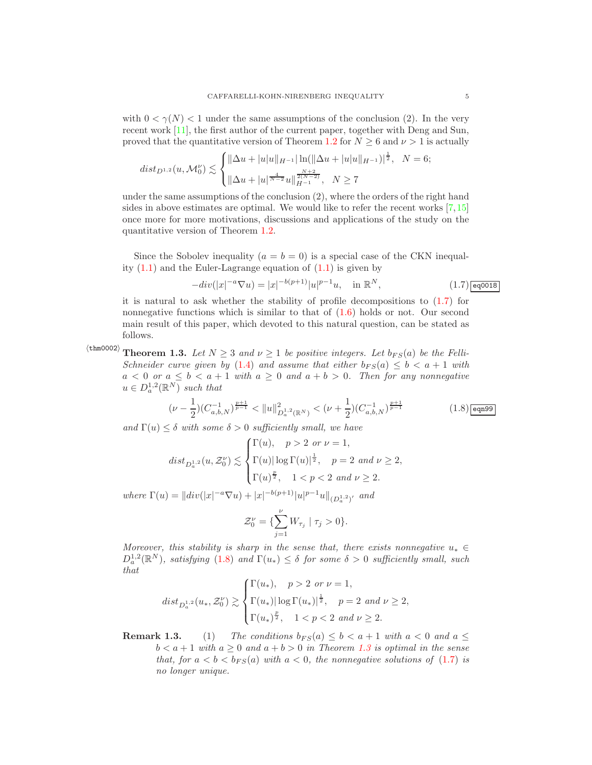with $0 < \gamma(N) < 1$ under the same assumptions of the conclusion (2). In the very recent work [11], the first author of the current paper, together with Deng and Sun, proved that the quantitative version of Theorem 1.2 for $N \geq 6$ and $\nu > 1$ is actually

$$
dist_{D^{1,2}}(u, \mathcal{M}_0^\nu) \lesssim \begin{cases} \|\Delta u + |u|u\|_{H^{-1}} |\ln(\|\Delta u + |u|u\|_{H^{-1}})|^{\frac{1}{2}}, & N = 6; \\ \|\Delta u + |u|^{\frac{4}{N-2}} u\|_{H^{-1}}^{\frac{N+2}{2(N-2)}}, & N \geq 7 \end{cases}
$$

under the same assumptions of the conclusion (2), where the orders of the right hand sides in above estimates are optimal. We would like to refer the recent works [7,15] once more for more motivations, discussions and applications of the study on the quantitative version of Theorem 1.2.

Since the Sobolev inequality ($a = b = 0$) is a special case of the CKN inequality (1.1) and the Euler-Lagrange equation of (1.1) is given by

$$
-div(|x|^{-a}\nabla u) = |x|^{-b(p+1)}|u|^{p-1}u, \quad \text{in } \mathbb{R}^N, \tag{1.7}
$$

it is natural to ask whether the stability of profile decompositions to (1.7) for nonnegative functions which is similar to that of (1.6) holds or not. Our second main result of this paper, which devoted to this natural question, can be stated as follows.

**Theorem 1.3.** *Let $N \geq 3$ and $\nu \geq 1$ be positive integers. Let $b_{FS}(a)$ be the Felli-Schneider curve given by (1.4) and assume that either $b_{FS}(a) \leq b < a+1$ with $a < 0$ or $a \leq b < a+1$ with $a \geq 0$ and $a + b > 0$. Then for any nonnegative $u \in D_a^{1,2}(\mathbb{R}^N)$ such that*

$$
(\nu - \frac{1}{2})(C_{a,b,N}^{-1})^{\frac{p+1}{p-1}} < \|u\|_{D_a^{1,2}(\mathbb{R}^N)}^2 < (\nu + \frac{1}{2})(C_{a,b,N}^{-1})^{\frac{p+1}{p-1}} \tag{1.8}
$$

*and $\Gamma(u) \leq \delta$ with some $\delta > 0$ sufficiently small, we have*

$$
dist_{D_a^{1,2}}(u, \mathcal{Z}_0^\nu) \lesssim \begin{cases} \Gamma(u), & p > 2 \text{ or } \nu = 1, \\ \Gamma(u)|\log \Gamma(u)|^{\frac{1}{2}}, & p = 2 \text{ and } \nu \geq 2, \\ \Gamma(u)^{\frac{p}{2}}, & 1 < p < 2 \text{ and } \nu \geq 2. \end{cases}
$$

*where $\Gamma(u) = \|div(|x|^{-a}\nabla u) + |x|^{-b(p+1)}|u|^{p-1}u\|_{(D_a^{1,2})'}$ and*

$$
\mathcal{Z}_0^\nu = \{\sum_{j=1}^{\nu} W_{\tau_j} \mid \tau_j > 0\}.
$$

*Moreover, this stability is sharp in the sense that, there exists nonnegative $u_* \in D_a^{1,2}(\mathbb{R}^N)$, satisfying (1.8) and $\Gamma(u_*) \leq \delta$ for some $\delta > 0$ sufficiently small, such that*

$$
dist_{D_a^{1,2}}(u_*, \mathcal{Z}_0^\nu) \gtrsim \begin{cases} \Gamma(u_*), & p > 2 \text{ or } \nu = 1, \\ \Gamma(u_*)|\log \Gamma(u_*)|^{\frac{1}{2}}, & p = 2 \text{ and } \nu \geq 2, \\ \Gamma(u_*)^{\frac{p}{2}}, & 1 < p < 2 \text{ and } \nu \geq 2. \end{cases}
$$

**Remark 1.3.** (1) *The conditions $b_{FS}(a) \leq b < a+1$ with $a < 0$ and $a \leq b < a+1$ with $a \geq 0$ and $a + b > 0$ in Theorem 1.3 is optimal in the sense that, for $a < b < b_{FS}(a)$ with $a < 0$, the nonnegative solutions of (1.7) is no longer unique.*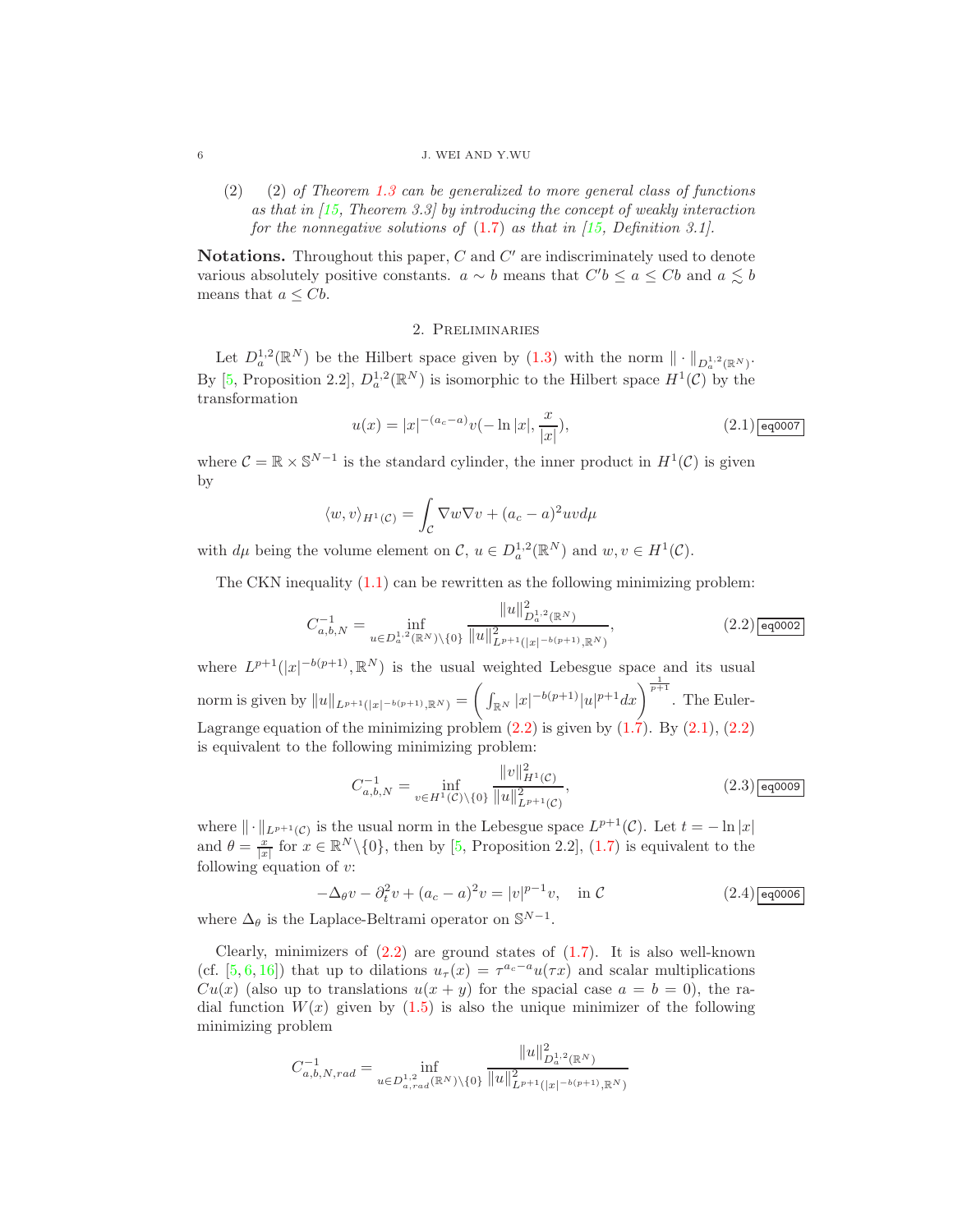(2) (2) *of Theorem 1.3 can be generalized to more general class of functions as that in [15, Theorem 3.3] by introducing the concept of weakly interaction for the nonnegative solutions of* (1.7) *as that in [15, Definition 3.1].*

**Notations.** Throughout this paper, $C$ and $C'$ are indiscriminately used to denote various absolutely positive constants. $a \sim b$ means that $C'b \leq a \leq Cb$ and $a \lesssim b$ means that $a \leq Cb$.

## 2. Preliminaries

Let $D^{1,2}_a(\mathbb{R}^N)$ be the Hilbert space given by (1.3) with the norm $\|\cdot\|_{D^{1,2}_a(\mathbb{R}^N)}$. By [5, Proposition 2.2], $D^{1,2}_a(\mathbb{R}^N)$ is isomorphic to the Hilbert space $H^1(\mathcal{C})$ by the transformation

$$u(x) = |x|^{-(a_c-a)}v(-\ln|x|, \frac{x}{|x|}), \tag{2.1}$$

where $\mathcal{C} = \mathbb{R}\times\mathbb{S}^{N-1}$ is the standard cylinder, the inner product in $H^1(\mathcal{C})$ is given by

$$\langle w, v\rangle_{H^1(\mathcal{C})} = \int_{\mathcal{C}} \nabla w\nabla v + (a_c-a)^2 uvd\mu$$

with $d\mu$ being the volume element on $\mathcal{C}$, $u \in D^{1,2}_a(\mathbb{R}^N)$ and $w, v \in H^1(\mathcal{C})$.

The CKN inequality (1.1) can be rewritten as the following minimizing problem:

$$C^{-1}_{a,b,N} = \inf_{u\in D^{1,2}_a(\mathbb{R}^N)\setminus\{0\}} \frac{\|u\|^2_{D^{1,2}_a(\mathbb{R}^N)}}{\|u\|^2_{L^{p+1}(|x|^{-b(p+1)},\mathbb{R}^N)}}, \tag{2.2}$$

where $L^{p+1}(|x|^{-b(p+1)},\mathbb{R}^N)$ is the usual weighted Lebesgue space and its usual norm is given by $\|u\|_{L^{p+1}(|x|^{-b(p+1)},\mathbb{R}^N)} = \left(\int_{\mathbb{R}^N}|x|^{-b(p+1)}|u|^{p+1}dx\right)^{\frac{1}{p+1}}$. The Euler-Lagrange equation of the minimizing problem (2.2) is given by (1.7). By (2.1), (2.2) is equivalent to the following minimizing problem:

$$C^{-1}_{a,b,N} = \inf_{v\in H^1(\mathcal{C})\setminus\{0\}} \frac{\|v\|^2_{H^1(\mathcal{C})}}{\|u\|^2_{L^{p+1}(\mathcal{C})}}, \tag{2.3}$$

where $\|\cdot\|_{L^{p+1}(\mathcal{C})}$ is the usual norm in the Lebesgue space $L^{p+1}(\mathcal{C})$. Let $t = -\ln|x|$ and $\theta = \frac{x}{|x|}$ for $x \in \mathbb{R}^N\setminus\{0\}$, then by [5, Proposition 2.2], (1.7) is equivalent to the following equation of $v$:

$$-\Delta_\theta v - \partial_t^2 v + (a_c-a)^2 v = |v|^{p-1}v, \quad \text{in } \mathcal{C} \tag{2.4}$$

where $\Delta_\theta$ is the Laplace-Beltrami operator on $\mathbb{S}^{N-1}$.

Clearly, minimizers of (2.2) are ground states of (1.7). It is also well-known (cf. [5, 6, 16]) that up to dilations $u_\tau(x) = \tau^{a_c-a}u(\tau x)$ and scalar multiplications $Cu(x)$ (also up to translations $u(x+y)$ for the spacial case $a = b = 0$), the radial function $W(x)$ given by (1.5) is also the unique minimizer of the following minimizing problem

$$C^{-1}_{a,b,N,rad} = \inf_{u\in D^{1,2}_{a,rad}(\mathbb{R}^N)\setminus\{0\}} \frac{\|u\|^2_{D^{1,2}_a(\mathbb{R}^N)}}{\|u\|^2_{L^{p+1}(|x|^{-b(p+1)},\mathbb{R}^N)}}$$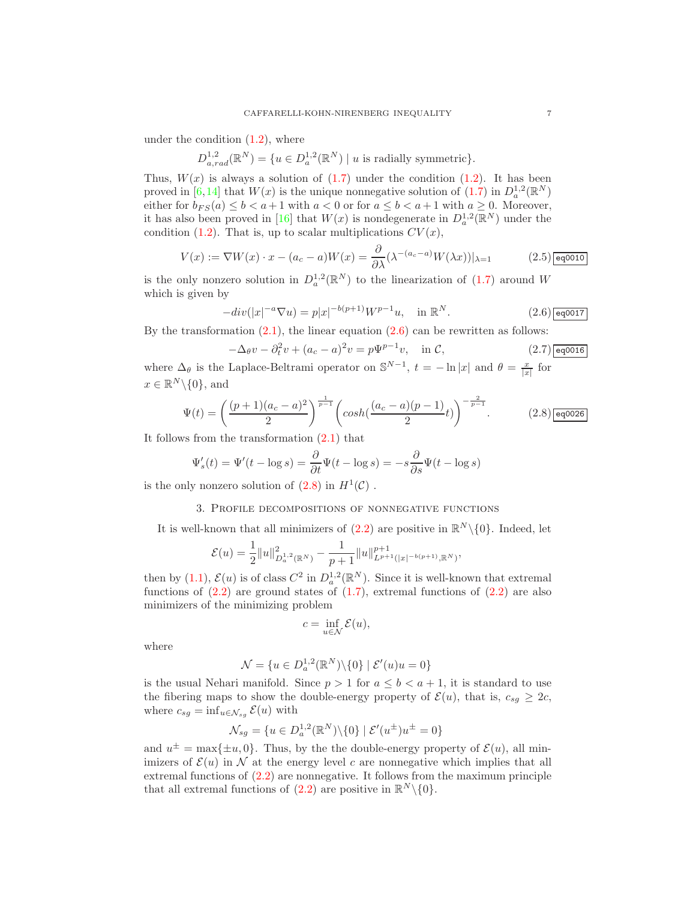under the condition (1.2), where

$$D^{1,2}_{a,rad}(\mathbb{R}^N) = \{u \in D^{1,2}_a(\mathbb{R}^N) \mid u \text{ is radially symmetric}\}.$$

Thus, $W(x)$ is always a solution of (1.7) under the condition (1.2). It has been proved in [6,14] that $W(x)$ is the unique nonnegative solution of (1.7) in $D^{1,2}_a(\mathbb{R}^N)$ either for $b_{FS}(a) \leq b < a+1$ with $a < 0$ or for $a \leq b < a+1$ with $a \geq 0$. Moreover, it has also been proved in [16] that $W(x)$ is nondegenerate in $D^{1,2}_a(\mathbb{R}^N)$ under the condition (1.2). That is, up to scalar multiplications $CV(x)$,

$$V(x) := \nabla W(x) \cdot x - (a_c - a)W(x) = \frac{\partial}{\partial \lambda}(\lambda^{-(a_c-a)} W(\lambda x))|_{\lambda=1} \tag{2.5}$$

is the only nonzero solution in $D^{1,2}_a(\mathbb{R}^N)$ to the linearization of (1.7) around $W$ which is given by

$$-div(|x|^{-a}\nabla u) = p|x|^{-b(p+1)} W^{p-1}u, \quad \text{in } \mathbb{R}^N. \tag{2.6}$$

By the transformation (2.1), the linear equation (2.6) can be rewritten as follows:

$$-\Delta_\theta v - \partial_t^2 v + (a_c - a)^2 v = p\Psi^{p-1}v, \quad \text{in } \mathcal{C}, \tag{2.7}$$

where $\Delta_\theta$ is the Laplace-Beltrami operator on $\mathbb{S}^{N-1}$, $t = -\ln|x|$ and $\theta = \frac{x}{|x|}$ for $x \in \mathbb{R}^N \backslash \{0\}$, and

$$\Psi(t) = \left(\frac{(p+1)(a_c - a)^2}{2}\right)^{\frac{1}{p-1}} \left(cosh(\frac{(a_c - a)(p-1)}{2}t)\right)^{-\frac{2}{p-1}}. \tag{2.8}$$

It follows from the transformation (2.1) that

$$\Psi'_s(t) = \Psi'(t - \log s) = \frac{\partial}{\partial t}\Psi(t - \log s) = -s\frac{\partial}{\partial s}\Psi(t - \log s)$$

is the only nonzero solution of (2.8) in $H^1(\mathcal{C})$ .

## 3. Profile decompositions of nonnegative functions

It is well-known that all minimizers of (2.2) are positive in $\mathbb{R}^N \backslash \{0\}$. Indeed, let

$$\mathcal{E}(u) = \frac{1}{2}\|u\|^2_{D^{1,2}_a(\mathbb{R}^N)} - \frac{1}{p+1}\|u\|^{p+1}_{L^{p+1}(|x|^{-b(p+1)},\mathbb{R}^N)},$$

then by (1.1), $\mathcal{E}(u)$ is of class $C^2$ in $D^{1,2}_a(\mathbb{R}^N)$. Since it is well-known that extremal functions of (2.2) are ground states of (1.7), extremal functions of (2.2) are also minimizers of the minimizing problem

$$c = \inf_{u \in \mathcal{N}} \mathcal{E}(u),$$

where

$$\mathcal{N} = \{u \in D^{1,2}_a(\mathbb{R}^N) \backslash \{0\} \mid \mathcal{E}'(u)u = 0\}$$

is the usual Nehari manifold. Since $p > 1$ for $a \leq b < a+1$, it is standard to use the fibering maps to show the double-energy property of $\mathcal{E}(u)$, that is, $c_{sg} \geq 2c$, where $c_{sg} = \inf_{u \in \mathcal{N}_{sg}} \mathcal{E}(u)$ with

$$\mathcal{N}_{sg} = \{u \in D^{1,2}_a(\mathbb{R}^N) \backslash \{0\} \mid \mathcal{E}'(u^\pm)u^\pm = 0\}$$

and $u^\pm = \max\{\pm u, 0\}$. Thus, by the the double-energy property of $\mathcal{E}(u)$, all minimizers of $\mathcal{E}(u)$ in $\mathcal{N}$ at the energy level $c$ are nonnegative which implies that all extremal functions of (2.2) are nonnegative. It follows from the maximum principle that all extremal functions of (2.2) are positive in $\mathbb{R}^N \backslash \{0\}$.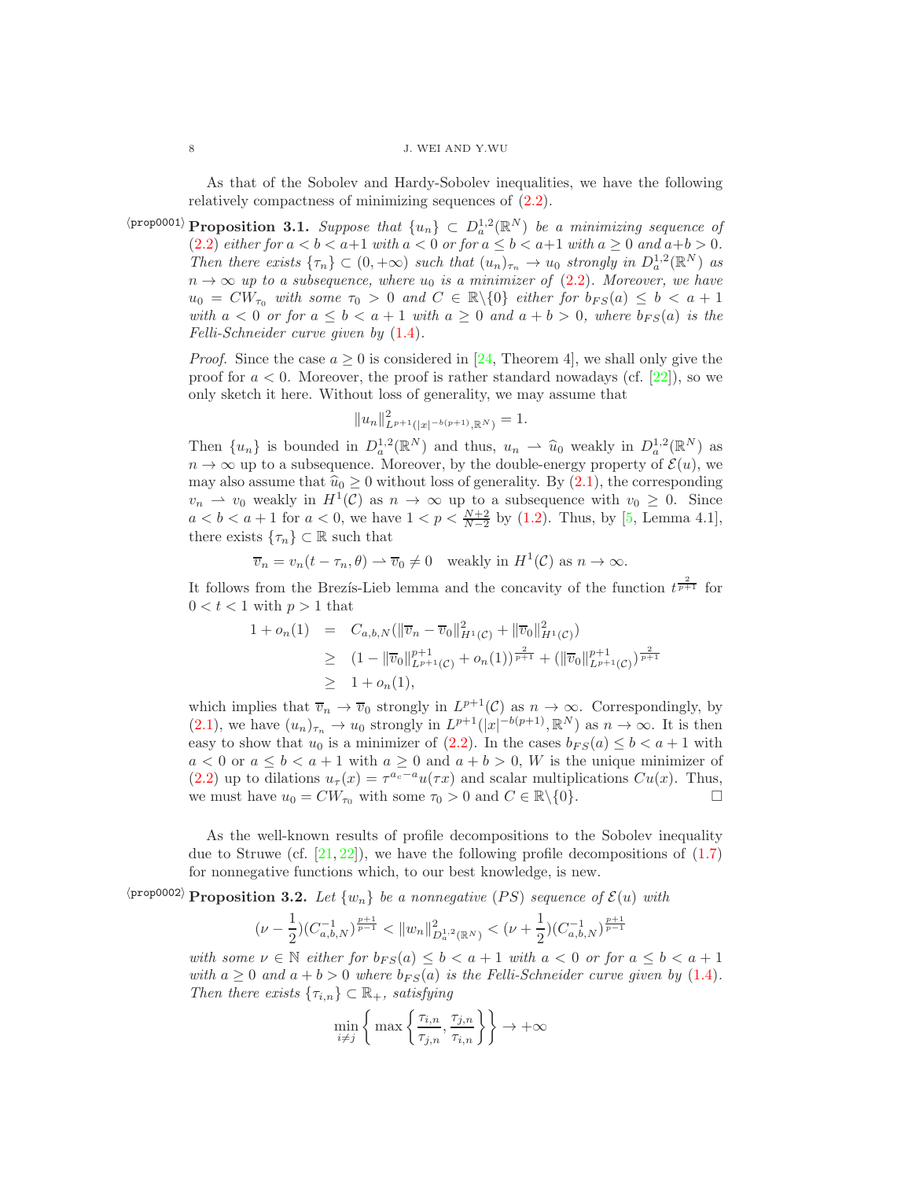As that of the Sobolev and Hardy-Sobolev inequalities, we have the following relatively compactness of minimizing sequences of (2.2).

**Proposition 3.1.** *Suppose that $\{u_n\} \subset D^{1,2}_a(\mathbb{R}^N)$ be a minimizing sequence of (2.2) either for $a < b < a+1$ with $a < 0$ or for $a \leq b < a+1$ with $a \geq 0$ and $a+b > 0$. Then there exists $\{\tau_n\} \subset (0, +\infty)$ such that $(u_n)_{\tau_n} \to u_0$ strongly in $D^{1,2}_a(\mathbb{R}^N)$ as $n \to \infty$ up to a subsequence, where $u_0$ is a minimizer of (2.2). Moreover, we have $u_0 = CW_{\tau_0}$ with some $\tau_0 > 0$ and $C \in \mathbb{R}\backslash\{0\}$ either for $b_{FS}(a) \leq b < a+1$ with $a < 0$ or for $a \leq b < a+1$ with $a \geq 0$ and $a+b > 0$, where $b_{FS}(a)$ is the Felli-Schneider curve given by (1.4).*

*Proof.* Since the case $a \geq 0$ is considered in [24, Theorem 4], we shall only give the proof for $a < 0$. Moreover, the proof is rather standard nowadays (cf. [22]), so we only sketch it here. Without loss of generality, we may assume that

$$\|u_n\|^2_{L^{p+1}(|x|^{-b(p+1)},\mathbb{R}^N)} = 1.$$

Then $\{u_n\}$ is bounded in $D^{1,2}_a(\mathbb{R}^N)$ and thus, $u_n \rightharpoonup \widehat{u}_0$ weakly in $D^{1,2}_a(\mathbb{R}^N)$ as $n \to \infty$ up to a subsequence. Moreover, by the double-energy property of $\mathcal{E}(u)$, we may also assume that $\widehat{u}_0 \geq 0$ without loss of generality. By (2.1), the corresponding $v_n \rightharpoonup v_0$ weakly in $H^1(\mathcal{C})$ as $n \to \infty$ up to a subsequence with $v_0 \geq 0$. Since $a < b < a+1$ for $a < 0$, we have $1 < p < \frac{N+2}{N-2}$ by (1.2). Thus, by [5, Lemma 4.1], there exists $\{\tau_n\} \subset \mathbb{R}$ such that

$$\overline{v}_n = v_n(t - \tau_n, \theta) \rightharpoonup \overline{v}_0 \neq 0 \quad \text{weakly in } H^1(\mathcal{C}) \text{ as } n \to \infty.$$

It follows from the Brezís-Lieb lemma and the concavity of the function $t^{\frac{2}{p+1}}$ for $0 < t < 1$ with $p > 1$ that

$$\begin{aligned}
1 + o_n(1) &= C_{a,b,N}(\|\overline{v}_n - \overline{v}_0\|^2_{H^1(\mathcal{C})} + \|\overline{v}_0\|^2_{H^1(\mathcal{C})}) \\
&\geq (1 - \|\overline{v}_0\|^{p+1}_{L^{p+1}(\mathcal{C})} + o_n(1))^{\frac{2}{p+1}} + (\|\overline{v}_0\|^{p+1}_{L^{p+1}(\mathcal{C})})^{\frac{2}{p+1}} \\
&\geq 1 + o_n(1),
\end{aligned}$$

which implies that $\overline{v}_n \to \overline{v}_0$ strongly in $L^{p+1}(\mathcal{C})$ as $n \to \infty$. Correspondingly, by (2.1), we have $(u_n)_{\tau_n} \to u_0$ strongly in $L^{p+1}(|x|^{-b(p+1)}, \mathbb{R}^N)$ as $n \to \infty$. It is then easy to show that $u_0$ is a minimizer of (2.2). In the cases $b_{FS}(a) \leq b < a+1$ with $a < 0$ or $a \leq b < a+1$ with $a \geq 0$ and $a+b > 0$, $W$ is the unique minimizer of (2.2) up to dilations $u_\tau(x) = \tau^{a_c - a}u(\tau x)$ and scalar multiplications $Cu(x)$. Thus, we must have $u_0 = CW_{\tau_0}$ with some $\tau_0 > 0$ and $C \in \mathbb{R}\backslash\{0\}$. $\square$

As the well-known results of profile decompositions to the Sobolev inequality due to Struwe (cf. [21, 22]), we have the following profile decompositions of (1.7) for nonnegative functions which, to our best knowledge, is new.

**Proposition 3.2.** *Let $\{w_n\}$ be a nonnegative $(PS)$ sequence of $\mathcal{E}(u)$ with*

$$(\nu - \frac{1}{2})(C^{-1}_{a,b,N})^{\frac{p+1}{p-1}} < \|w_n\|^2_{D^{1,2}_a(\mathbb{R}^N)} < (\nu + \frac{1}{2})(C^{-1}_{a,b,N})^{\frac{p+1}{p-1}}$$

*with some $\nu \in \mathbb{N}$ either for $b_{FS}(a) \leq b < a+1$ with $a < 0$ or for $a \leq b < a+1$ with $a \geq 0$ and $a+b > 0$ where $b_{FS}(a)$ is the Felli-Schneider curve given by (1.4). Then there exists $\{\tau_{i,n}\} \subset \mathbb{R}_+$, satisfying*

$$\min_{i \neq j}\left\{\max\left\{\frac{\tau_{i,n}}{\tau_{j,n}}, \frac{\tau_{j,n}}{\tau_{i,n}}\right\}\right\} \to +\infty$$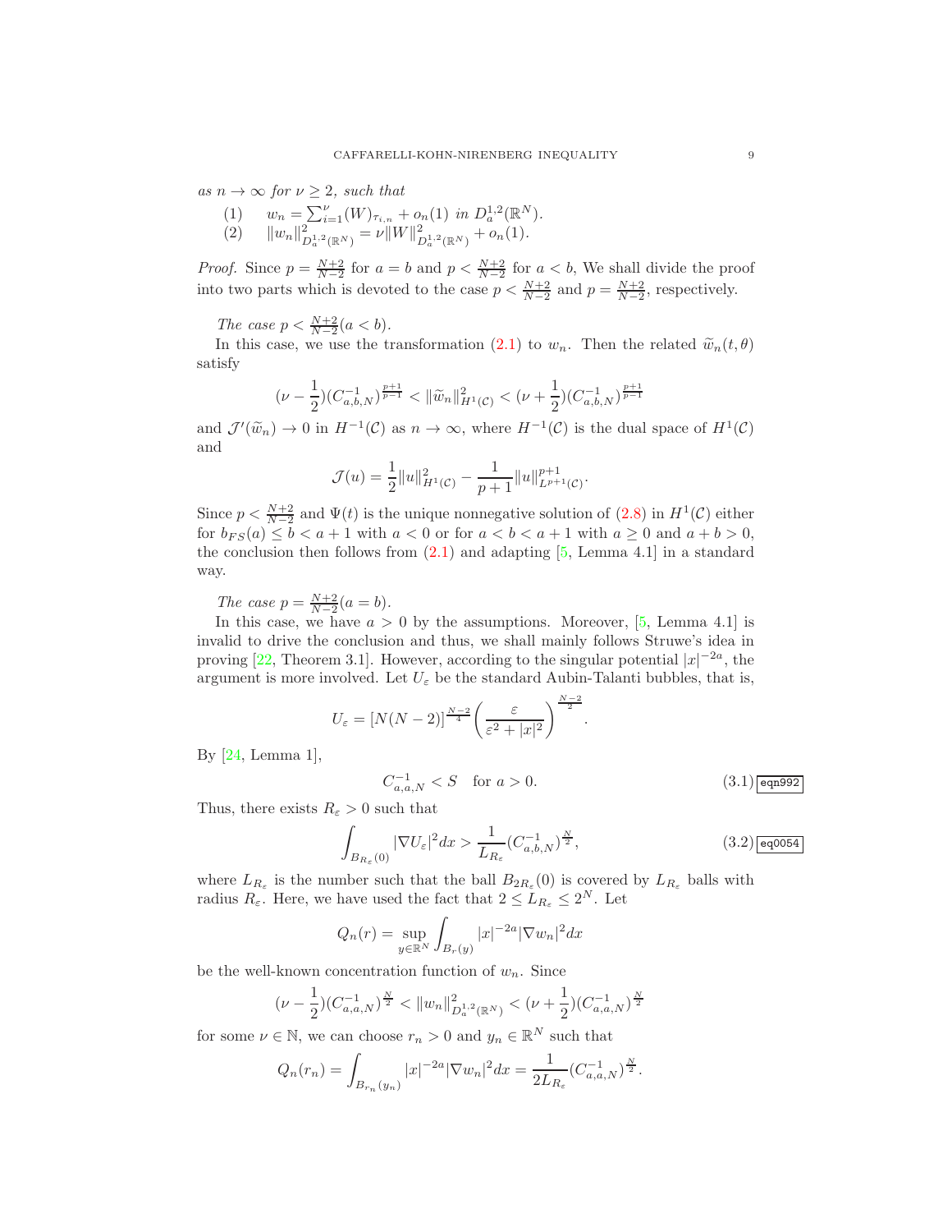*as $n \to \infty$ for $\nu \geq 2$, such that*

1. $w_n = \sum_{i=1}^{\nu}(W)_{\tau_{i,n}} + o_n(1)$ *in* $D_a^{1,2}(\mathbb{R}^N)$.
2. $\|w_n\|^2_{D_a^{1,2}(\mathbb{R}^N)} = \nu\|W\|^2_{D_a^{1,2}(\mathbb{R}^N)} + o_n(1)$.

*Proof.* Since $p = \frac{N+2}{N-2}$ for $a = b$ and $p < \frac{N+2}{N-2}$ for $a < b$, We shall divide the proof into two parts which is devoted to the case $p < \frac{N+2}{N-2}$ and $p = \frac{N+2}{N-2}$, respectively.

*The case $p < \frac{N+2}{N-2}(a < b)$.*

In this case, we use the transformation (2.1) to $w_n$. Then the related $\widetilde{w}_n(t, \theta)$ satisfy

$$(\nu - \frac{1}{2})(C_{a,b,N}^{-1})^{\frac{p+1}{p-1}} < \|\widetilde{w}_n\|^2_{H^1(\mathcal{C})} < (\nu + \frac{1}{2})(C_{a,b,N}^{-1})^{\frac{p+1}{p-1}}$$

and $\mathcal{J}'(\widetilde{w}_n) \to 0$ in $H^{-1}(\mathcal{C})$ as $n \to \infty$, where $H^{-1}(\mathcal{C})$ is the dual space of $H^1(\mathcal{C})$ and

$$\mathcal{J}(u) = \frac{1}{2}\|u\|^2_{H^1(\mathcal{C})} - \frac{1}{p+1}\|u\|^{p+1}_{L^{p+1}(\mathcal{C})}.$$

Since $p < \frac{N+2}{N-2}$ and $\Psi(t)$ is the unique nonnegative solution of (2.8) in $H^1(\mathcal{C})$ either for $b_{FS}(a) \leq b < a + 1$ with $a < 0$ or for $a < b < a + 1$ with $a \geq 0$ and $a + b > 0$, the conclusion then follows from (2.1) and adapting [5, Lemma 4.1] in a standard way.

*The case $p = \frac{N+2}{N-2}(a = b)$.*

In this case, we have $a > 0$ by the assumptions. Moreover, [5, Lemma 4.1] is invalid to drive the conclusion and thus, we shall mainly follows Struwe's idea in proving [22, Theorem 3.1]. However, according to the singular potential $|x|^{-2a}$, the argument is more involved. Let $U_\varepsilon$ be the standard Aubin-Talanti bubbles, that is,

$$U_\varepsilon = [N(N-2)]^{\frac{N-2}{4}}\left(\frac{\varepsilon}{\varepsilon^2 + |x|^2}\right)^{\frac{N-2}{2}}.$$

By [24, Lemma 1],

$$C_{a,a,N}^{-1} < S \quad \text{for } a > 0. \tag{3.1}$$

Thus, there exists $R_\varepsilon > 0$ such that

$$\int_{B_{R_\varepsilon}(0)} |\nabla U_\varepsilon|^2 dx > \frac{1}{L_{R_\varepsilon}}(C_{a,b,N}^{-1})^{\frac{N}{2}}, \tag{3.2}$$

where $L_{R_\varepsilon}$ is the number such that the ball $B_{2R_\varepsilon}(0)$ is covered by $L_{R_\varepsilon}$ balls with radius $R_\varepsilon$. Here, we have used the fact that $2 \leq L_{R_\varepsilon} \leq 2^N$. Let

$$Q_n(r) = \sup_{y \in \mathbb{R}^N} \int_{B_r(y)} |x|^{-2a}|\nabla w_n|^2 dx$$

be the well-known concentration function of $w_n$. Since

$$(\nu - \frac{1}{2})(C_{a,a,N}^{-1})^{\frac{N}{2}} < \|w_n\|^2_{D_a^{1,2}(\mathbb{R}^N)} < (\nu + \frac{1}{2})(C_{a,a,N}^{-1})^{\frac{N}{2}}$$

for some $\nu \in \mathbb{N}$, we can choose $r_n > 0$ and $y_n \in \mathbb{R}^N$ such that

$$Q_n(r_n) = \int_{B_{r_n}(y_n)} |x|^{-2a}|\nabla w_n|^2 dx = \frac{1}{2L_{R_\varepsilon}}(C_{a,a,N}^{-1})^{\frac{N}{2}}.$$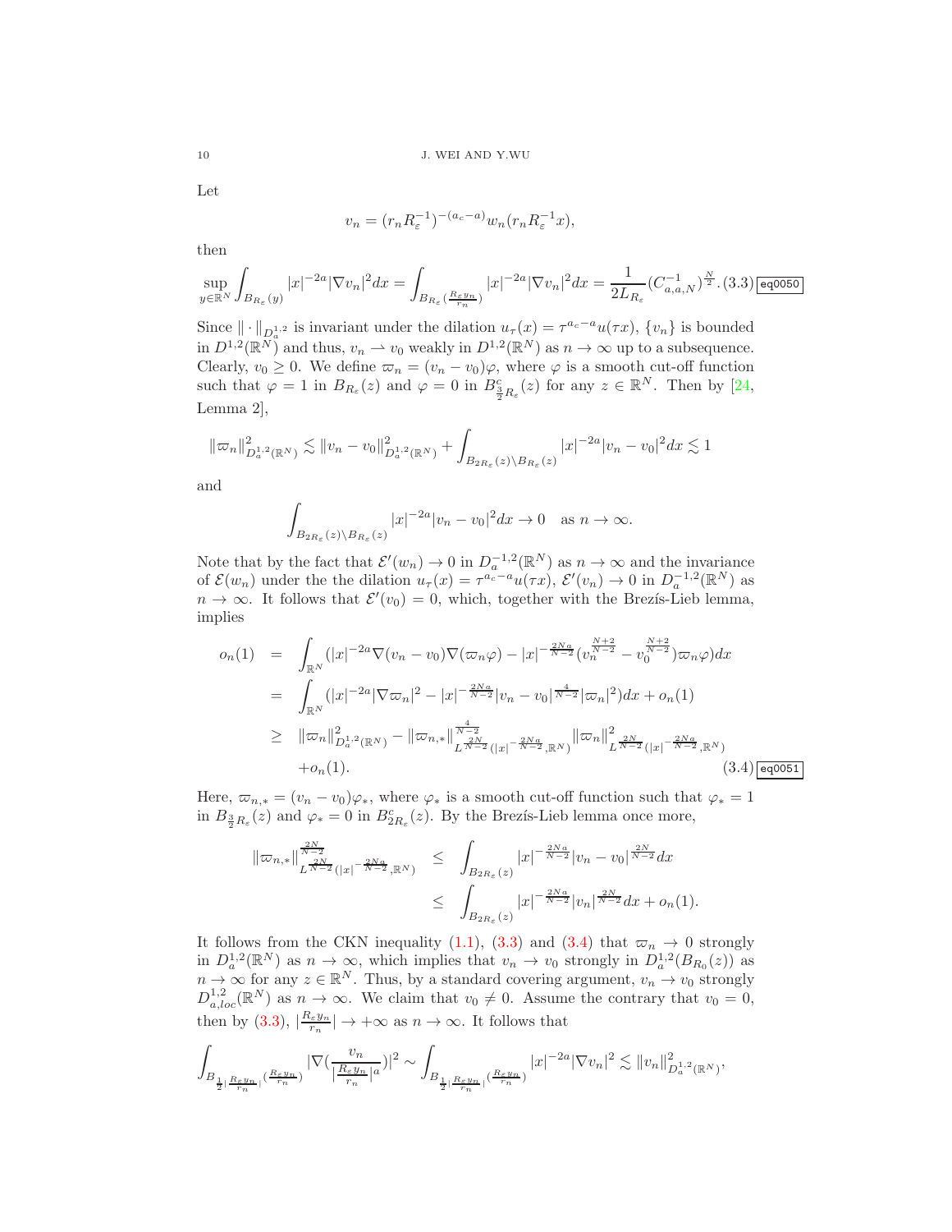Let

$$v_n = (r_n R_\varepsilon^{-1})^{-(a_c - a)} w_n(r_n R_\varepsilon^{-1} x),$$

then

$$\sup_{y\in\mathbb{R}^N} \int_{B_{R_\varepsilon}(y)} |x|^{-2a}|\nabla v_n|^2 dx = \int_{B_{R_\varepsilon}(\frac{R_\varepsilon y_n}{r_n})} |x|^{-2a}|\nabla v_n|^2 dx = \frac{1}{2L_{R_\varepsilon}}(C_{a,a,N}^{-1})^{\frac{N}{2}}. \quad (3.3)$$

Since $\|\cdot\|_{D_a^{1,2}}$ is invariant under the dilation $u_\tau(x) = \tau^{a_c - a}u(\tau x)$, $\{v_n\}$ is bounded in $D^{1,2}(\mathbb{R}^N)$ and thus, $v_n \rightharpoonup v_0$ weakly in $D^{1,2}(\mathbb{R}^N)$ as $n \to \infty$ up to a subsequence. Clearly, $v_0 \geq 0$. We define $\varpi_n = (v_n - v_0)\varphi$, where $\varphi$ is a smooth cut-off function such that $\varphi = 1$ in $B_{R_\varepsilon}(z)$ and $\varphi = 0$ in $B^c_{\frac{3}{2}R_\varepsilon}(z)$ for any $z \in \mathbb{R}^N$. Then by [24, Lemma 2],

$$\|\varpi_n\|^2_{D_a^{1,2}(\mathbb{R}^N)} \lesssim \|v_n - v_0\|^2_{D_a^{1,2}(\mathbb{R}^N)} + \int_{B_{2R_\varepsilon}(z)\setminus B_{R_\varepsilon}(z)} |x|^{-2a}|v_n - v_0|^2 dx \lesssim 1$$

and

$$\int_{B_{2R_\varepsilon}(z)\setminus B_{R_\varepsilon}(z)} |x|^{-2a}|v_n - v_0|^2 dx \to 0 \quad \text{as } n \to \infty.$$

Note that by the fact that $\mathcal{E}'(w_n) \to 0$ in $D_a^{-1,2}(\mathbb{R}^N)$ as $n \to \infty$ and the invariance of $\mathcal{E}(w_n)$ under the the dilation $u_\tau(x) = \tau^{a_c - a}u(\tau x)$, $\mathcal{E}'(v_n) \to 0$ in $D_a^{-1,2}(\mathbb{R}^N)$ as $n \to \infty$. It follows that $\mathcal{E}'(v_0) = 0$, which, together with the Brezís-Lieb lemma, implies

$$\begin{aligned}
o_n(1) &= \int_{\mathbb{R}^N} (|x|^{-2a}\nabla(v_n - v_0)\nabla(\varpi_n\varphi) - |x|^{-\frac{2Na}{N-2}}(v_n^{\frac{N+2}{N-2}} - v_0^{\frac{N+2}{N-2}})\varpi_n\varphi)dx \\
&= \int_{\mathbb{R}^N} (|x|^{-2a}|\nabla\varpi_n|^2 - |x|^{-\frac{2Na}{N-2}}|v_n - v_0|^{\frac{4}{N-2}}|\varpi_n|^2)dx + o_n(1) \\
&\geq \|\varpi_n\|^2_{D_a^{1,2}(\mathbb{R}^N)} - \|\varpi_{n,*}\|^{\frac{4}{N-2}}_{L^{\frac{2N}{N-2}}(|x|^{-\frac{2Na}{N-2}},\mathbb{R}^N)}\|\varpi_n\|^2_{L^{\frac{2N}{N-2}}(|x|^{-\frac{2Na}{N-2}},\mathbb{R}^N)} \\
&\quad + o_n(1). \qquad (3.4)
\end{aligned}$$

Here, $\varpi_{n,*} = (v_n - v_0)\varphi_*$, where $\varphi_*$ is a smooth cut-off function such that $\varphi_* = 1$ in $B_{\frac{3}{2}R_\varepsilon}(z)$ and $\varphi_* = 0$ in $B^c_{2R_\varepsilon}(z)$. By the Brezís-Lieb lemma once more,

$$\begin{aligned}
\|\varpi_{n,*}\|^{\frac{2N}{N-2}}_{L^{\frac{2N}{N-2}}(|x|^{-\frac{2Na}{N-2}},\mathbb{R}^N)} &\leq \int_{B_{2R_\varepsilon}(z)} |x|^{-\frac{2Na}{N-2}}|v_n - v_0|^{\frac{2N}{N-2}}dx \\
&\leq \int_{B_{2R_\varepsilon}(z)} |x|^{-\frac{2Na}{N-2}}|v_n|^{\frac{2N}{N-2}}dx + o_n(1).
\end{aligned}$$

It follows from the CKN inequality (1.1), (3.3) and (3.4) that $\varpi_n \to 0$ strongly in $D_a^{1,2}(\mathbb{R}^N)$ as $n \to \infty$, which implies that $v_n \to v_0$ strongly in $D_a^{1,2}(B_{R_0}(z))$ as $n \to \infty$ for any $z \in \mathbb{R}^N$. Thus, by a standard covering argument, $v_n \to v_0$ strongly $D^{1,2}_{a,loc}(\mathbb{R}^N)$ as $n \to \infty$. We claim that $v_0 \neq 0$. Assume the contrary that $v_0 = 0$, then by (3.3), $|\frac{R_\varepsilon y_n}{r_n}| \to +\infty$ as $n \to \infty$. It follows that

$$\int_{B_{\frac{1}{2}|\frac{R_\varepsilon y_n}{r_n}|}(\frac{R_\varepsilon y_n}{r_n})} |\nabla(\frac{v_n}{|\frac{R_\varepsilon y_n}{r_n}|^a})|^2 \sim \int_{B_{\frac{1}{2}|\frac{R_\varepsilon y_n}{r_n}|}(\frac{R_\varepsilon y_n}{r_n})} |x|^{-2a}|\nabla v_n|^2 \lesssim \|v_n\|^2_{D_a^{1,2}(\mathbb{R}^N)},$$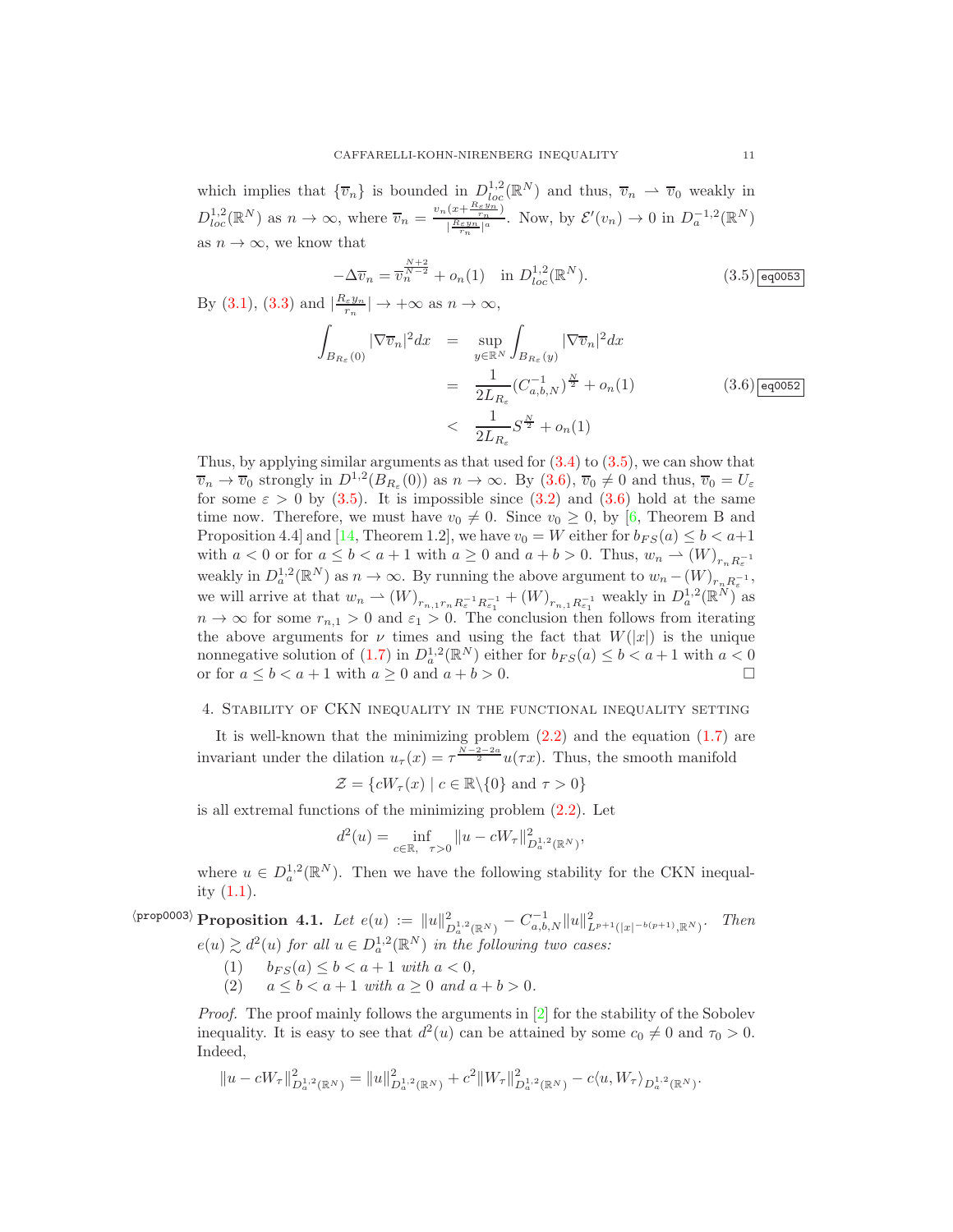which implies that $\{\overline{v}_n\}$ is bounded in $D^{1,2}_{loc}(\mathbb{R}^N)$ and thus, $\overline{v}_n \rightharpoonup \overline{v}_0$ weakly in $D^{1,2}_{loc}(\mathbb{R}^N)$ as $n \to \infty$, where $\overline{v}_n = \frac{v_n(x+\frac{R_\varepsilon y_n}{r_n})}{|\frac{R_\varepsilon y_n}{r_n}|^a}$. Now, by $\mathcal{E}'(v_n) \to 0$ in $D^{-1,2}_a(\mathbb{R}^N)$ as $n \to \infty$, we know that

$$-\Delta \overline{v}_n = \overline{v}_n^{\frac{N+2}{N-2}} + o_n(1) \quad \text{in } D^{1,2}_{loc}(\mathbb{R}^N). \tag{3.5}$$

By (3.1), (3.3) and $|\frac{R_\varepsilon y_n}{r_n}| \to +\infty$ as $n \to \infty$,

$$\begin{aligned}
\int_{B_{R_\varepsilon}(0)} |\nabla \overline{v}_n|^2 dx &= \sup_{y\in\mathbb{R}^N} \int_{B_{R_\varepsilon}(y)} |\nabla \overline{v}_n|^2 dx \\
&= \frac{1}{2L_{R_\varepsilon}} (C^{-1}_{a,b,N})^{\frac{N}{2}} + o_n(1) \\
&< \frac{1}{2L_{R_\varepsilon}} S^{\frac{N}{2}} + o_n(1)
\end{aligned} \tag{3.6}$$

Thus, by applying similar arguments as that used for (3.4) to (3.5), we can show that $\overline{v}_n \to \overline{v}_0$ strongly in $D^{1,2}(B_{R_\varepsilon}(0))$ as $n \to \infty$. By (3.6), $\overline{v}_0 \neq 0$ and thus, $\overline{v}_0 = U_\varepsilon$ for some $\varepsilon > 0$ by (3.5). It is impossible since (3.2) and (3.6) hold at the same time now. Therefore, we must have $v_0 \neq 0$. Since $v_0 \geq 0$, by [6, Theorem B and Proposition 4.4] and [14, Theorem 1.2], we have $v_0 = W$ either for $b_{FS}(a) \leq b < a+1$ with $a < 0$ or for $a \leq b < a+1$ with $a \geq 0$ and $a+b > 0$. Thus, $w_n \rightharpoonup (W)_{r_n R_\varepsilon^{-1}}$ weakly in $D^{1,2}_a(\mathbb{R}^N)$ as $n \to \infty$. By running the above argument to $w_n - (W)_{r_n R_\varepsilon^{-1}}$, we will arrive at that $w_n \rightharpoonup (W)_{r_{n,1} r_n R_\varepsilon^{-1} R_{\varepsilon_1}^{-1}} + (W)_{r_{n,1} R_{\varepsilon_1}^{-1}}$ weakly in $D^{1,2}_a(\mathbb{R}^N)$ as $n \to \infty$ for some $r_{n,1} > 0$ and $\varepsilon_1 > 0$. The conclusion then follows from iterating the above arguments for $\nu$ times and using the fact that $W(|x|)$ is the unique nonnegative solution of (1.7) in $D^{1,2}_a(\mathbb{R}^N)$ either for $b_{FS}(a) \leq b < a+1$ with $a < 0$ or for $a \leq b < a+1$ with $a \geq 0$ and $a+b > 0$. □

## 4. Stability of CKN inequality in the functional inequality setting

It is well-known that the minimizing problem (2.2) and the equation (1.7) are invariant under the dilation $u_\tau(x) = \tau^{\frac{N-2-2a}{2}} u(\tau x)$. Thus, the smooth manifold

$$\mathcal{Z} = \{cW_\tau(x) \mid c \in \mathbb{R}\backslash\{0\} \text{ and } \tau > 0\}$$

is all extremal functions of the minimizing problem (2.2). Let

$$d^2(u) = \inf_{c\in\mathbb{R},\ \tau>0} \|u - cW_\tau\|^2_{D^{1,2}_a(\mathbb{R}^N)},$$

where $u \in D^{1,2}_a(\mathbb{R}^N)$. Then we have the following stability for the CKN inequality (1.1).

**Proposition 4.1.** *Let $e(u) := \|u\|^2_{D^{1,2}_a(\mathbb{R}^N)} - C^{-1}_{a,b,N}\|u\|^2_{L^{p+1}(|x|^{-b(p+1)},\mathbb{R}^N)}$. Then $e(u) \gtrsim d^2(u)$ for all $u \in D^{1,2}_a(\mathbb{R}^N)$ in the following two cases:*

1. $b_{FS}(a) \leq b < a+1$ *with* $a < 0$,
2. $a \leq b < a+1$ *with* $a \geq 0$ *and* $a+b > 0$.

*Proof.* The proof mainly follows the arguments in [2] for the stability of the Sobolev inequality. It is easy to see that $d^2(u)$ can be attained by some $c_0 \neq 0$ and $\tau_0 > 0$. Indeed,

$$\|u - cW_\tau\|^2_{D^{1,2}_a(\mathbb{R}^N)} = \|u\|^2_{D^{1,2}_a(\mathbb{R}^N)} + c^2\|W_\tau\|^2_{D^{1,2}_a(\mathbb{R}^N)} - c\langle u, W_\tau\rangle_{D^{1,2}_a(\mathbb{R}^N)}.$$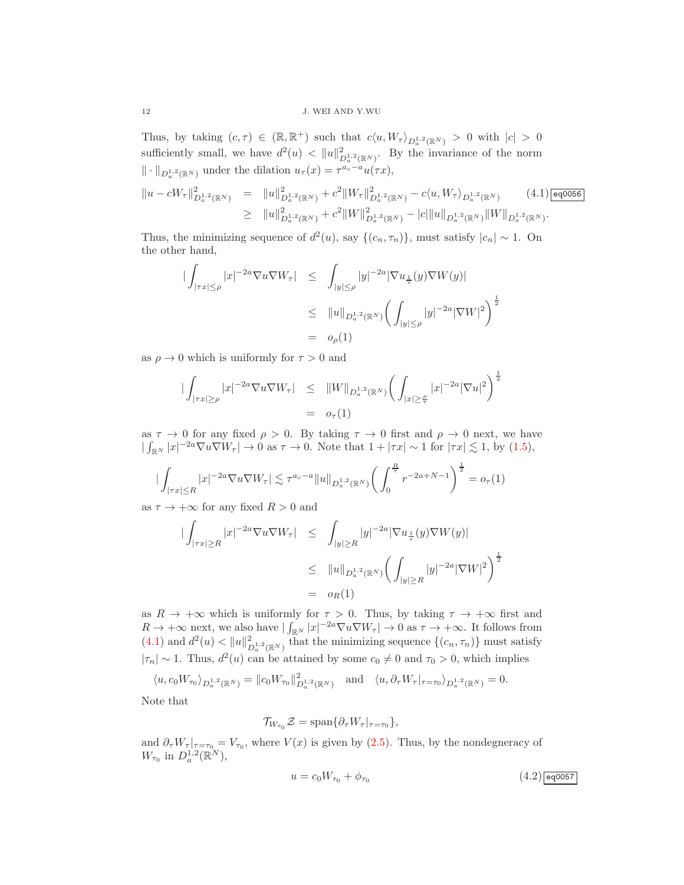Thus, by taking $(c,\tau) \in (\mathbb{R}, \mathbb{R}^+)$ such that $c\langle u, W_\tau\rangle_{D^{1,2}_a(\mathbb{R}^N)} > 0$ with $|c| > 0$ sufficiently small, we have $d^2(u) < \|u\|^2_{D^{1,2}_a(\mathbb{R}^N)}$. By the invariance of the norm $\|\cdot\|_{D^{1,2}_a(\mathbb{R}^N)}$ under the dilation $u_\tau(x) = \tau^{a_c - a}u(\tau x)$,

$$
\begin{aligned}
\|u - cW_\tau\|^2_{D^{1,2}_a(\mathbb{R}^N)} &= \|u\|^2_{D^{1,2}_a(\mathbb{R}^N)} + c^2\|W_\tau\|^2_{D^{1,2}_a(\mathbb{R}^N)} - c\langle u, W_\tau\rangle_{D^{1,2}_a(\mathbb{R}^N)} \qquad (4.1)\\
&\geq \|u\|^2_{D^{1,2}_a(\mathbb{R}^N)} + c^2\|W\|^2_{D^{1,2}_a(\mathbb{R}^N)} - |c|\|u\|_{D^{1,2}_a(\mathbb{R}^N)}\|W\|_{D^{1,2}_a(\mathbb{R}^N)}.
\end{aligned}
$$

Thus, the minimizing sequence of $d^2(u)$, say $\{(c_n, \tau_n)\}$, must satisfy $|c_n| \sim 1$. On the other hand,

$$
\begin{aligned}
\Big|\int_{|\tau x|\leq \rho} |x|^{-2a}\nabla u \nabla W_\tau\Big| &\leq \int_{|y|\leq\rho} |y|^{-2a}|\nabla u_{\frac{1}{\tau}}(y)\nabla W(y)|\\
&\leq \|u\|_{D^{1,2}_a(\mathbb{R}^N)}\bigg(\int_{|y|\leq\rho}|y|^{-2a}|\nabla W|^2\bigg)^{\frac{1}{2}}\\
&= o_\rho(1)
\end{aligned}
$$

as $\rho \to 0$ which is uniformly for $\tau > 0$ and

$$
\begin{aligned}
\Big|\int_{|\tau x|\geq \rho} |x|^{-2a}\nabla u \nabla W_\tau\Big| &\leq \|W\|_{D^{1,2}_a(\mathbb{R}^N)}\bigg(\int_{|x|\geq\frac{\rho}{\tau}}|x|^{-2a}|\nabla u|^2\bigg)^{\frac{1}{2}}\\
&= o_\tau(1)
\end{aligned}
$$

as $\tau \to 0$ for any fixed $\rho > 0$. By taking $\tau \to 0$ first and $\rho \to 0$ next, we have $|\int_{\mathbb{R}^N} |x|^{-2a}\nabla u\nabla W_\tau| \to 0$ as $\tau \to 0$. Note that $1 + |\tau x| \sim 1$ for $|\tau x| \lesssim 1$, by (1.5),

$$
\Big|\int_{|\tau x|\leq R} |x|^{-2a}\nabla u\nabla W_\tau\Big| \lesssim \tau^{a_c - a}\|u\|_{D^{1,2}_a(\mathbb{R}^N)}\bigg(\int_0^{\frac{R}{\tau}} r^{-2a+N-1}\bigg)^{\frac{1}{2}} = o_\tau(1)
$$

as $\tau \to +\infty$ for any fixed $R > 0$ and

$$
\begin{aligned}
\Big|\int_{|\tau x|\geq R} |x|^{-2a}\nabla u \nabla W_\tau\Big| &\leq \int_{|y|\geq R} |y|^{-2a}|\nabla u_{\frac{1}{\tau}}(y)\nabla W(y)|\\
&\leq \|u\|_{D^{1,2}_a(\mathbb{R}^N)}\bigg(\int_{|y|\geq R}|y|^{-2a}|\nabla W|^2\bigg)^{\frac{1}{2}}\\
&= o_R(1)
\end{aligned}
$$

as $R \to +\infty$ which is uniformly for $\tau > 0$. Thus, by taking $\tau \to +\infty$ first and $R \to +\infty$ next, we also have $|\int_{\mathbb{R}^N} |x|^{-2a}\nabla u\nabla W_\tau| \to 0$ as $\tau \to +\infty$. It follows from (4.1) and $d^2(u) < \|u\|^2_{D^{1,2}_a(\mathbb{R}^N)}$ that the minimizing sequence $\{(c_n, \tau_n)\}$ must satisfy $|\tau_n| \sim 1$. Thus, $d^2(u)$ can be attained by some $c_0 \neq 0$ and $\tau_0 > 0$, which implies

$$
\langle u, c_0 W_{\tau_0}\rangle_{D^{1,2}_a(\mathbb{R}^N)} = \|c_0 W_{\tau_0}\|^2_{D^{1,2}_a(\mathbb{R}^N)} \quad\text{and}\quad \langle u, \partial_\tau W_\tau|_{\tau=\tau_0}\rangle_{D^{1,2}_a(\mathbb{R}^N)} = 0.
$$

Note that

$$
\mathcal{T}_{W_{\tau_0}}\mathcal{Z} = \text{span}\{\partial_\tau W_\tau|_{\tau=\tau_0}\},
$$

and $\partial_\tau W_\tau|_{\tau=\tau_0} = V_{\tau_0}$, where $V(x)$ is given by (2.5). Thus, by the nondegeneracy of $W_{\tau_0}$ in $D^{1,2}_a(\mathbb{R}^N)$,

$$
u = c_0 W_{\tau_0} + \phi_{\tau_0} \qquad (4.2)
$$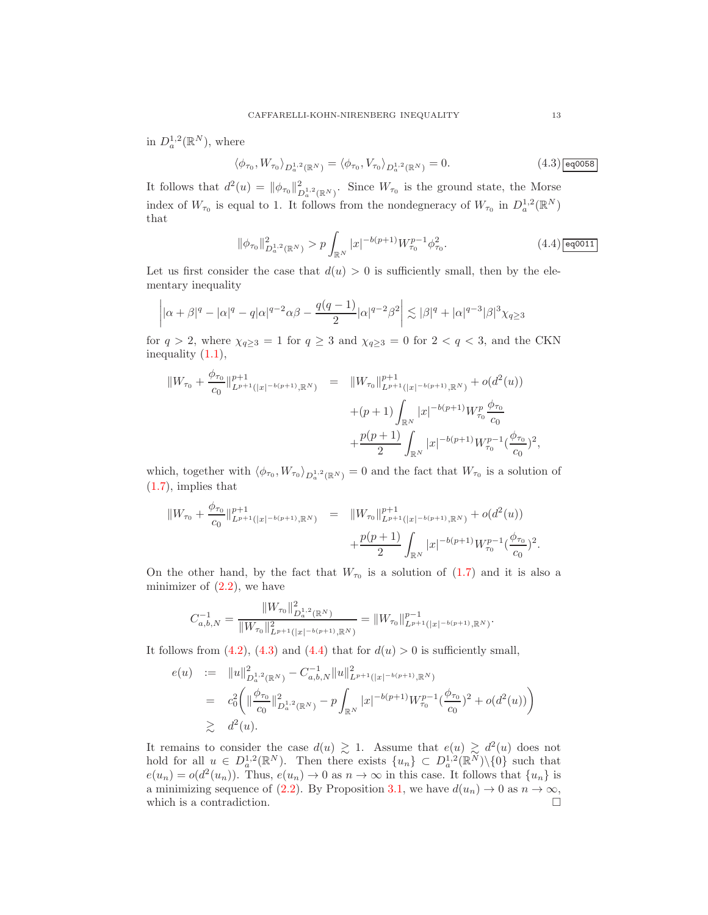in $D^{1,2}_a(\mathbb{R}^N)$, where

$$\langle \phi_{\tau_0}, W_{\tau_0}\rangle_{D^{1,2}_a(\mathbb{R}^N)} = \langle \phi_{\tau_0}, V_{\tau_0}\rangle_{D^{1,2}_a(\mathbb{R}^N)} = 0. \tag{4.3}$$

It follows that $d^2(u) = \|\phi_{\tau_0}\|^2_{D^{1,2}_a(\mathbb{R}^N)}$. Since $W_{\tau_0}$ is the ground state, the Morse index of $W_{\tau_0}$ is equal to 1. It follows from the nondegeneracy of $W_{\tau_0}$ in $D^{1,2}_a(\mathbb{R}^N)$ that

$$\|\phi_{\tau_0}\|^2_{D^{1,2}_a(\mathbb{R}^N)} > p\int_{\mathbb{R}^N}|x|^{-b(p+1)}W_{\tau_0}^{p-1}\phi_{\tau_0}^2. \tag{4.4}$$

Let us first consider the case that $d(u) > 0$ is sufficiently small, then by the elementary inequality

$$\left||\alpha+\beta|^q - |\alpha|^q - q|\alpha|^{q-2}\alpha\beta - \frac{q(q-1)}{2}|\alpha|^{q-2}\beta^2\right| \lesssim |\beta|^q + |\alpha|^{q-3}|\beta|^3\chi_{q\geq 3}$$

for $q > 2$, where $\chi_{q\geq 3} = 1$ for $q \geq 3$ and $\chi_{q\geq 3} = 0$ for $2 < q < 3$, and the CKN inequality (1.1),

$$\begin{aligned}
\|W_{\tau_0} + \frac{\phi_{\tau_0}}{c_0}\|^{p+1}_{L^{p+1}(|x|^{-b(p+1)},\mathbb{R}^N)} &= \|W_{\tau_0}\|^{p+1}_{L^{p+1}(|x|^{-b(p+1)},\mathbb{R}^N)} + o(d^2(u)) \\
&\quad + (p+1)\int_{\mathbb{R}^N}|x|^{-b(p+1)}W_{\tau_0}^p\frac{\phi_{\tau_0}}{c_0} \\
&\quad + \frac{p(p+1)}{2}\int_{\mathbb{R}^N}|x|^{-b(p+1)}W_{\tau_0}^{p-1}\left(\frac{\phi_{\tau_0}}{c_0}\right)^2,
\end{aligned}$$

which, together with $\langle \phi_{\tau_0}, W_{\tau_0}\rangle_{D^{1,2}_a(\mathbb{R}^N)} = 0$ and the fact that $W_{\tau_0}$ is a solution of (1.7), implies that

$$\begin{aligned}
\|W_{\tau_0} + \frac{\phi_{\tau_0}}{c_0}\|^{p+1}_{L^{p+1}(|x|^{-b(p+1)},\mathbb{R}^N)} &= \|W_{\tau_0}\|^{p+1}_{L^{p+1}(|x|^{-b(p+1)},\mathbb{R}^N)} + o(d^2(u)) \\
&\quad + \frac{p(p+1)}{2}\int_{\mathbb{R}^N}|x|^{-b(p+1)}W_{\tau_0}^{p-1}\left(\frac{\phi_{\tau_0}}{c_0}\right)^2.
\end{aligned}$$

On the other hand, by the fact that $W_{\tau_0}$ is a solution of (1.7) and it is also a minimizer of (2.2), we have

$$C^{-1}_{a,b,N} = \frac{\|W_{\tau_0}\|^2_{D^{1,2}_a(\mathbb{R}^N)}}{\|W_{\tau_0}\|^2_{L^{p+1}(|x|^{-b(p+1)},\mathbb{R}^N)}} = \|W_{\tau_0}\|^{p-1}_{L^{p+1}(|x|^{-b(p+1)},\mathbb{R}^N)}.$$

It follows from (4.2), (4.3) and (4.4) that for $d(u) > 0$ is sufficiently small,

$$\begin{aligned}
e(u) &:= \|u\|^2_{D^{1,2}_a(\mathbb{R}^N)} - C^{-1}_{a,b,N}\|u\|^2_{L^{p+1}(|x|^{-b(p+1)},\mathbb{R}^N)} \\
&= c_0^2\left(\|\frac{\phi_{\tau_0}}{c_0}\|^2_{D^{1,2}_a(\mathbb{R}^N)} - p\int_{\mathbb{R}^N}|x|^{-b(p+1)}W_{\tau_0}^{p-1}\left(\frac{\phi_{\tau_0}}{c_0}\right)^2 + o(d^2(u))\right) \\
&\gtrsim d^2(u).
\end{aligned}$$

It remains to consider the case $d(u) \gtrsim 1$. Assume that $e(u) \gtrsim d^2(u)$ does not hold for all $u \in D^{1,2}_a(\mathbb{R}^N)$. Then there exists $\{u_n\} \subset D^{1,2}_a(\mathbb{R}^N)\backslash\{0\}$ such that $e(u_n) = o(d^2(u_n))$. Thus, $e(u_n) \to 0$ as $n \to \infty$ in this case. It follows that $\{u_n\}$ is a minimizing sequence of (2.2). By Proposition 3.1, we have $d(u_n) \to 0$ as $n \to \infty$, which is a contradiction. □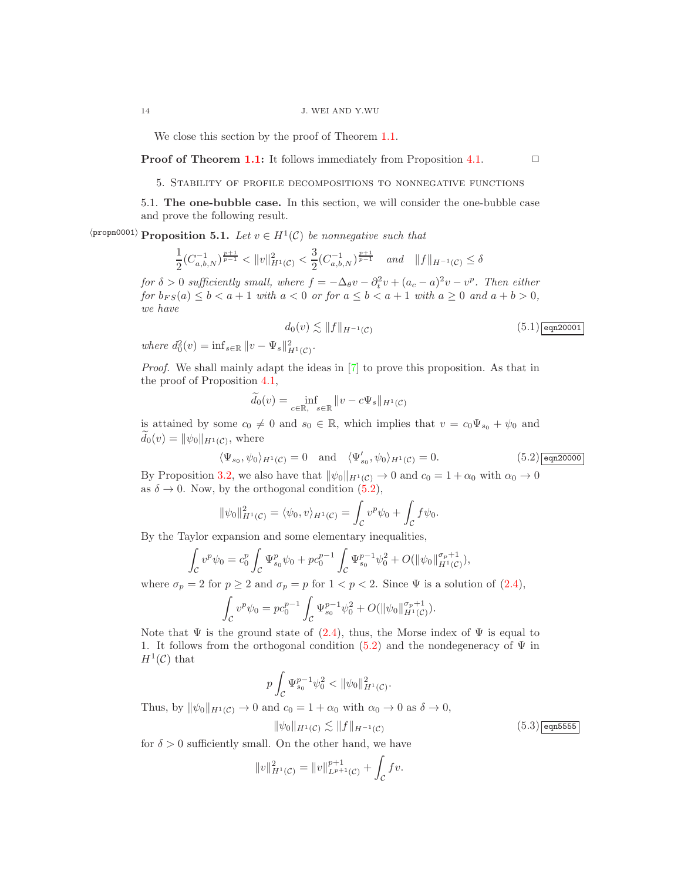We close this section by the proof of Theorem 1.1.

**Proof of Theorem 1.1:** It follows immediately from Proposition 4.1. $\square$

## 5. Stability of profile decompositions to nonnegative functions

### 5.1. The one-bubble case.

In this section, we will consider the one-bubble case and prove the following result.

**Proposition 5.1.** *Let $v\in H^1(\mathcal{C})$ be nonnegative such that*

$$\frac{1}{2}(C_{a,b,N}^{-1})^{\frac{p+1}{p-1}}<\|v\|_{H^1(\mathcal{C})}^2<\frac{3}{2}(C_{a,b,N}^{-1})^{\frac{p+1}{p-1}}\quad and\quad \|f\|_{H^{-1}(\mathcal{C})}\leq\delta$$

*for $\delta>0$ sufficiently small, where $f=-\Delta_\theta v-\partial_t^2v+(a_c-a)^2v-v^p$. Then either for $b_{FS}(a)\leq b<a+1$ with $a<0$ or for $a\leq b<a+1$ with $a\geq0$ and $a+b>0$, we have*

$$d_0(v)\lesssim\|f\|_{H^{-1}(\mathcal{C})}\tag{5.1}$$

*where $d_0^2(v)=\inf_{s\in\mathbb{R}}\|v-\Psi_s\|_{H^1(\mathcal{C})}^2$.*

*Proof.* We shall mainly adapt the ideas in [7] to prove this proposition. As that in the proof of Proposition 4.1,

$$\widetilde{d}_0(v)=\inf_{c\in\mathbb{R},\quad s\in\mathbb{R}}\|v-c\Psi_s\|_{H^1(\mathcal{C})}$$

is attained by some $c_0\neq0$ and $s_0\in\mathbb{R}$, which implies that $v=c_0\Psi_{s_0}+\psi_0$ and $\widetilde{d}_0(v)=\|\psi_0\|_{H^1(\mathcal{C})}$, where

$$\langle\Psi_{s_0},\psi_0\rangle_{H^1(\mathcal{C})}=0\quad\text{and}\quad\langle\Psi_{s_0}',\psi_0\rangle_{H^1(\mathcal{C})}=0.\tag{5.2}$$

By Proposition 3.2, we also have that $\|\psi_0\|_{H^1(\mathcal{C})}\to0$ and $c_0=1+\alpha_0$ with $\alpha_0\to0$ as $\delta\to0$. Now, by the orthogonal condition (5.2),

$$\|\psi_0\|_{H^1(\mathcal{C})}^2=\langle\psi_0,v\rangle_{H^1(\mathcal{C})}=\int_{\mathcal{C}}v^p\psi_0+\int_{\mathcal{C}}f\psi_0.$$

By the Taylor expansion and some elementary inequalities,

$$\int_{\mathcal{C}}v^p\psi_0=c_0^p\int_{\mathcal{C}}\Psi_{s_0}^p\psi_0+pc_0^{p-1}\int_{\mathcal{C}}\Psi_{s_0}^{p-1}\psi_0^2+O(\|\psi_0\|_{H^1(\mathcal{C})}^{\sigma_p+1}),$$

where $\sigma_p=2$ for $p\geq2$ and $\sigma_p=p$ for $1<p<2$. Since $\Psi$ is a solution of (2.4),

$$\int_{\mathcal{C}}v^p\psi_0=pc_0^{p-1}\int_{\mathcal{C}}\Psi_{s_0}^{p-1}\psi_0^2+O(\|\psi_0\|_{H^1(\mathcal{C})}^{\sigma_p+1}).$$

Note that $\Psi$ is the ground state of (2.4), thus, the Morse index of $\Psi$ is equal to 1. It follows from the orthogonal condition (5.2) and the nondegeneracy of $\Psi$ in $H^1(\mathcal{C})$ that

$$p\int_{\mathcal{C}}\Psi_{s_0}^{p-1}\psi_0^2<\|\psi_0\|_{H^1(\mathcal{C})}^2.$$

Thus, by $\|\psi_0\|_{H^1(\mathcal{C})}\to0$ and $c_0=1+\alpha_0$ with $\alpha_0\to0$ as $\delta\to0$,

$$\|\psi_0\|_{H^1(\mathcal{C})}\lesssim\|f\|_{H^{-1}(\mathcal{C})}\tag{5.3}$$

for $\delta>0$ sufficiently small. On the other hand, we have

$$\|v\|_{H^1(\mathcal{C})}^2=\|v\|_{L^{p+1}(\mathcal{C})}^{p+1}+\int_{\mathcal{C}}fv.$$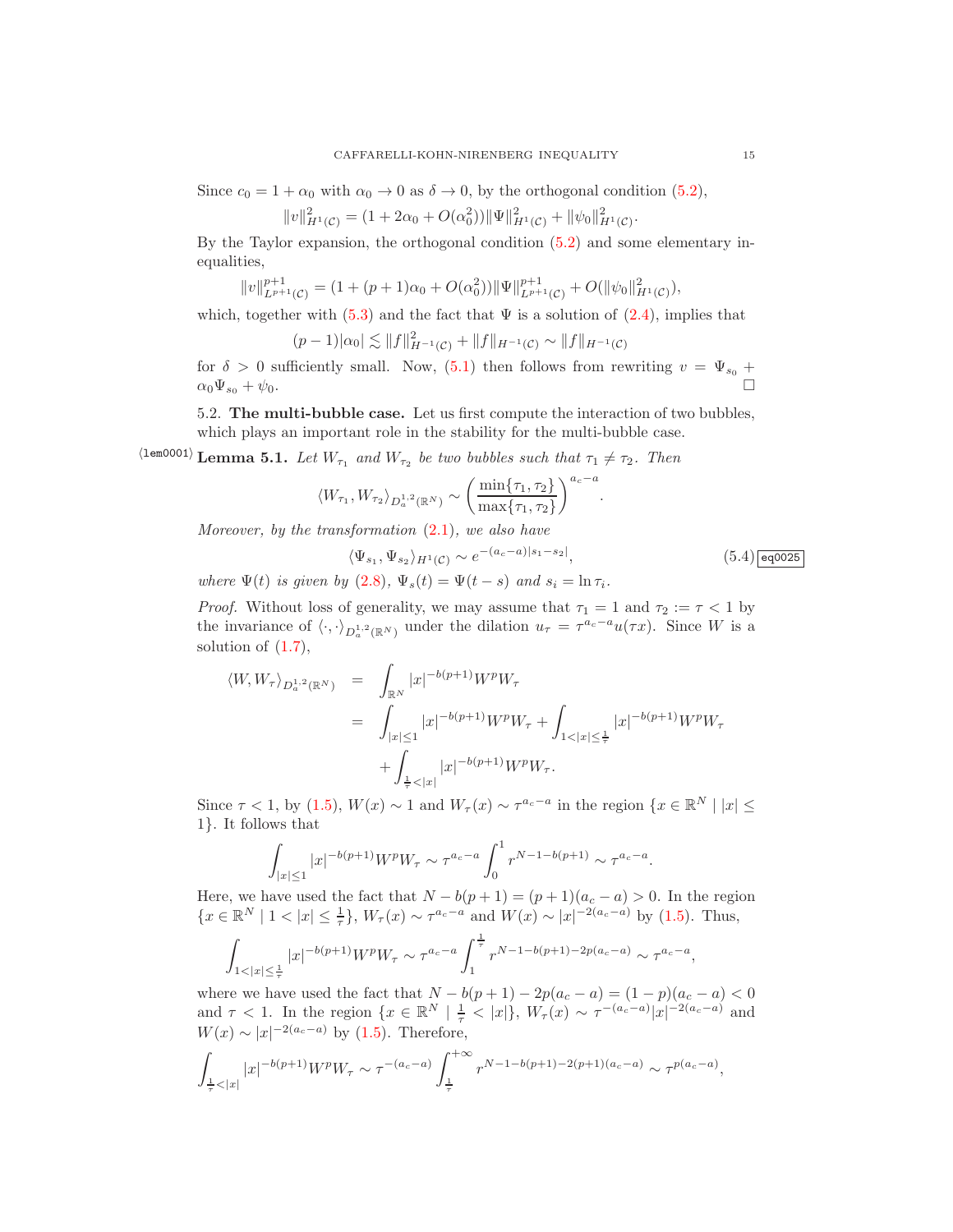Since $c_0 = 1 + \alpha_0$ with $\alpha_0 \to 0$ as $\delta \to 0$, by the orthogonal condition (5.2),

$$\|v\|^2_{H^1(\mathcal{C})} = (1 + 2\alpha_0 + O(\alpha_0^2))\|\Psi\|^2_{H^1(\mathcal{C})} + \|\psi_0\|^2_{H^1(\mathcal{C})}.$$

By the Taylor expansion, the orthogonal condition (5.2) and some elementary inequalities,

$$\|v\|^{p+1}_{L^{p+1}(\mathcal{C})} = (1 + (p+1)\alpha_0 + O(\alpha_0^2))\|\Psi\|^{p+1}_{L^{p+1}(\mathcal{C})} + O(\|\psi_0\|^2_{H^1(\mathcal{C})}),$$

which, together with (5.3) and the fact that $\Psi$ is a solution of (2.4), implies that

$$(p-1)|\alpha_0| \lesssim \|f\|^2_{H^{-1}(\mathcal{C})} + \|f\|_{H^{-1}(\mathcal{C})} \sim \|f\|_{H^{-1}(\mathcal{C})}$$

for $\delta > 0$ sufficiently small. Now, (5.1) then follows from rewriting $v = \Psi_{s_0} + \alpha_0\Psi_{s_0} + \psi_0$. $\square$

5.2. **The multi-bubble case.** Let us first compute the interaction of two bubbles, which plays an important role in the stability for the multi-bubble case.

**Lemma 5.1.** *Let $W_{\tau_1}$ and $W_{\tau_2}$ be two bubbles such that $\tau_1 \neq \tau_2$. Then*

$$\langle W_{\tau_1}, W_{\tau_2}\rangle_{D^{1,2}_a(\mathbb{R}^N)} \sim \left(\frac{\min\{\tau_1, \tau_2\}}{\max\{\tau_1, \tau_2\}}\right)^{a_c - a}.$$

*Moreover, by the transformation (2.1), we also have*

$$\langle \Psi_{s_1}, \Psi_{s_2}\rangle_{H^1(\mathcal{C})} \sim e^{-(a_c - a)|s_1 - s_2|}, \tag{5.4}$$

*where $\Psi(t)$ is given by (2.8), $\Psi_s(t) = \Psi(t - s)$ and $s_i = \ln \tau_i$.*

*Proof.* Without loss of generality, we may assume that $\tau_1 = 1$ and $\tau_2 := \tau < 1$ by the invariance of $\langle \cdot, \cdot\rangle_{D^{1,2}_a(\mathbb{R}^N)}$ under the dilation $u_\tau = \tau^{a_c - a}u(\tau x)$. Since $W$ is a solution of (1.7),

$$\begin{aligned}
\langle W, W_\tau\rangle_{D^{1,2}_a(\mathbb{R}^N)} &= \int_{\mathbb{R}^N} |x|^{-b(p+1)} W^p W_\tau \\
&= \int_{|x|\leq 1} |x|^{-b(p+1)} W^p W_\tau + \int_{1<|x|\leq \frac{1}{\tau}} |x|^{-b(p+1)} W^p W_\tau \\
&\quad + \int_{\frac{1}{\tau}<|x|} |x|^{-b(p+1)} W^p W_\tau.
\end{aligned}$$

Since $\tau < 1$, by (1.5), $W(x) \sim 1$ and $W_\tau(x) \sim \tau^{a_c - a}$ in the region $\{x \in \mathbb{R}^N \mid |x| \leq 1\}$. It follows that

$$\int_{|x|\leq 1} |x|^{-b(p+1)} W^p W_\tau \sim \tau^{a_c - a} \int_0^1 r^{N-1-b(p+1)} \sim \tau^{a_c - a}.$$

Here, we have used the fact that $N - b(p+1) = (p+1)(a_c - a) > 0$. In the region $\{x \in \mathbb{R}^N \mid 1 < |x| \leq \frac{1}{\tau}\}$, $W_\tau(x) \sim \tau^{a_c - a}$ and $W(x) \sim |x|^{-2(a_c - a)}$ by (1.5). Thus,

$$\int_{1<|x|\leq \frac{1}{\tau}} |x|^{-b(p+1)} W^p W_\tau \sim \tau^{a_c - a} \int_1^{\frac{1}{\tau}} r^{N-1-b(p+1)-2p(a_c - a)} \sim \tau^{a_c - a},$$

where we have used the fact that $N - b(p+1) - 2p(a_c - a) = (1-p)(a_c - a) < 0$ and $\tau < 1$. In the region $\{x \in \mathbb{R}^N \mid \frac{1}{\tau} < |x|\}$, $W_\tau(x) \sim \tau^{-(a_c - a)}|x|^{-2(a_c - a)}$ and $W(x) \sim |x|^{-2(a_c - a)}$ by (1.5). Therefore,

$$\int_{\frac{1}{\tau}<|x|} |x|^{-b(p+1)} W^p W_\tau \sim \tau^{-(a_c - a)} \int_{\frac{1}{\tau}}^{+\infty} r^{N-1-b(p+1)-2(p+1)(a_c - a)} \sim \tau^{p(a_c - a)},$$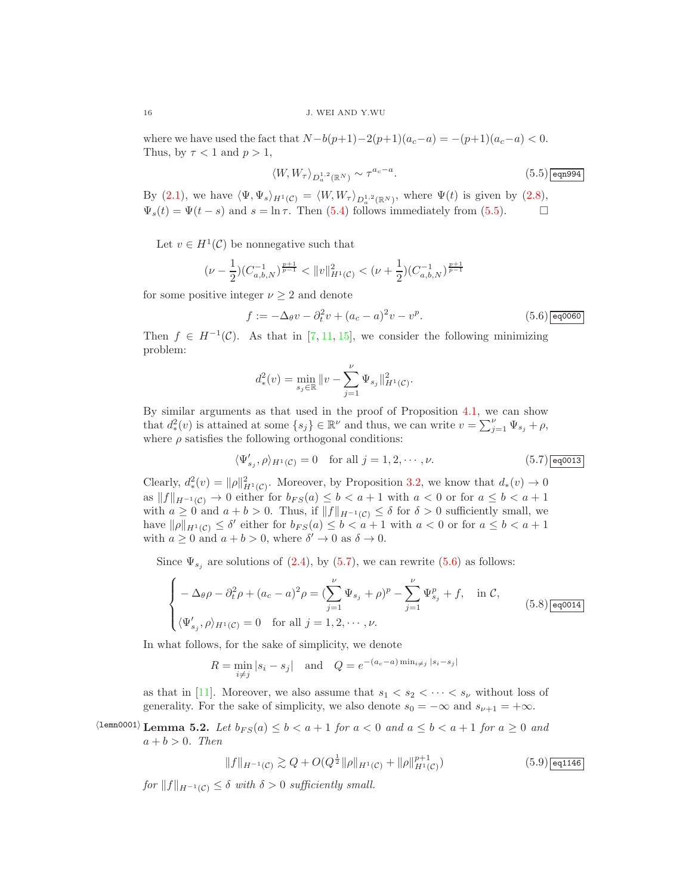where we have used the fact that $N-b(p+1)-2(p+1)(a_c-a) = -(p+1)(a_c-a) < 0$. Thus, by $\tau < 1$ and $p > 1$,

$$\langle W, W_\tau \rangle_{D^{1,2}_a(\mathbb{R}^N)} \sim \tau^{a_c-a}. \tag{5.5}$$

By (2.1), we have $\langle \Psi, \Psi_s \rangle_{H^1(\mathcal{C})} = \langle W, W_\tau \rangle_{D^{1,2}_a(\mathbb{R}^N)}$, where $\Psi(t)$ is given by (2.8), $\Psi_s(t) = \Psi(t-s)$ and $s = \ln \tau$. Then (5.4) follows immediately from (5.5). $\square$

Let $v \in H^1(\mathcal{C})$ be nonnegative such that

$$(\nu - \frac{1}{2})(C^{-1}_{a,b,N})^{\frac{p+1}{p-1}} < \|v\|^2_{H^1(\mathcal{C})} < (\nu + \frac{1}{2})(C^{-1}_{a,b,N})^{\frac{p+1}{p-1}}$$

for some positive integer $\nu \geq 2$ and denote

$$f := -\Delta_\theta v - \partial_t^2 v + (a_c - a)^2 v - v^p. \tag{5.6}$$

Then $f \in H^{-1}(\mathcal{C})$. As that in [7, 11, 15], we consider the following minimizing problem:

$$d^2_*(v) = \min_{s_j \in \mathbb{R}} \|v - \sum_{j=1}^{\nu} \Psi_{s_j}\|^2_{H^1(\mathcal{C})}.$$

By similar arguments as that used in the proof of Proposition 4.1, we can show that $d^2_*(v)$ is attained at some $\{s_j\} \in \mathbb{R}^\nu$ and thus, we can write $v = \sum_{j=1}^{\nu} \Psi_{s_j} + \rho$, where $\rho$ satisfies the following orthogonal conditions:

$$\langle \Psi'_{s_j}, \rho \rangle_{H^1(\mathcal{C})} = 0 \quad \text{for all } j = 1, 2, \cdots, \nu. \tag{5.7}$$

Clearly, $d^2_*(v) = \|\rho\|^2_{H^1(\mathcal{C})}$. Moreover, by Proposition 3.2, we know that $d_*(v) \to 0$ as $\|f\|_{H^{-1}(\mathcal{C})} \to 0$ either for $b_{FS}(a) \leq b < a+1$ with $a < 0$ or for $a \leq b < a+1$ with $a \geq 0$ and $a+b > 0$. Thus, if $\|f\|_{H^{-1}(\mathcal{C})} \leq \delta$ for $\delta > 0$ sufficiently small, we have $\|\rho\|_{H^1(\mathcal{C})} \leq \delta'$ either for $b_{FS}(a) \leq b < a+1$ with $a < 0$ or for $a \leq b < a+1$ with $a \geq 0$ and $a+b > 0$, where $\delta' \to 0$ as $\delta \to 0$.

Since $\Psi_{s_j}$ are solutions of (2.4), by (5.7), we can rewrite (5.6) as follows:

$$\begin{cases} -\Delta_\theta \rho - \partial_t^2 \rho + (a_c - a)^2 \rho = (\sum_{j=1}^{\nu} \Psi_{s_j} + \rho)^p - \sum_{j=1}^{\nu} \Psi^p_{s_j} + f, \quad \text{in } \mathcal{C}, \\ \langle \Psi'_{s_j}, \rho \rangle_{H^1(\mathcal{C})} = 0 \quad \text{for all } j = 1, 2, \cdots, \nu. \end{cases} \tag{5.8}$$

In what follows, for the sake of simplicity, we denote

$$R = \min_{i \neq j} |s_i - s_j| \quad \text{and} \quad Q = e^{-(a_c - a)\min_{i \neq j}|s_i - s_j|}$$

as that in [11]. Moreover, we also assume that $s_1 < s_2 < \cdots < s_\nu$ without loss of generality. For the sake of simplicity, we also denote $s_0 = -\infty$ and $s_{\nu+1} = +\infty$.

**Lemma 5.2.** *Let $b_{FS}(a) \leq b < a+1$ for $a < 0$ and $a \leq b < a+1$ for $a \geq 0$ and $a+b > 0$. Then*

$$\|f\|_{H^{-1}(\mathcal{C})} \gtrsim Q + O(Q^{\frac{1}{2}}\|\rho\|_{H^1(\mathcal{C})} + \|\rho\|^{p+1}_{H^1(\mathcal{C})}) \tag{5.9}$$

*for $\|f\|_{H^{-1}(\mathcal{C})} \leq \delta$ with $\delta > 0$ sufficiently small.*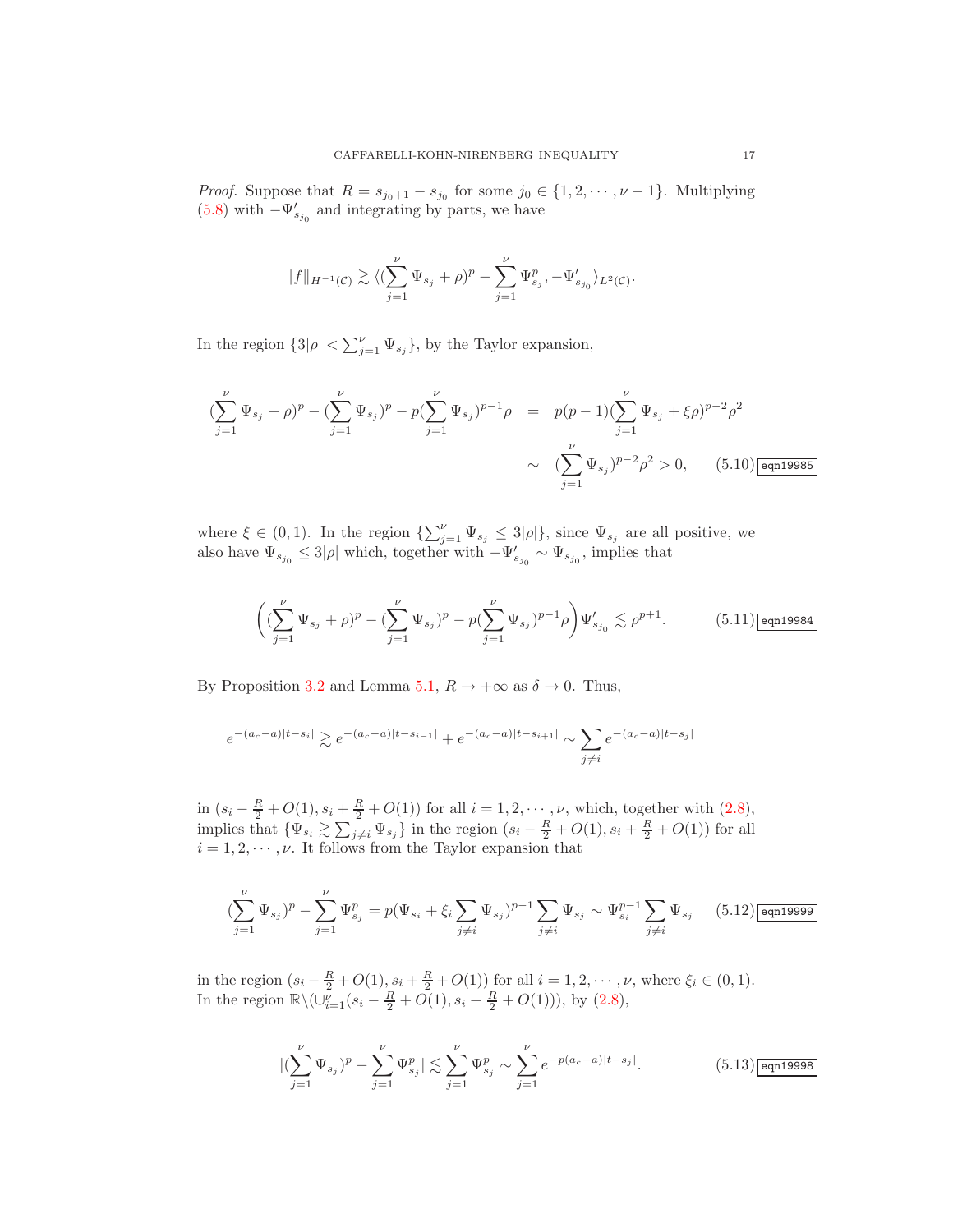*Proof.* Suppose that $R = s_{j_0+1} - s_{j_0}$ for some $j_0 \in \{1, 2, \cdots, \nu - 1\}$. Multiplying (5.8) with $-\Psi'_{s_{j_0}}$ and integrating by parts, we have

$$\|f\|_{H^{-1}(\mathcal{C})} \gtrsim \langle (\sum_{j=1}^{\nu} \Psi_{s_j} + \rho)^p - \sum_{j=1}^{\nu} \Psi_{s_j}^p, -\Psi'_{s_{j_0}} \rangle_{L^2(\mathcal{C})}.$$

In the region $\{3|\rho| < \sum_{j=1}^{\nu} \Psi_{s_j}\}$, by the Taylor expansion,

$$\begin{aligned}(\sum_{j=1}^{\nu} \Psi_{s_j} + \rho)^p - (\sum_{j=1}^{\nu} \Psi_{s_j})^p - p(\sum_{j=1}^{\nu} \Psi_{s_j})^{p-1}\rho &= p(p-1)(\sum_{j=1}^{\nu} \Psi_{s_j} + \xi\rho)^{p-2}\rho^2 \\ &\sim (\sum_{j=1}^{\nu} \Psi_{s_j})^{p-2}\rho^2 > 0, \end{aligned} \tag{5.10}$$

where $\xi \in (0, 1)$. In the region $\{\sum_{j=1}^{\nu} \Psi_{s_j} \leq 3|\rho|\}$, since $\Psi_{s_j}$ are all positive, we also have $\Psi_{s_{j_0}} \leq 3|\rho|$ which, together with $-\Psi'_{s_{j_0}} \sim \Psi_{s_{j_0}}$, implies that

$$\left( (\sum_{j=1}^{\nu} \Psi_{s_j} + \rho)^p - (\sum_{j=1}^{\nu} \Psi_{s_j})^p - p(\sum_{j=1}^{\nu} \Psi_{s_j})^{p-1}\rho \right) \Psi'_{s_{j_0}} \lesssim \rho^{p+1}. \tag{5.11}$$

By Proposition 3.2 and Lemma 5.1, $R \to +\infty$ as $\delta \to 0$. Thus,

$$e^{-(a_c - a)|t - s_i|} \gtrsim e^{-(a_c - a)|t - s_{i-1}|} + e^{-(a_c - a)|t - s_{i+1}|} \sim \sum_{j \neq i} e^{-(a_c - a)|t - s_j|}$$

in $(s_i - \frac{R}{2} + O(1), s_i + \frac{R}{2} + O(1))$ for all $i = 1, 2, \cdots, \nu$, which, together with (2.8), implies that $\{\Psi_{s_i} \gtrsim \sum_{j \neq i} \Psi_{s_j}\}$ in the region $(s_i - \frac{R}{2} + O(1), s_i + \frac{R}{2} + O(1))$ for all $i = 1, 2, \cdots, \nu$. It follows from the Taylor expansion that

$$(\sum_{j=1}^{\nu} \Psi_{s_j})^p - \sum_{j=1}^{\nu} \Psi_{s_j}^p = p(\Psi_{s_i} + \xi_i \sum_{j \neq i} \Psi_{s_j})^{p-1} \sum_{j \neq i} \Psi_{s_j} \sim \Psi_{s_i}^{p-1} \sum_{j \neq i} \Psi_{s_j} \tag{5.12}$$

in the region $(s_i - \frac{R}{2} + O(1), s_i + \frac{R}{2} + O(1))$ for all $i = 1, 2, \cdots, \nu$, where $\xi_i \in (0, 1)$. In the region $\mathbb{R} \backslash (\cup_{i=1}^{\nu} (s_i - \frac{R}{2} + O(1), s_i + \frac{R}{2} + O(1)))$, by (2.8),

$$|(\sum_{j=1}^{\nu} \Psi_{s_j})^p - \sum_{j=1}^{\nu} \Psi_{s_j}^p| \lesssim \sum_{j=1}^{\nu} \Psi_{s_j}^p \sim \sum_{j=1}^{\nu} e^{-p(a_c - a)|t - s_j|}. \tag{5.13}$$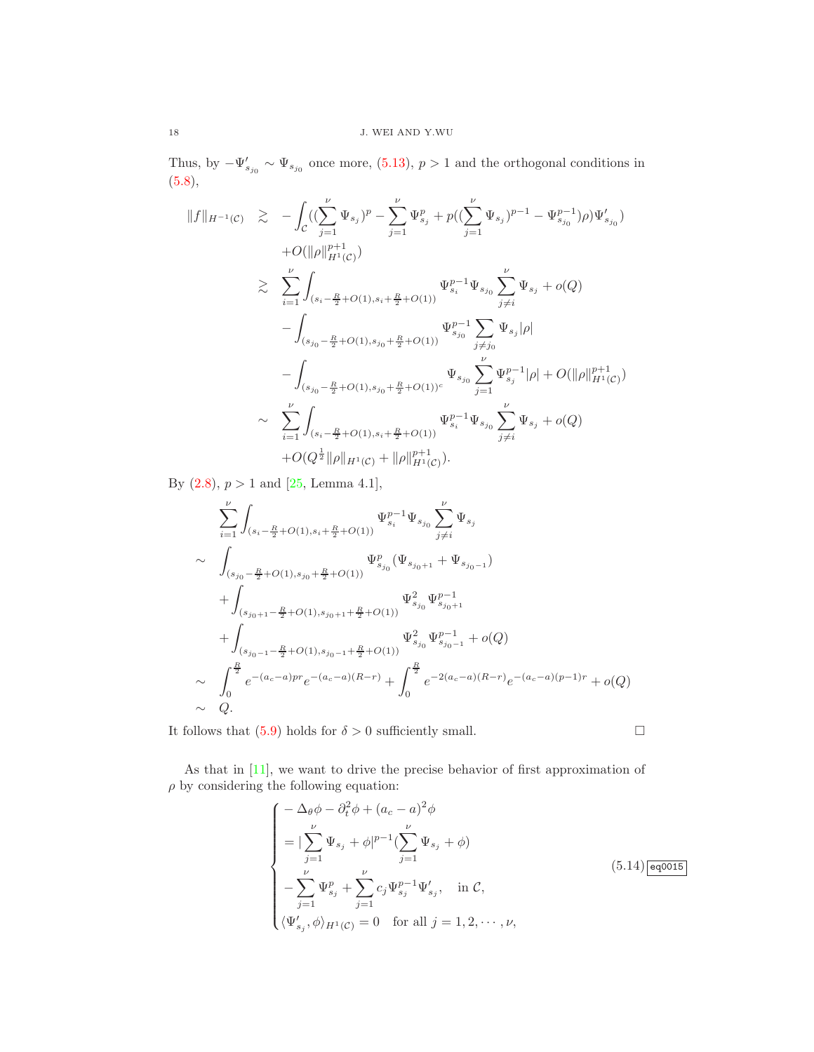Thus, by $-\Psi'_{s_{j_0}} \sim \Psi_{s_{j_0}}$ once more, (5.13), $p > 1$ and the orthogonal conditions in (5.8),

$$
\begin{aligned}
\|f\|_{H^{-1}(\mathcal{C})} \;&\gtrsim\; -\int_{\mathcal{C}}((\sum_{j=1}^{\nu}\Psi_{s_j})^p - \sum_{j=1}^{\nu}\Psi_{s_j}^p + p((\sum_{j=1}^{\nu}\Psi_{s_j})^{p-1} - \Psi_{s_{j_0}}^{p-1})\rho)\Psi'_{s_{j_0}}) \\
&\quad + O(\|\rho\|_{H^1(\mathcal{C})}^{p+1}) \\
&\gtrsim\; \sum_{i=1}^{\nu}\int_{(s_i-\frac{R}{2}+O(1),s_i+\frac{R}{2}+O(1))}\Psi_{s_i}^{p-1}\Psi_{s_{j_0}}\sum_{j\neq i}^{\nu}\Psi_{s_j} + o(Q) \\
&\quad - \int_{(s_{j_0}-\frac{R}{2}+O(1),s_{j_0}+\frac{R}{2}+O(1))}\Psi_{s_{j_0}}^{p-1}\sum_{j\neq j_0}\Psi_{s_j}|\rho| \\
&\quad - \int_{(s_{j_0}-\frac{R}{2}+O(1),s_{j_0}+\frac{R}{2}+O(1))^c}\Psi_{s_{j_0}}\sum_{j=1}^{\nu}\Psi_{s_j}^{p-1}|\rho| + O(\|\rho\|_{H^1(\mathcal{C})}^{p+1}) \\
&\sim\; \sum_{i=1}^{\nu}\int_{(s_i-\frac{R}{2}+O(1),s_i+\frac{R}{2}+O(1))}\Psi_{s_i}^{p-1}\Psi_{s_{j_0}}\sum_{j\neq i}^{\nu}\Psi_{s_j} + o(Q) \\
&\quad + O(Q^{\frac{1}{2}}\|\rho\|_{H^1(\mathcal{C})} + \|\rho\|_{H^1(\mathcal{C})}^{p+1}).
\end{aligned}
$$

By (2.8), $p > 1$ and [25, Lemma 4.1],

$$
\begin{aligned}
&\sum_{i=1}^{\nu}\int_{(s_i-\frac{R}{2}+O(1),s_i+\frac{R}{2}+O(1))}\Psi_{s_i}^{p-1}\Psi_{s_{j_0}}\sum_{j\neq i}^{\nu}\Psi_{s_j} \\
\sim\;& \int_{(s_{j_0}-\frac{R}{2}+O(1),s_{j_0}+\frac{R}{2}+O(1))}\Psi_{s_{j_0}}^{p}(\Psi_{s_{j_0+1}} + \Psi_{s_{j_0-1}}) \\
&+ \int_{(s_{j_0+1}-\frac{R}{2}+O(1),s_{j_0+1}+\frac{R}{2}+O(1))}\Psi_{s_{j_0}}^{2}\Psi_{s_{j_0+1}}^{p-1} \\
&+ \int_{(s_{j_0-1}-\frac{R}{2}+O(1),s_{j_0-1}+\frac{R}{2}+O(1))}\Psi_{s_{j_0}}^{2}\Psi_{s_{j_0-1}}^{p-1} + o(Q) \\
\sim\;& \int_0^{\frac{R}{2}}e^{-(a_c-a)pr}e^{-(a_c-a)(R-r)} + \int_0^{\frac{R}{2}}e^{-2(a_c-a)(R-r)}e^{-(a_c-a)(p-1)r} + o(Q) \\
\sim\;& Q.
\end{aligned}
$$

It follows that (5.9) holds for $\delta > 0$ sufficiently small. $\square$

As that in [11], we want to drive the precise behavior of first approximation of $\rho$ by considering the following equation:

$$
\begin{cases}
-\Delta_\theta\phi - \partial_t^2\phi + (a_c-a)^2\phi \\
= |\sum_{j=1}^{\nu}\Psi_{s_j} + \phi|^{p-1}(\sum_{j=1}^{\nu}\Psi_{s_j} + \phi) \\
-\sum_{j=1}^{\nu}\Psi_{s_j}^p + \sum_{j=1}^{\nu}c_j\Psi_{s_j}^{p-1}\Psi'_{s_j}, \quad \text{in } \mathcal{C}, \\
\langle\Psi'_{s_j}, \phi\rangle_{H^1(\mathcal{C})} = 0 \quad \text{for all } j = 1, 2, \cdots, \nu,
\end{cases}
\tag{5.14}
$$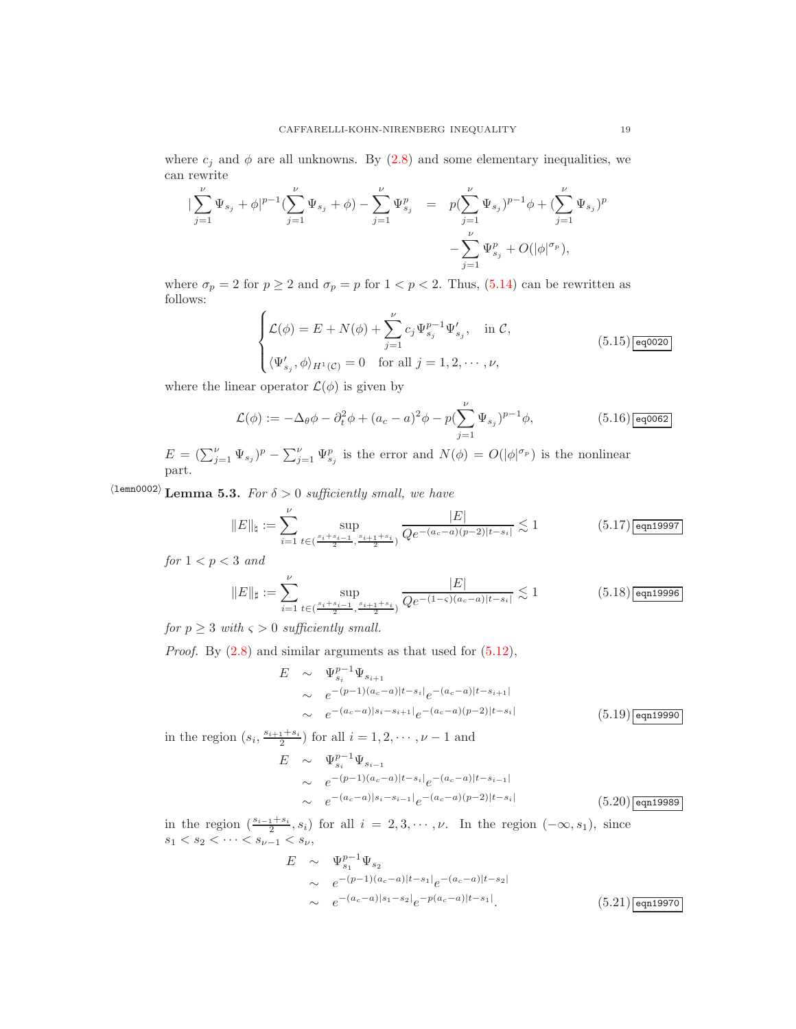where $c_j$ and $\phi$ are all unknowns. By (2.8) and some elementary inequalities, we can rewrite

$$
\begin{aligned}
|\sum_{j=1}^{\nu}\Psi_{s_j}+\phi|^{p-1}(\sum_{j=1}^{\nu}\Psi_{s_j}+\phi)-\sum_{j=1}^{\nu}\Psi_{s_j}^p &= p(\sum_{j=1}^{\nu}\Psi_{s_j})^{p-1}\phi+(\sum_{j=1}^{\nu}\Psi_{s_j})^p\\
&\quad -\sum_{j=1}^{\nu}\Psi_{s_j}^p+O(|\phi|^{\sigma_p}),
\end{aligned}
$$

where $\sigma_p=2$ for $p\geq 2$ and $\sigma_p=p$ for $1<p<2$. Thus, (5.14) can be rewritten as follows:

$$
\begin{cases}
\mathcal{L}(\phi)=E+N(\phi)+\sum_{j=1}^{\nu}c_j\Psi_{s_j}^{p-1}\Psi_{s_j}', & \text{in } \mathcal{C},\\
\langle\Psi_{s_j}',\phi\rangle_{H^1(\mathcal{C})}=0 \quad \text{for all } j=1,2,\cdots,\nu,
\end{cases}
\tag{5.15}
$$

where the linear operator $\mathcal{L}(\phi)$ is given by

$$
\mathcal{L}(\phi):=-\Delta_\theta\phi-\partial_t^2\phi+(a_c-a)^2\phi-p(\sum_{j=1}^{\nu}\Psi_{s_j})^{p-1}\phi, \tag{5.16}
$$

$E=(\sum_{j=1}^{\nu}\Psi_{s_j})^p-\sum_{j=1}^{\nu}\Psi_{s_j}^p$ is the error and $N(\phi)=O(|\phi|^{\sigma_p})$ is the nonlinear part.

**Lemma 5.3.** *For $\delta>0$ sufficiently small, we have*

$$
\|E\|_\natural:=\sum_{i=1}^{\nu}\sup_{t\in(\frac{s_i+s_{i-1}}{2},\frac{s_{i+1}+s_i}{2})}\frac{|E|}{Qe^{-(a_c-a)(p-2)|t-s_i|}}\lesssim 1 \tag{5.17}
$$

*for $1<p<3$ and*

$$
\|E\|_\sharp:=\sum_{i=1}^{\nu}\sup_{t\in(\frac{s_i+s_{i-1}}{2},\frac{s_{i+1}+s_i}{2})}\frac{|E|}{Qe^{-(1-\varsigma)(a_c-a)|t-s_i|}}\lesssim 1 \tag{5.18}
$$

*for $p\geq 3$ with $\varsigma>0$ sufficiently small.*

*Proof.* By (2.8) and similar arguments as that used for (5.12),

$$
\begin{aligned}
E &\sim \Psi_{s_i}^{p-1}\Psi_{s_{i+1}}\\
&\sim e^{-(p-1)(a_c-a)|t-s_i|}e^{-(a_c-a)|t-s_{i+1}|}\\
&\sim e^{-(a_c-a)|s_i-s_{i+1}|}e^{-(a_c-a)(p-2)|t-s_i|}
\end{aligned}
\tag{5.19}
$$

in the region $(s_i,\frac{s_{i+1}+s_i}{2})$ for all $i=1,2,\cdots,\nu-1$ and

$$
\begin{aligned}
E &\sim \Psi_{s_i}^{p-1}\Psi_{s_{i-1}}\\
&\sim e^{-(p-1)(a_c-a)|t-s_i|}e^{-(a_c-a)|t-s_{i-1}|}\\
&\sim e^{-(a_c-a)|s_i-s_{i-1}|}e^{-(a_c-a)(p-2)|t-s_i|}
\end{aligned}
\tag{5.20}
$$

in the region $(\frac{s_{i-1}+s_i}{2},s_i)$ for all $i=2,3,\cdots,\nu$. In the region $(-\infty,s_1)$, since $s_1<s_2<\cdots<s_{\nu-1}<s_\nu$,

$$
\begin{aligned}
E &\sim \Psi_{s_1}^{p-1}\Psi_{s_2}\\
&\sim e^{-(p-1)(a_c-a)|t-s_1|}e^{-(a_c-a)|t-s_2|}\\
&\sim e^{-(a_c-a)|s_1-s_2|}e^{-p(a_c-a)|t-s_1|}.
\end{aligned}
\tag{5.21}
$$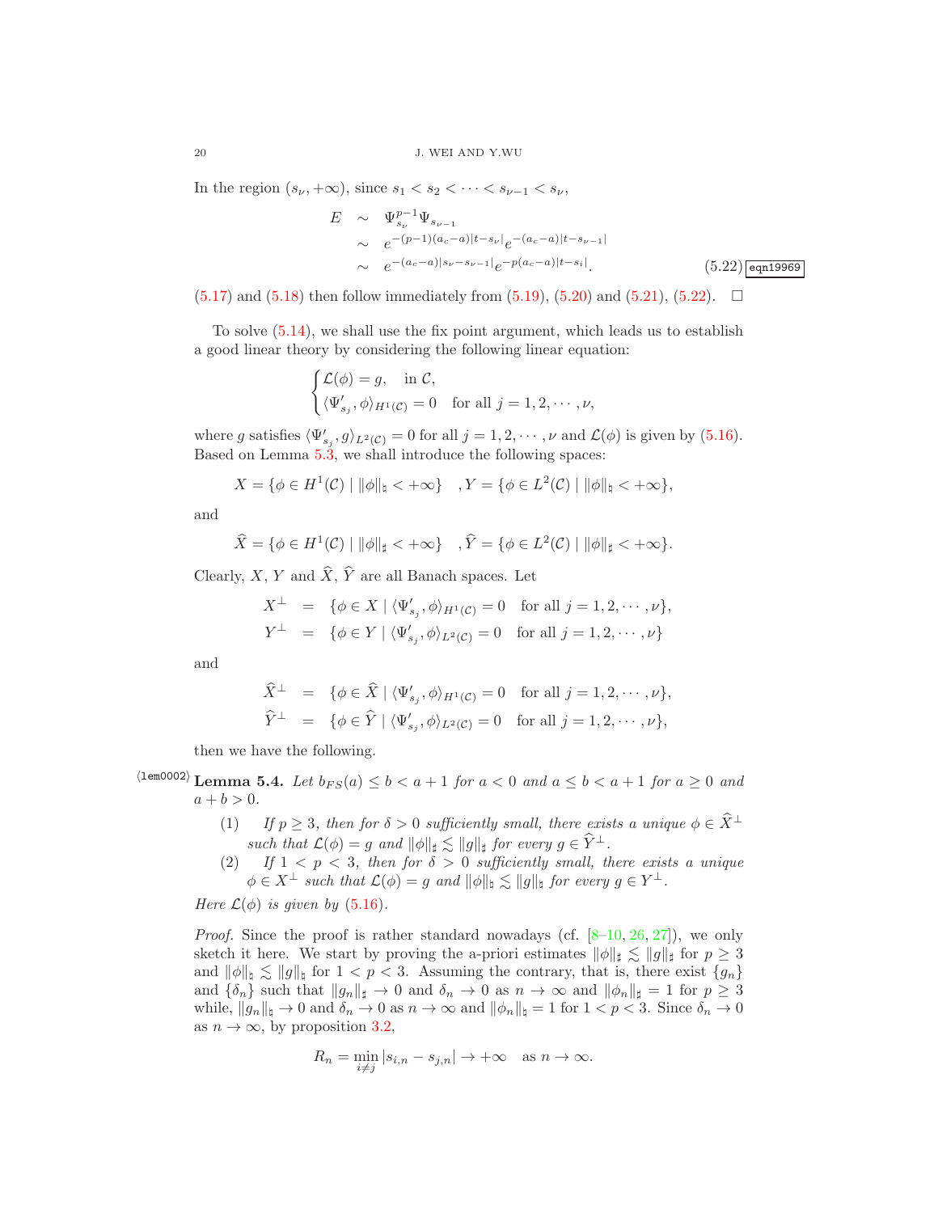In the region $(s_\nu, +\infty)$, since $s_1 < s_2 < \cdots < s_{\nu-1} < s_\nu$,

$$
\begin{aligned}
E &\sim \Psi_{s_\nu}^{p-1}\Psi_{s_{\nu-1}} \\
&\sim e^{-(p-1)(a_c-a)|t-s_\nu|}e^{-(a_c-a)|t-s_{\nu-1}|} \\
&\sim e^{-(a_c-a)|s_\nu-s_{\nu-1}|}e^{-p(a_c-a)|t-s_i|}.
\end{aligned} \tag{5.22}
$$

(5.17) and (5.18) then follow immediately from (5.19), (5.20) and (5.21), (5.22). $\square$

To solve (5.14), we shall use the fix point argument, which leads us to establish a good linear theory by considering the following linear equation:

$$
\begin{cases}
\mathcal{L}(\phi) = g, & \text{in } \mathcal{C}, \\
\langle \Psi'_{s_j}, \phi\rangle_{H^1(\mathcal{C})} = 0 & \text{for all } j = 1, 2, \cdots, \nu,
\end{cases}
$$

where $g$ satisfies $\langle \Psi'_{s_j}, g\rangle_{L^2(\mathcal{C})} = 0$ for all $j = 1, 2, \cdots, \nu$ and $\mathcal{L}(\phi)$ is given by (5.16). Based on Lemma 5.3, we shall introduce the following spaces:

$$
X = \{\phi \in H^1(\mathcal{C}) \mid \|\phi\|_\natural < +\infty\} \quad , Y = \{\phi \in L^2(\mathcal{C}) \mid \|\phi\|_\natural < +\infty\},
$$

and

$$
\widehat{X} = \{\phi \in H^1(\mathcal{C}) \mid \|\phi\|_\sharp < +\infty\} \quad , \widehat{Y} = \{\phi \in L^2(\mathcal{C}) \mid \|\phi\|_\sharp < +\infty\}.
$$

Clearly, $X$, $Y$ and $\widehat{X}$, $\widehat{Y}$ are all Banach spaces. Let

$$
\begin{aligned}
X^\perp &= \{\phi \in X \mid \langle \Psi'_{s_j}, \phi\rangle_{H^1(\mathcal{C})} = 0 \quad \text{for all } j = 1, 2, \cdots, \nu\}, \\
Y^\perp &= \{\phi \in Y \mid \langle \Psi'_{s_j}, \phi\rangle_{L^2(\mathcal{C})} = 0 \quad \text{for all } j = 1, 2, \cdots, \nu\}
\end{aligned}
$$

and

$$
\begin{aligned}
\widehat{X}^\perp &= \{\phi \in \widehat{X} \mid \langle \Psi'_{s_j}, \phi\rangle_{H^1(\mathcal{C})} = 0 \quad \text{for all } j = 1, 2, \cdots, \nu\}, \\
\widehat{Y}^\perp &= \{\phi \in \widehat{Y} \mid \langle \Psi'_{s_j}, \phi\rangle_{L^2(\mathcal{C})} = 0 \quad \text{for all } j = 1, 2, \cdots, \nu\},
\end{aligned}
$$

then we have the following.

**Lemma 5.4.** *Let $b_{FS}(a) \leq b < a+1$ for $a < 0$ and $a \leq b < a+1$ for $a \geq 0$ and $a + b > 0$.*

1. *If $p \geq 3$, then for $\delta > 0$ sufficiently small, there exists a unique $\phi \in \widehat{X}^\perp$ such that $\mathcal{L}(\phi) = g$ and $\|\phi\|_\sharp \lesssim \|g\|_\sharp$ for every $g \in \widehat{Y}^\perp$.*
2. *If $1 < p < 3$, then for $\delta > 0$ sufficiently small, there exists a unique $\phi \in X^\perp$ such that $\mathcal{L}(\phi) = g$ and $\|\phi\|_\natural \lesssim \|g\|_\natural$ for every $g \in Y^\perp$.*

*Here $\mathcal{L}(\phi)$ is given by (5.16).*

*Proof.* Since the proof is rather standard nowadays (cf. [8–10, 26, 27]), we only sketch it here. We start by proving the a-priori estimates $\|\phi\|_\sharp \lesssim \|g\|_\sharp$ for $p \geq 3$ and $\|\phi\|_\natural \lesssim \|g\|_\natural$ for $1 < p < 3$. Assuming the contrary, that is, there exist $\{g_n\}$ and $\{\delta_n\}$ such that $\|g_n\|_\sharp \to 0$ and $\delta_n \to 0$ as $n \to \infty$ and $\|\phi_n\|_\sharp = 1$ for $p \geq 3$ while, $\|g_n\|_\natural \to 0$ and $\delta_n \to 0$ as $n \to \infty$ and $\|\phi_n\|_\natural = 1$ for $1 < p < 3$. Since $\delta_n \to 0$ as $n \to \infty$, by proposition 3.2,

$$
R_n = \min_{i \neq j}|s_{i,n} - s_{j,n}| \to +\infty \quad \text{as } n \to \infty.
$$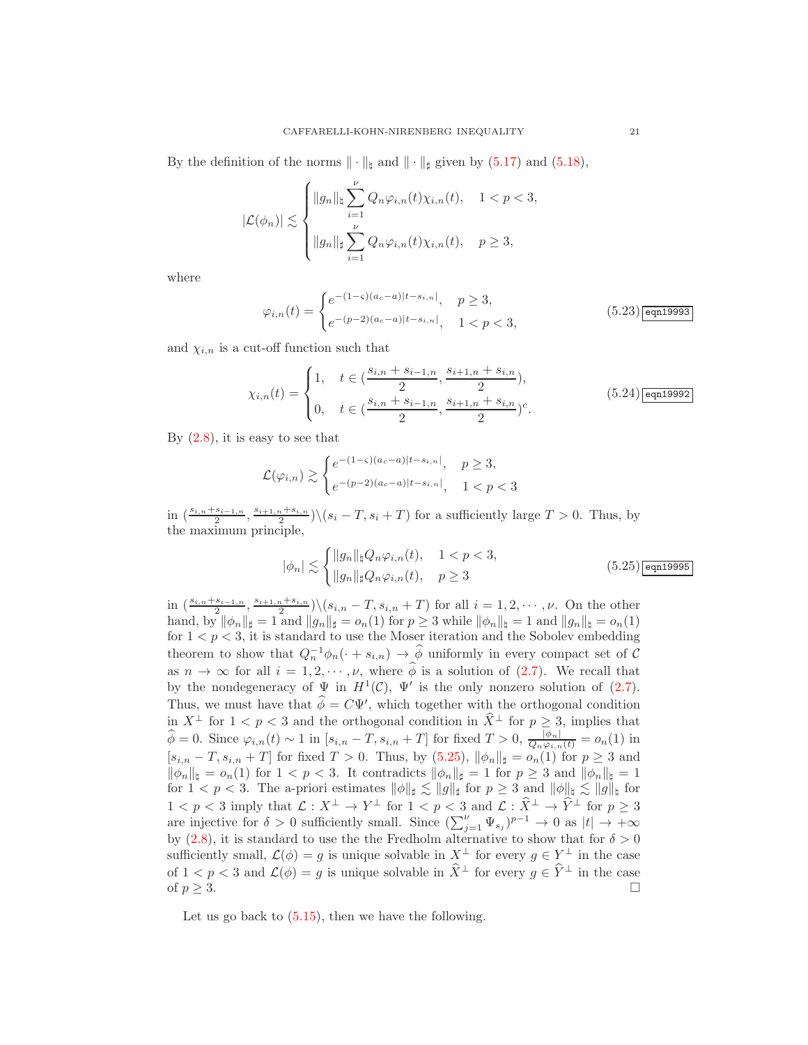By the definition of the norms $\|\cdot\|_\natural$ and $\|\cdot\|_\sharp$ given by (5.17) and (5.18),

$$
|\mathcal{L}(\phi_n)| \lesssim \begin{cases} \|g_n\|_\natural \sum_{i=1}^{\nu} Q_n\varphi_{i,n}(t)\chi_{i,n}(t), & 1<p<3, \\ \|g_n\|_\sharp \sum_{i=1}^{\nu} Q_n\varphi_{i,n}(t)\chi_{i,n}(t), & p\geq 3, \end{cases}
$$

where

$$
\varphi_{i,n}(t) = \begin{cases} e^{-(1-\varsigma)(a_c-a)|t-s_{i,n}|}, & p\geq 3, \\ e^{-(p-2)(a_c-a)|t-s_{i,n}|}, & 1<p<3, \end{cases} \tag{5.23}
$$

and $\chi_{i,n}$ is a cut-off function such that

$$
\chi_{i,n}(t) = \begin{cases} 1, & t\in(\frac{s_{i,n}+s_{i-1,n}}{2}, \frac{s_{i+1,n}+s_{i,n}}{2}), \\ 0, & t\in(\frac{s_{i,n}+s_{i-1,n}}{2}, \frac{s_{i+1,n}+s_{i,n}}{2})^c. \end{cases} \tag{5.24}
$$

By (2.8), it is easy to see that

$$
\mathcal{L}(\varphi_{i,n}) \gtrsim \begin{cases} e^{-(1-\varsigma)(a_c-a)|t-s_{i,n}|}, & p\geq 3, \\ e^{-(p-2)(a_c-a)|t-s_{i,n}|}, & 1<p<3 \end{cases}
$$

in $(\frac{s_{i,n}+s_{i-1,n}}{2}, \frac{s_{i+1,n}+s_{i,n}}{2})\backslash(s_i-T, s_i+T)$ for a sufficiently large $T>0$. Thus, by the maximum principle,

$$
|\phi_n| \lesssim \begin{cases} \|g_n\|_\natural Q_n\varphi_{i,n}(t), & 1<p<3, \\ \|g_n\|_\sharp Q_n\varphi_{i,n}(t), & p\geq 3 \end{cases} \tag{5.25}
$$

in $(\frac{s_{i,n}+s_{i-1,n}}{2}, \frac{s_{i+1,n}+s_{i,n}}{2})\backslash(s_{i,n}-T, s_{i,n}+T)$ for all $i=1,2,\cdots,\nu$. On the other hand, by $\|\phi_n\|_\sharp=1$ and $\|g_n\|_\sharp=o_n(1)$ for $p\geq 3$ while $\|\phi_n\|_\natural=1$ and $\|g_n\|_\natural=o_n(1)$ for $1<p<3$, it is standard to use the Moser iteration and the Sobolev embedding theorem to show that $Q_n^{-1}\phi_n(\cdot+s_{i,n})\to\widehat{\phi}$ uniformly in every compact set of $\mathcal{C}$ as $n\to\infty$ for all $i=1,2,\cdots,\nu$, where $\widehat{\phi}$ is a solution of (2.7). We recall that by the nondegeneracy of $\Psi$ in $H^1(\mathcal{C})$, $\Psi'$ is the only nonzero solution of (2.7). Thus, we must have that $\widehat{\phi}=C\Psi'$, which together with the orthogonal condition in $X^\perp$ for $1<p<3$ and the orthogonal condition in $\widehat{X}^\perp$ for $p\geq 3$, implies that $\widehat{\phi}=0$. Since $\varphi_{i,n}(t)\sim 1$ in $[s_{i,n}-T, s_{i,n}+T]$ for fixed $T>0$, $\frac{|\phi_n|}{Q_n\varphi_{i,n}(t)}=o_n(1)$ in $[s_{i,n}-T, s_{i,n}+T]$ for fixed $T>0$. Thus, by (5.25), $\|\phi_n\|_\sharp=o_n(1)$ for $p\geq 3$ and $\|\phi_n\|_\natural=o_n(1)$ for $1<p<3$. It contradicts $\|\phi_n\|_\sharp=1$ for $p\geq 3$ and $\|\phi_n\|_\natural=1$ for $1<p<3$. The a-priori estimates $\|\phi\|_\sharp\lesssim\|g\|_\sharp$ for $p\geq 3$ and $\|\phi\|_\natural\lesssim\|g\|_\natural$ for $1<p<3$ imply that $\mathcal{L}: X^\perp\to Y^\perp$ for $1<p<3$ and $\mathcal{L}:\widehat{X}^\perp\to\widehat{Y}^\perp$ for $p\geq 3$ are injective for $\delta>0$ sufficiently small. Since $(\sum_{j=1}^{\nu}\Psi_{s_j})^{p-1}\to 0$ as $|t|\to+\infty$ by (2.8), it is standard to use the the Fredholm alternative to show that for $\delta>0$ sufficiently small, $\mathcal{L}(\phi)=g$ is unique solvable in $X^\perp$ for every $g\in Y^\perp$ in the case of $1<p<3$ and $\mathcal{L}(\phi)=g$ is unique solvable in $\widehat{X}^\perp$ for every $g\in\widehat{Y}^\perp$ in the case of $p\geq 3$. $\square$

Let us go back to (5.15), then we have the following.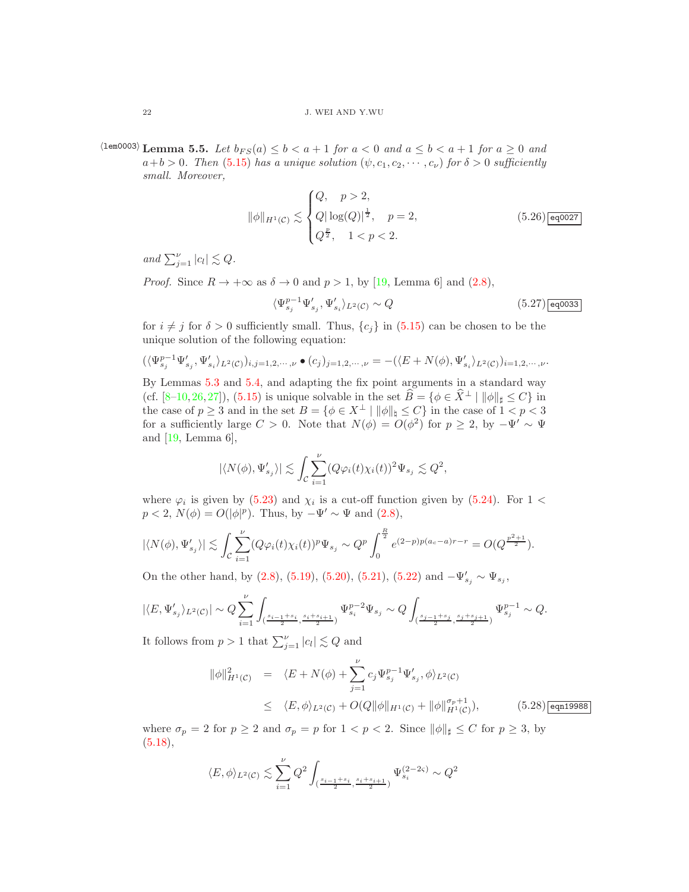**Lemma 5.5.** *Let $b_{FS}(a) \leq b < a+1$ for $a < 0$ and $a \leq b < a+1$ for $a \geq 0$ and $a+b > 0$. Then (5.15) has a unique solution $(\psi, c_1, c_2, \cdots, c_\nu)$ for $\delta > 0$ sufficiently small. Moreover,*

$$\|\phi\|_{H^1(\mathcal{C})} \lesssim \begin{cases} Q, & p > 2, \\ Q|\log(Q)|^{\frac{1}{2}}, & p = 2, \\ Q^{\frac{p}{2}}, & 1 < p < 2. \end{cases} \tag{5.26}$$

*and $\sum_{j=1}^{\nu} |c_l| \lesssim Q$.*

*Proof.* Since $R \to +\infty$ as $\delta \to 0$ and $p > 1$, by [19, Lemma 6] and (2.8),

$$\langle \Psi_{s_j}^{p-1} \Psi_{s_j}', \Psi_{s_i}' \rangle_{L^2(\mathcal{C})} \sim Q \tag{5.27}$$

for $i \neq j$ for $\delta > 0$ sufficiently small. Thus, $\{c_j\}$ in (5.15) can be chosen to be the unique solution of the following equation:

$$(\langle \Psi_{s_j}^{p-1} \Psi_{s_j}', \Psi_{s_i}' \rangle_{L^2(\mathcal{C})})_{i,j=1,2,\cdots,\nu} \bullet (c_j)_{j=1,2,\cdots,\nu} = -(\langle E + N(\phi), \Psi_{s_i}' \rangle_{L^2(\mathcal{C})})_{i=1,2,\cdots,\nu}.$$

By Lemmas 5.3 and 5.4, and adapting the fix point arguments in a standard way (cf. [8–10,26,27]), (5.15) is unique solvable in the set $\widehat{B} = \{\phi \in \widehat{X}^\perp \mid \|\phi\|_\sharp \leq C\}$ in the case of $p \geq 3$ and in the set $B = \{\phi \in X^\perp \mid \|\phi\|_\natural \leq C\}$ in the case of $1 < p < 3$ for a sufficiently large $C > 0$. Note that $N(\phi) = O(\phi^2)$ for $p \geq 2$, by $-\Psi' \sim \Psi$ and [19, Lemma 6],

$$|\langle N(\phi), \Psi_{s_j}' \rangle| \lesssim \int_{\mathcal{C}} \sum_{i=1}^{\nu} (Q\varphi_i(t)\chi_i(t))^2 \Psi_{s_j} \lesssim Q^2,$$

where $\varphi_i$ is given by (5.23) and $\chi_i$ is a cut-off function given by (5.24). For $1 < p < 2$, $N(\phi) = O(|\phi|^p)$. Thus, by $-\Psi' \sim \Psi$ and (2.8),

$$|\langle N(\phi), \Psi_{s_j}' \rangle| \lesssim \int_{\mathcal{C}} \sum_{i=1}^{\nu} (Q\varphi_i(t)\chi_i(t))^p \Psi_{s_j} \sim Q^p \int_0^{\frac{R}{2}} e^{(2-p)p(a_c - a)r - r} = O(Q^{\frac{p^2+1}{2}}).$$

On the other hand, by (2.8), (5.19), (5.20), (5.21), (5.22) and $-\Psi_{s_j}' \sim \Psi_{s_j}$,

$$|\langle E, \Psi_{s_j}' \rangle_{L^2(\mathcal{C})}| \sim Q \sum_{i=1}^{\nu} \int_{(\frac{s_{i-1}+s_i}{2}, \frac{s_i+s_{i+1}}{2})} \Psi_{s_i}^{p-2} \Psi_{s_j} \sim Q \int_{(\frac{s_{j-1}+s_j}{2}, \frac{s_j+s_{j+1}}{2})} \Psi_{s_j}^{p-1} \sim Q.$$

It follows from $p > 1$ that $\sum_{j=1}^{\nu} |c_l| \lesssim Q$ and

$$\begin{aligned} \|\phi\|_{H^1(\mathcal{C})}^2 &= \langle E + N(\phi) + \sum_{j=1}^{\nu} c_j \Psi_{s_j}^{p-1} \Psi_{s_j}', \phi \rangle_{L^2(\mathcal{C})} \\ &\leq \langle E, \phi \rangle_{L^2(\mathcal{C})} + O(Q\|\phi\|_{H^1(\mathcal{C})} + \|\phi\|_{H^1(\mathcal{C})}^{\sigma_p+1}), \end{aligned} \tag{5.28}$$

where $\sigma_p = 2$ for $p \geq 2$ and $\sigma_p = p$ for $1 < p < 2$. Since $\|\phi\|_\sharp \leq C$ for $p \geq 3$, by (5.18),

$$\langle E, \phi \rangle_{L^2(\mathcal{C})} \lesssim \sum_{i=1}^{\nu} Q^2 \int_{(\frac{s_{i-1}+s_i}{2}, \frac{s_i+s_{i+1}}{2})} \Psi_{s_i}^{(2-2\varsigma)} \sim Q^2$$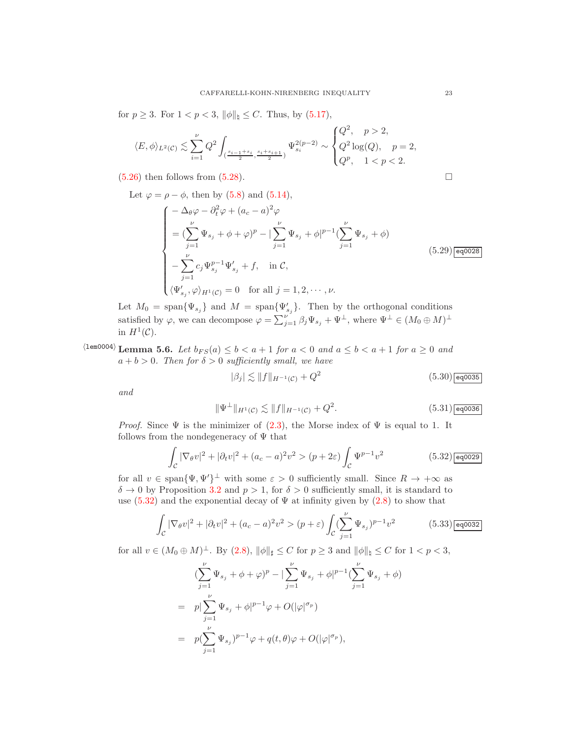for $p \geq 3$. For $1 < p < 3$, $\|\phi\|_\natural \leq C$. Thus, by (5.17),

$$\langle E, \phi \rangle_{L^2(\mathcal{C})} \lesssim \sum_{i=1}^{\nu} Q^2 \int_{(\frac{s_{i-1}+s_i}{2}, \frac{s_i+s_{i+1}}{2})} \Psi_{s_i}^{2(p-2)} \sim \begin{cases} Q^2, & p > 2, \\ Q^2 \log(Q), & p = 2, \\ Q^p, & 1 < p < 2. \end{cases}$$

(5.26) then follows from (5.28). $\square$

Let $\varphi = \rho - \phi$, then by (5.8) and (5.14),

$$\begin{cases} -\Delta_\theta \varphi - \partial_t^2 \varphi + (a_c - a)^2 \varphi \\ = (\sum_{j=1}^{\nu} \Psi_{s_j} + \phi + \varphi)^p - |\sum_{j=1}^{\nu} \Psi_{s_j} + \phi|^{p-1} (\sum_{j=1}^{\nu} \Psi_{s_j} + \phi) \\ - \sum_{j=1}^{\nu} c_j \Psi_{s_j}^{p-1} \Psi'_{s_j} + f, \quad \text{in } \mathcal{C}, \\ \langle \Psi'_{s_j}, \varphi \rangle_{H^1(\mathcal{C})} = 0 \quad \text{for all } j = 1, 2, \cdots, \nu. \end{cases} \tag{5.29}$$

Let $M_0 = \text{span}\{\Psi_{s_j}\}$ and $M = \text{span}\{\Psi'_{s_j}\}$. Then by the orthogonal conditions satisfied by $\varphi$, we can decompose $\varphi = \sum_{j=1}^{\nu} \beta_j \Psi_{s_j} + \Psi^\perp$, where $\Psi^\perp \in (M_0 \oplus M)^\perp$ in $H^1(\mathcal{C})$.

**Lemma 5.6.** *Let $b_{FS}(a) \leq b < a+1$ for $a < 0$ and $a \leq b < a+1$ for $a \geq 0$ and $a + b > 0$. Then for $\delta > 0$ sufficiently small, we have*

$$|\beta_j| \lesssim \|f\|_{H^{-1}(\mathcal{C})} + Q^2 \tag{5.30}$$

*and*

$$\|\Psi^\perp\|_{H^1(\mathcal{C})} \lesssim \|f\|_{H^{-1}(\mathcal{C})} + Q^2. \tag{5.31}$$

*Proof.* Since $\Psi$ is the minimizer of (2.3), the Morse index of $\Psi$ is equal to 1. It follows from the nondegeneracy of $\Psi$ that

$$\int_{\mathcal{C}} |\nabla_\theta v|^2 + |\partial_t v|^2 + (a_c - a)^2 v^2 > (p + 2\varepsilon) \int_{\mathcal{C}} \Psi^{p-1} v^2 \tag{5.32}$$

for all $v \in \text{span}\{\Psi, \Psi'\}^\perp$ with some $\varepsilon > 0$ sufficiently small. Since $R \to +\infty$ as $\delta \to 0$ by Proposition 3.2 and $p > 1$, for $\delta > 0$ sufficiently small, it is standard to use (5.32) and the exponential decay of $\Psi$ at infinity given by (2.8) to show that

$$\int_{\mathcal{C}} |\nabla_\theta v|^2 + |\partial_t v|^2 + (a_c - a)^2 v^2 > (p + \varepsilon) \int_{\mathcal{C}} (\sum_{j=1}^{\nu} \Psi_{s_j})^{p-1} v^2 \tag{5.33}$$

for all $v \in (M_0 \oplus M)^\perp$. By (2.8), $\|\phi\|_\sharp \leq C$ for $p \geq 3$ and $\|\phi\|_\natural \leq C$ for $1 < p < 3$,

$$\begin{aligned} & (\sum_{j=1}^{\nu} \Psi_{s_j} + \phi + \varphi)^p - |\sum_{j=1}^{\nu} \Psi_{s_j} + \phi|^{p-1} (\sum_{j=1}^{\nu} \Psi_{s_j} + \phi) \\ = \quad & p |\sum_{j=1}^{\nu} \Psi_{s_j} + \phi|^{p-1} \varphi + O(|\varphi|^{\sigma_p}) \\ = \quad & p (\sum_{j=1}^{\nu} \Psi_{s_j})^{p-1} \varphi + q(t, \theta) \varphi + O(|\varphi|^{\sigma_p}), \end{aligned}$$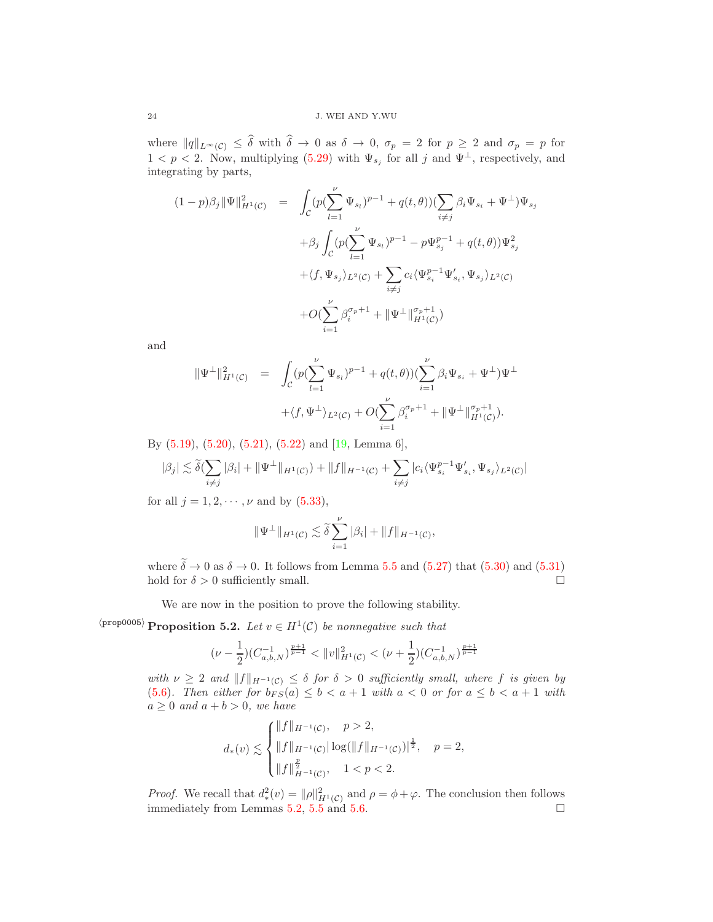where $\|q\|_{L^\infty(\mathcal{C})} \leq \widehat{\delta}$ with $\widehat{\delta} \to 0$ as $\delta \to 0$, $\sigma_p = 2$ for $p \geq 2$ and $\sigma_p = p$ for $1 < p < 2$. Now, multiplying (5.29) with $\Psi_{s_j}$ for all $j$ and $\Psi^\perp$, respectively, and integrating by parts,

$$
\begin{aligned}
(1-p)\beta_j\|\Psi\|^2_{H^1(\mathcal{C})} &= \int_{\mathcal{C}} (p(\sum_{l=1}^{\nu}\Psi_{s_l})^{p-1} + q(t,\theta))(\sum_{i\neq j}\beta_i\Psi_{s_i} + \Psi^\perp)\Psi_{s_j} \\
&\quad + \beta_j\int_{\mathcal{C}} (p(\sum_{l=1}^{\nu}\Psi_{s_l})^{p-1} - p\Psi_{s_j}^{p-1} + q(t,\theta))\Psi_{s_j}^2 \\
&\quad + \langle f, \Psi_{s_j}\rangle_{L^2(\mathcal{C})} + \sum_{i\neq j} c_i\langle \Psi_{s_i}^{p-1}\Psi'_{s_i}, \Psi_{s_j}\rangle_{L^2(\mathcal{C})} \\
&\quad + O(\sum_{i=1}^{\nu}\beta_i^{\sigma_p+1} + \|\Psi^\perp\|^{\sigma_p+1}_{H^1(\mathcal{C})})
\end{aligned}
$$

and

$$
\begin{aligned}
\|\Psi^\perp\|^2_{H^1(\mathcal{C})} &= \int_{\mathcal{C}} (p(\sum_{l=1}^{\nu}\Psi_{s_l})^{p-1} + q(t,\theta))(\sum_{i=1}^{\nu}\beta_i\Psi_{s_i} + \Psi^\perp)\Psi^\perp \\
&\quad + \langle f, \Psi^\perp\rangle_{L^2(\mathcal{C})} + O(\sum_{i=1}^{\nu}\beta_i^{\sigma_p+1} + \|\Psi^\perp\|^{\sigma_p+1}_{H^1(\mathcal{C})}).
\end{aligned}
$$

By (5.19), (5.20), (5.21), (5.22) and [19, Lemma 6],

$$
|\beta_j| \lesssim \widetilde{\delta}(\sum_{i\neq j}|\beta_i| + \|\Psi^\perp\|_{H^1(\mathcal{C})}) + \|f\|_{H^{-1}(\mathcal{C})} + \sum_{i\neq j}|c_i\langle \Psi_{s_i}^{p-1}\Psi'_{s_i}, \Psi_{s_j}\rangle_{L^2(\mathcal{C})}|
$$

for all $j = 1, 2, \cdots, \nu$ and by (5.33),

$$
\|\Psi^\perp\|_{H^1(\mathcal{C})} \lesssim \widetilde{\delta}\sum_{i=1}^{\nu}|\beta_i| + \|f\|_{H^{-1}(\mathcal{C})},
$$

where $\widetilde{\delta} \to 0$ as $\delta \to 0$. It follows from Lemma 5.5 and (5.27) that (5.30) and (5.31) hold for $\delta > 0$ sufficiently small. □

We are now in the position to prove the following stability.

**Proposition 5.2.** *Let $v \in H^1(\mathcal{C})$ be nonnegative such that*

$$
(\nu - \frac{1}{2})(C_{a,b,N}^{-1})^{\frac{p+1}{p-1}} < \|v\|^2_{H^1(\mathcal{C})} < (\nu + \frac{1}{2})(C_{a,b,N}^{-1})^{\frac{p+1}{p-1}}
$$

*with $\nu \geq 2$ and $\|f\|_{H^{-1}(\mathcal{C})} \leq \delta$ for $\delta > 0$ sufficiently small, where $f$ is given by (5.6). Then either for $b_{FS}(a) \leq b < a+1$ with $a < 0$ or for $a \leq b < a+1$ with $a \geq 0$ and $a + b > 0$, we have*

$$
d_*(v) \lesssim \begin{cases} \|f\|_{H^{-1}(\mathcal{C})}, & p > 2, \\ \|f\|_{H^{-1}(\mathcal{C})}|\log(\|f\|_{H^{-1}(\mathcal{C})})|^{\frac{1}{2}}, & p = 2, \\ \|f\|^{\frac{p}{2}}_{H^{-1}(\mathcal{C})}, & 1 < p < 2. \end{cases}
$$

*Proof.* We recall that $d_*^2(v) = \|\rho\|^2_{H^1(\mathcal{C})}$ and $\rho = \phi + \varphi$. The conclusion then follows immediately from Lemmas 5.2, 5.5 and 5.6. □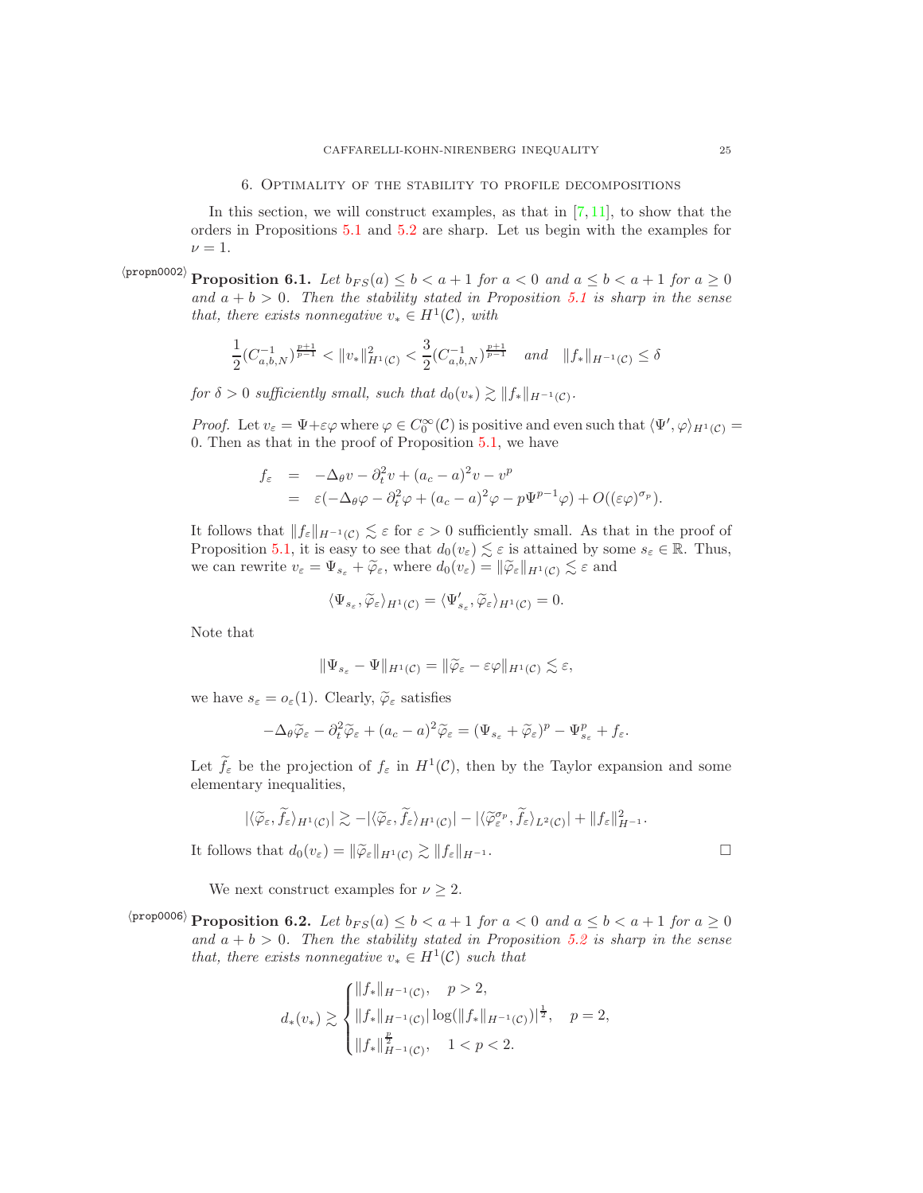## 6. Optimality of the stability to profile decompositions

In this section, we will construct examples, as that in [7, 11], to show that the orders in Propositions 5.1 and 5.2 are sharp. Let us begin with the examples for $\nu = 1$.

**Proposition 6.1.** *Let $b_{FS}(a) \leq b < a+1$ for $a < 0$ and $a \leq b < a+1$ for $a \geq 0$ and $a + b > 0$. Then the stability stated in Proposition 5.1 is sharp in the sense that, there exists nonnegative $v_* \in H^1(\mathcal{C})$, with*

$$\frac{1}{2}(C_{a,b,N}^{-1})^{\frac{p+1}{p-1}} < \|v_*\|^2_{H^1(\mathcal{C})} < \frac{3}{2}(C_{a,b,N}^{-1})^{\frac{p+1}{p-1}} \quad \text{and} \quad \|f_*\|_{H^{-1}(\mathcal{C})} \leq \delta$$

*for $\delta > 0$ sufficiently small, such that $d_0(v_*) \gtrsim \|f_*\|_{H^{-1}(\mathcal{C})}$.*

*Proof.* Let $v_\varepsilon = \Psi + \varepsilon\varphi$ where $\varphi \in C_0^\infty(\mathcal{C})$ is positive and even such that $\langle \Psi', \varphi\rangle_{H^1(\mathcal{C})} = 0$. Then as that in the proof of Proposition 5.1, we have

$$\begin{aligned}
f_\varepsilon &= -\Delta_\theta v - \partial_t^2 v + (a_c - a)^2 v - v^p \\
&= \varepsilon(-\Delta_\theta\varphi - \partial_t^2\varphi + (a_c - a)^2\varphi - p\Psi^{p-1}\varphi) + O((\varepsilon\varphi)^{\sigma_p}).
\end{aligned}$$

It follows that $\|f_\varepsilon\|_{H^{-1}(\mathcal{C})} \lesssim \varepsilon$ for $\varepsilon > 0$ sufficiently small. As that in the proof of Proposition 5.1, it is easy to see that $d_0(v_\varepsilon) \lesssim \varepsilon$ is attained by some $s_\varepsilon \in \mathbb{R}$. Thus, we can rewrite $v_\varepsilon = \Psi_{s_\varepsilon} + \widetilde{\varphi}_\varepsilon$, where $d_0(v_\varepsilon) = \|\widetilde{\varphi}_\varepsilon\|_{H^1(\mathcal{C})} \lesssim \varepsilon$ and

$$\langle \Psi_{s_\varepsilon}, \widetilde{\varphi}_\varepsilon\rangle_{H^1(\mathcal{C})} = \langle \Psi'_{s_\varepsilon}, \widetilde{\varphi}_\varepsilon\rangle_{H^1(\mathcal{C})} = 0.$$

Note that

$$\|\Psi_{s_\varepsilon} - \Psi\|_{H^1(\mathcal{C})} = \|\widetilde{\varphi}_\varepsilon - \varepsilon\varphi\|_{H^1(\mathcal{C})} \lesssim \varepsilon,$$

we have $s_\varepsilon = o_\varepsilon(1)$. Clearly, $\widetilde{\varphi}_\varepsilon$ satisfies

$$-\Delta_\theta\widetilde{\varphi}_\varepsilon - \partial_t^2\widetilde{\varphi}_\varepsilon + (a_c - a)^2\widetilde{\varphi}_\varepsilon = (\Psi_{s_\varepsilon} + \widetilde{\varphi}_\varepsilon)^p - \Psi^p_{s_\varepsilon} + f_\varepsilon.$$

Let $\widetilde{f}_\varepsilon$ be the projection of $f_\varepsilon$ in $H^1(\mathcal{C})$, then by the Taylor expansion and some elementary inequalities,

$$|\langle \widetilde{\varphi}_\varepsilon, \widetilde{f}_\varepsilon\rangle_{H^1(\mathcal{C})}| \gtrsim -|\langle \widetilde{\varphi}_\varepsilon, \widetilde{f}_\varepsilon\rangle_{H^1(\mathcal{C})}| - |\langle \widetilde{\varphi}_\varepsilon^{\sigma_p}, \widetilde{f}_\varepsilon\rangle_{L^2(\mathcal{C})}| + \|f_\varepsilon\|^2_{H^{-1}}.$$

It follows that $d_0(v_\varepsilon) = \|\widetilde{\varphi}_\varepsilon\|_{H^1(\mathcal{C})} \gtrsim \|f_\varepsilon\|_{H^{-1}}$. $\square$

We next construct examples for $\nu \geq 2$.

**Proposition 6.2.** *Let $b_{FS}(a) \leq b < a+1$ for $a < 0$ and $a \leq b < a+1$ for $a \geq 0$ and $a + b > 0$. Then the stability stated in Proposition 5.2 is sharp in the sense that, there exists nonnegative $v_* \in H^1(\mathcal{C})$ such that*

$$d_*(v_*) \gtrsim \begin{cases} \|f_*\|_{H^{-1}(\mathcal{C})}, \quad p > 2, \\ \|f_*\|_{H^{-1}(\mathcal{C})} |\log(\|f_*\|_{H^{-1}(\mathcal{C})})|^{\frac{1}{2}}, \quad p = 2, \\ \|f_*\|^{\frac{p}{2}}_{H^{-1}(\mathcal{C})}, \quad 1 < p < 2. \end{cases}$$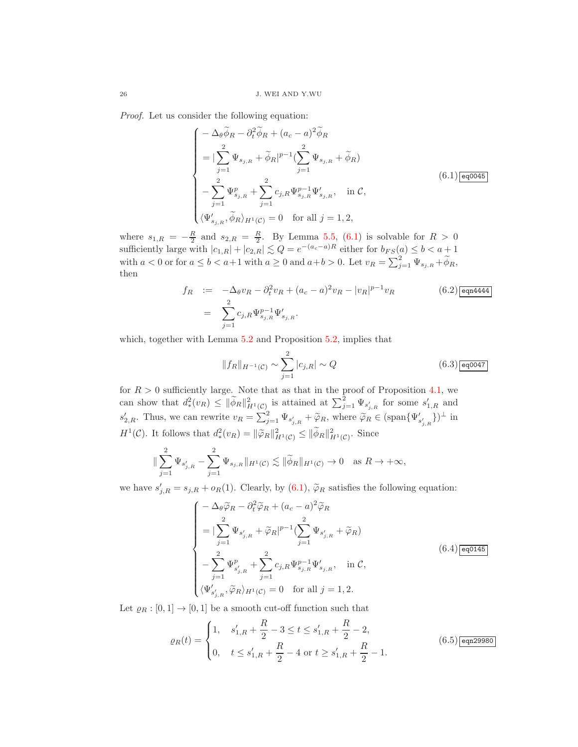*Proof.* Let us consider the following equation:

$$
\begin{cases}
-\Delta_\theta \widetilde{\phi}_R - \partial_t^2 \widetilde{\phi}_R + (a_c - a)^2 \widetilde{\phi}_R \\
= |\sum_{j=1}^{2} \Psi_{s_{j,R}} + \widetilde{\phi}_R|^{p-1} (\sum_{j=1}^{2} \Psi_{s_{j,R}} + \widetilde{\phi}_R) \\
- \sum_{j=1}^{2} \Psi_{s_{j,R}}^p + \sum_{j=1}^{2} c_{j,R} \Psi_{s_{j,R}}^{p-1} \Psi'_{s_{j,R}}, \quad \text{in } \mathcal{C}, \\
\langle \Psi'_{s_{j,R}}, \widetilde{\phi}_R \rangle_{H^1(\mathcal{C})} = 0 \quad \text{for all } j = 1, 2,
\end{cases}
\tag{6.1}
$$

where $s_{1,R} = -\frac{R}{2}$ and $s_{2,R} = \frac{R}{2}$. By Lemma 5.5, (6.1) is solvable for $R > 0$ sufficiently large with $|c_{1,R}| + |c_{2,R}| \lesssim Q = e^{-(a_c - a)R}$ either for $b_{FS}(a) \leq b < a + 1$ with $a < 0$ or for $a \leq b < a+1$ with $a \geq 0$ and $a + b > 0$. Let $v_R = \sum_{j=1}^{2} \Psi_{s_{j,R}} + \widetilde{\phi}_R$, then

$$
\begin{aligned}
f_R &:= -\Delta_\theta v_R - \partial_t^2 v_R + (a_c - a)^2 v_R - |v_R|^{p-1} v_R \\
&= \sum_{j=1}^{2} c_{j,R} \Psi_{s_{j,R}}^{p-1} \Psi'_{s_{j,R}}.
\end{aligned}
\tag{6.2}
$$

which, together with Lemma 5.2 and Proposition 5.2, implies that

$$
\|f_R\|_{H^{-1}(\mathcal{C})} \sim \sum_{j=1}^{2} |c_{j,R}| \sim Q \tag{6.3}
$$

for $R > 0$ sufficiently large. Note that as that in the proof of Proposition 4.1, we can show that $d_*^2(v_R) \leq \|\widetilde{\phi}_R\|_{H^1(\mathcal{C})}^2$ is attained at $\sum_{j=1}^{2} \Psi_{s'_{j,R}}$ for some $s'_{1,R}$ and $s'_{2,R}$. Thus, we can rewrite $v_R = \sum_{j=1}^{2} \Psi_{s'_{j,R}} + \widetilde{\varphi}_R$, where $\widetilde{\varphi}_R \in (\text{span}\{\Psi'_{s'_{j,R}}\})^\perp$ in $H^1(\mathcal{C})$. It follows that $d_*^2(v_R) = \|\widetilde{\varphi}_R\|_{H^1(\mathcal{C})}^2 \leq \|\widetilde{\phi}_R\|_{H^1(\mathcal{C})}^2$. Since

$$
\|\sum_{j=1}^{2} \Psi_{s'_{j,R}} - \sum_{j=1}^{2} \Psi_{s_{j,R}}\|_{H^1(\mathcal{C})} \lesssim \|\widetilde{\phi}_R\|_{H^1(\mathcal{C})} \to 0 \quad \text{as } R \to +\infty,
$$

we have $s'_{j,R} = s_{j,R} + o_R(1)$. Clearly, by (6.1), $\widetilde{\varphi}_R$ satisfies the following equation:

$$
\begin{cases}
-\Delta_\theta \widetilde{\varphi}_R - \partial_t^2 \widetilde{\varphi}_R + (a_c - a)^2 \widetilde{\varphi}_R \\
= |\sum_{j=1}^{2} \Psi_{s'_{j,R}} + \widetilde{\varphi}_R|^{p-1} (\sum_{j=1}^{2} \Psi_{s'_{j,R}} + \widetilde{\varphi}_R) \\
- \sum_{j=1}^{2} \Psi_{s'_{j,R}}^p + \sum_{j=1}^{2} c_{j,R} \Psi_{s_{j,R}}^{p-1} \Psi'_{s_{j,R}}, \quad \text{in } \mathcal{C}, \\
\langle \Psi'_{s'_{j,R}}, \widetilde{\varphi}_R \rangle_{H^1(\mathcal{C})} = 0 \quad \text{for all } j = 1, 2.
\end{cases}
\tag{6.4}
$$

Let $\varrho_R : [0, 1] \to [0, 1]$ be a smooth cut-off function such that

$$
\varrho_R(t) = \begin{cases}
1, & s'_{1,R} + \frac{R}{2} - 3 \leq t \leq s'_{1,R} + \frac{R}{2} - 2, \\
0, & t \leq s'_{1,R} + \frac{R}{2} - 4 \text{ or } t \geq s'_{1,R} + \frac{R}{2} - 1.
\end{cases}
\tag{6.5}
$$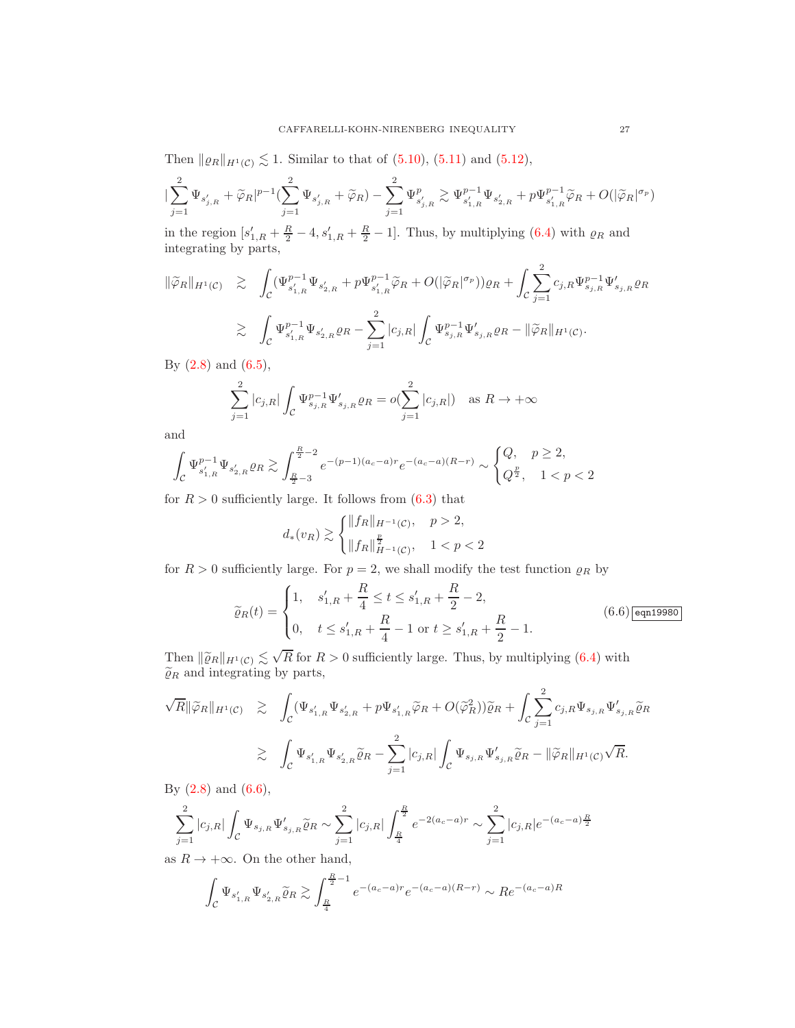Then $\|\varrho_R\|_{H^1(\mathcal{C})} \lesssim 1$. Similar to that of (5.10), (5.11) and (5.12),

$$|\sum_{j=1}^{2}\Psi_{s'_{j,R}}+\widetilde{\varphi}_R|^{p-1}(\sum_{j=1}^{2}\Psi_{s'_{j,R}}+\widetilde{\varphi}_R)-\sum_{j=1}^{2}\Psi^p_{s'_{j,R}}\gtrsim\Psi^{p-1}_{s'_{1,R}}\Psi_{s'_{2,R}}+p\Psi^{p-1}_{s'_{1,R}}\widetilde{\varphi}_R+O(|\widetilde{\varphi}_R|^{\sigma_p})$$

in the region $[s'_{1,R}+\frac{R}{2}-4, s'_{1,R}+\frac{R}{2}-1]$. Thus, by multiplying (6.4) with $\varrho_R$ and integrating by parts,

$$\begin{aligned}\|\widetilde{\varphi}_R\|_{H^1(\mathcal{C})} &\gtrsim \int_{\mathcal{C}}(\Psi^{p-1}_{s'_{1,R}}\Psi_{s'_{2,R}}+p\Psi^{p-1}_{s'_{1,R}}\widetilde{\varphi}_R+O(|\widetilde{\varphi}_R|^{\sigma_p}))\varrho_R+\int_{\mathcal{C}}\sum_{j=1}^{2}c_{j,R}\Psi^{p-1}_{s_{j,R}}\Psi'_{s_{j,R}}\varrho_R\\ &\gtrsim \int_{\mathcal{C}}\Psi^{p-1}_{s'_{1,R}}\Psi_{s'_{2,R}}\varrho_R-\sum_{j=1}^{2}|c_{j,R}|\int_{\mathcal{C}}\Psi^{p-1}_{s_{j,R}}\Psi'_{s_{j,R}}\varrho_R-\|\widetilde{\varphi}_R\|_{H^1(\mathcal{C})}.\end{aligned}$$

By (2.8) and (6.5),

$$\sum_{j=1}^{2}|c_{j,R}|\int_{\mathcal{C}}\Psi^{p-1}_{s_{j,R}}\Psi'_{s_{j,R}}\varrho_R=o(\sum_{j=1}^{2}|c_{j,R}|)\quad\text{as } R\to+\infty$$

and

$$\int_{\mathcal{C}}\Psi^{p-1}_{s'_{1,R}}\Psi_{s'_{2,R}}\varrho_R\gtrsim\int_{\frac{R}{2}-3}^{\frac{R}{2}-2}e^{-(p-1)(a_c-a)r}e^{-(a_c-a)(R-r)}\sim\begin{cases}Q, & p\geq 2,\\ Q^{\frac{p}{2}}, & 1<p<2\end{cases}$$

for $R>0$ sufficiently large. It follows from (6.3) that

$$d_*(v_R)\gtrsim\begin{cases}\|f_R\|_{H^{-1}(\mathcal{C})}, & p>2,\\ \|f_R\|^{\frac{p}{2}}_{H^{-1}(\mathcal{C})}, & 1<p<2\end{cases}$$

for $R>0$ sufficiently large. For $p=2$, we shall modify the test function $\varrho_R$ by

$$\widetilde{\varrho}_R(t)=\begin{cases}1, & s'_{1,R}+\dfrac{R}{4}\leq t\leq s'_{1,R}+\dfrac{R}{2}-2,\\ 0, & t\leq s'_{1,R}+\dfrac{R}{4}-1 \text{ or } t\geq s'_{1,R}+\dfrac{R}{2}-1.\end{cases}\tag{6.6}$$

Then $\|\widetilde{\varrho}_R\|_{H^1(\mathcal{C})}\lesssim\sqrt{R}$ for $R>0$ sufficiently large. Thus, by multiplying (6.4) with $\widetilde{\varrho}_R$ and integrating by parts,

$$\begin{aligned}\sqrt{R}\|\widetilde{\varphi}_R\|_{H^1(\mathcal{C})} &\gtrsim \int_{\mathcal{C}}(\Psi_{s'_{1,R}}\Psi_{s'_{2,R}}+p\Psi_{s'_{1,R}}\widetilde{\varphi}_R+O(\widetilde{\varphi}_R^2))\widetilde{\varrho}_R+\int_{\mathcal{C}}\sum_{j=1}^{2}c_{j,R}\Psi_{s_{j,R}}\Psi'_{s_{j,R}}\widetilde{\varrho}_R\\ &\gtrsim \int_{\mathcal{C}}\Psi_{s'_{1,R}}\Psi_{s'_{2,R}}\widetilde{\varrho}_R-\sum_{j=1}^{2}|c_{j,R}|\int_{\mathcal{C}}\Psi_{s_{j,R}}\Psi'_{s_{j,R}}\widetilde{\varrho}_R-\|\widetilde{\varphi}_R\|_{H^1(\mathcal{C})}\sqrt{R}.\end{aligned}$$

By (2.8) and (6.6),

$$\sum_{j=1}^{2}|c_{j,R}|\int_{\mathcal{C}}\Psi_{s_{j,R}}\Psi'_{s_{j,R}}\widetilde{\varrho}_R\sim\sum_{j=1}^{2}|c_{j,R}|\int_{\frac{R}{4}}^{\frac{R}{2}}e^{-2(a_c-a)r}\sim\sum_{j=1}^{2}|c_{j,R}|e^{-(a_c-a)\frac{R}{2}}$$

as $R\to+\infty$. On the other hand,

$$\int_{\mathcal{C}}\Psi_{s'_{1,R}}\Psi_{s'_{2,R}}\widetilde{\varrho}_R\gtrsim\int_{\frac{R}{4}}^{\frac{R}{2}-1}e^{-(a_c-a)r}e^{-(a_c-a)(R-r)}\sim Re^{-(a_c-a)R}$$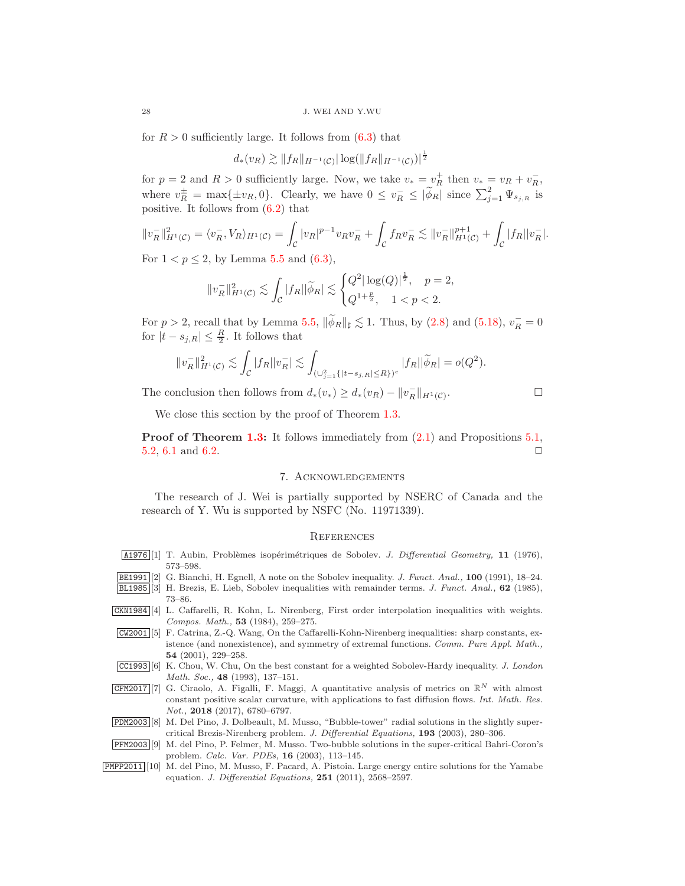for $R > 0$ sufficiently large. It follows from (6.3) that

$$d_*(v_R) \gtrsim \|f_R\|_{H^{-1}(\mathcal{C})} |\log(\|f_R\|_{H^{-1}(\mathcal{C})})|^{\frac{1}{2}}$$

for $p = 2$ and $R > 0$ sufficiently large. Now, we take $v_* = v_R^+$ then $v_* = v_R + v_R^-$, where $v_R^\pm = \max\{\pm v_R, 0\}$. Clearly, we have $0 \leq v_R^- \leq |\widetilde{\phi}_R|$ since $\sum_{j=1}^2 \Psi_{s_{j,R}}$ is positive. It follows from (6.2) that

$$\|v_R^-\|_{H^1(\mathcal{C})}^2 = \langle v_R^-, V_R \rangle_{H^1(\mathcal{C})} = \int_{\mathcal{C}} |v_R|^{p-1} v_R v_R^- + \int_{\mathcal{C}} f_R v_R^- \lesssim \|v_R^-\|_{H^1(\mathcal{C})}^{p+1} + \int_{\mathcal{C}} |f_R||v_R^-|.$$

For $1 < p \leq 2$, by Lemma 5.5 and (6.3),

$$\|v_R^-\|_{H^1(\mathcal{C})}^2 \lesssim \int_{\mathcal{C}} |f_R||\widetilde{\phi}_R| \lesssim \begin{cases} Q^2 |\log(Q)|^{\frac{1}{2}}, & p = 2, \\ Q^{1+\frac{p}{2}}, & 1 < p < 2. \end{cases}$$

For $p > 2$, recall that by Lemma 5.5, $\|\widetilde{\phi}_R\|_\sharp \lesssim 1$. Thus, by (2.8) and (5.18), $v_R^- = 0$ for $|t - s_{j,R}| \leq \frac{R}{2}$. It follows that

$$\|v_R^-\|_{H^1(\mathcal{C})}^2 \lesssim \int_{\mathcal{C}} |f_R||v_R^-| \lesssim \int_{(\cup_{j=1}^2 \{|t-s_{j,R}| \leq R\})^c} |f_R||\widetilde{\phi}_R| = o(Q^2).$$

The conclusion then follows from $d_*(v_*) \geq d_*(v_R) - \|v_R^-\|_{H^1(\mathcal{C})}$. □

We close this section by the proof of Theorem 1.3.

**Proof of Theorem 1.3:** It follows immediately from (2.1) and Propositions 5.1, 5.2, 6.1 and 6.2. □

## 7. Acknowledgements

The research of J. Wei is partially supported by NSERC of Canada and the research of Y. Wu is supported by NSFC (No. 11971339).

## References

[1] T. Aubin, Problèmes isopérimétriques de Sobolev. *J. Differential Geometry,* **11** (1976), 573–598.

[2] G. Bianchi, H. Egnell, A note on the Sobolev inequality. *J. Funct. Anal.,* **100** (1991), 18–24.

[3] H. Brezis, E. Lieb, Sobolev inequalities with remainder terms. *J. Funct. Anal.,* **62** (1985), 73–86.

[4] L. Caffarelli, R. Kohn, L. Nirenberg, First order interpolation inequalities with weights. *Compos. Math.,* **53** (1984), 259–275.

[5] F. Catrina, Z.-Q. Wang, On the Caffarelli-Kohn-Nirenberg inequalities: sharp constants, existence (and nonexistence), and symmetry of extremal functions. *Comm. Pure Appl. Math.,* **54** (2001), 229–258.

[6] K. Chou, W. Chu, On the best constant for a weighted Sobolev-Hardy inequality. *J. London Math. Soc.,* **48** (1993), 137–151.

[7] G. Ciraolo, A. Figalli, F. Maggi, A quantitative analysis of metrics on $\mathbb{R}^N$ with almost constant positive scalar curvature, with applications to fast diffusion flows. *Int. Math. Res. Not.,* **2018** (2017), 6780–6797.

[8] M. Del Pino, J. Dolbeault, M. Musso, "Bubble-tower" radial solutions in the slightly supercritical Brezis-Nirenberg problem. *J. Differential Equations,* **193** (2003), 280–306.

[9] M. del Pino, P. Felmer, M. Musso. Two-bubble solutions in the super-critical Bahri-Coron's problem. *Calc. Var. PDEs,* **16** (2003), 113–145.

[10] M. del Pino, M. Musso, F. Pacard, A. Pistoia. Large energy entire solutions for the Yamabe equation. *J. Differential Equations,* **251** (2011), 2568–2597.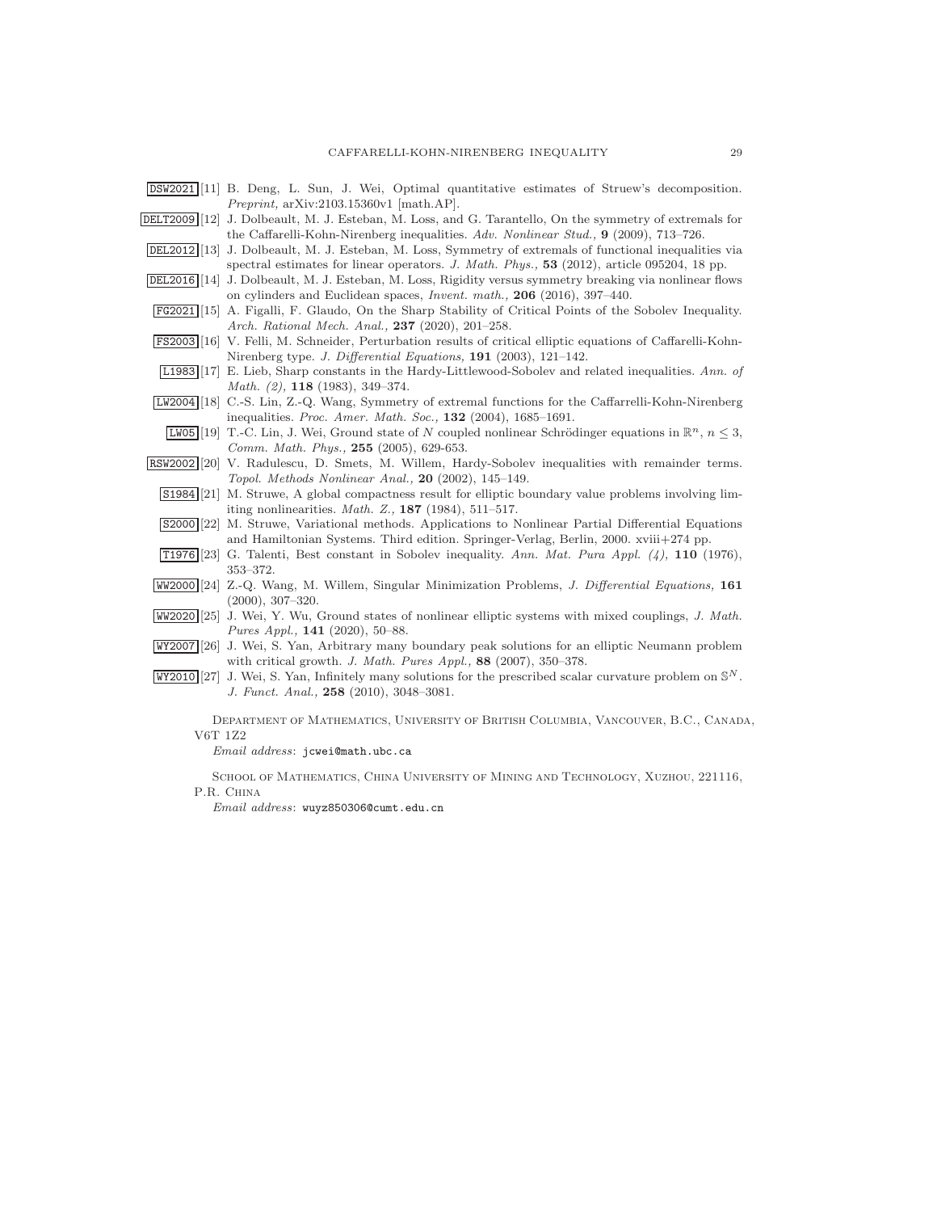- DSW2021 [11] B. Deng, L. Sun, J. Wei, Optimal quantitative estimates of Struew's decomposition. *Preprint,* arXiv:2103.15360v1 [math.AP].
- DELT2009 [12] J. Dolbeault, M. J. Esteban, M. Loss, and G. Tarantello, On the symmetry of extremals for the Caffarelli-Kohn-Nirenberg inequalities. *Adv. Nonlinear Stud.,* **9** (2009), 713–726.
- DEL2012 [13] J. Dolbeault, M. J. Esteban, M. Loss, Symmetry of extremals of functional inequalities via spectral estimates for linear operators. *J. Math. Phys.,* **53** (2012), article 095204, 18 pp.
- DEL2016 [14] J. Dolbeault, M. J. Esteban, M. Loss, Rigidity versus symmetry breaking via nonlinear flows on cylinders and Euclidean spaces, *Invent. math.,* **206** (2016), 397–440.
- FG2021 [15] A. Figalli, F. Glaudo, On the Sharp Stability of Critical Points of the Sobolev Inequality. *Arch. Rational Mech. Anal.,* **237** (2020), 201–258.
- FS2003 [16] V. Felli, M. Schneider, Perturbation results of critical elliptic equations of Caffarelli-Kohn-Nirenberg type. *J. Differential Equations,* **191** (2003), 121–142.
- L1983 [17] E. Lieb, Sharp constants in the Hardy-Littlewood-Sobolev and related inequalities. *Ann. of Math. (2),* **118** (1983), 349–374.
- LW2004 [18] C.-S. Lin, Z.-Q. Wang, Symmetry of extremal functions for the Caffarrelli-Kohn-Nirenberg inequalities. *Proc. Amer. Math. Soc.,* **132** (2004), 1685–1691.
- LW05 [19] T.-C. Lin, J. Wei, Ground state of $N$ coupled nonlinear Schrödinger equations in $\mathbb{R}^n$, $n \leq 3$, *Comm. Math. Phys.,* **255** (2005), 629-653.
- RSW2002 [20] V. Radulescu, D. Smets, M. Willem, Hardy-Sobolev inequalities with remainder terms. *Topol. Methods Nonlinear Anal.,* **20** (2002), 145–149.
- S1984 [21] M. Struwe, A global compactness result for elliptic boundary value problems involving limiting nonlinearities. *Math. Z.,* **187** (1984), 511–517.
- S2000 [22] M. Struwe, Variational methods. Applications to Nonlinear Partial Differential Equations and Hamiltonian Systems. Third edition. Springer-Verlag, Berlin, 2000. xviii+274 pp.
- T1976 [23] G. Talenti, Best constant in Sobolev inequality. *Ann. Mat. Pura Appl. (4),* **110** (1976), 353–372.
- WW2000 [24] Z.-Q. Wang, M. Willem, Singular Minimization Problems, *J. Differential Equations,* **161** (2000), 307–320.
- WW2020 [25] J. Wei, Y. Wu, Ground states of nonlinear elliptic systems with mixed couplings, *J. Math. Pures Appl.,* **141** (2020), 50–88.
- WY2007 [26] J. Wei, S. Yan, Arbitrary many boundary peak solutions for an elliptic Neumann problem with critical growth. *J. Math. Pures Appl.,* **88** (2007), 350–378.
- WY2010 [27] J. Wei, S. Yan, Infinitely many solutions for the prescribed scalar curvature problem on $\mathbb{S}^N$. *J. Funct. Anal.,* **258** (2010), 3048–3081.

Department of Mathematics, University of British Columbia, Vancouver, B.C., Canada, V6T 1Z2

*Email address*: jcwei@math.ubc.ca

School of Mathematics, China University of Mining and Technology, Xuzhou, 221116, P.R. China

*Email address*: wuyz850306@cumt.edu.cn